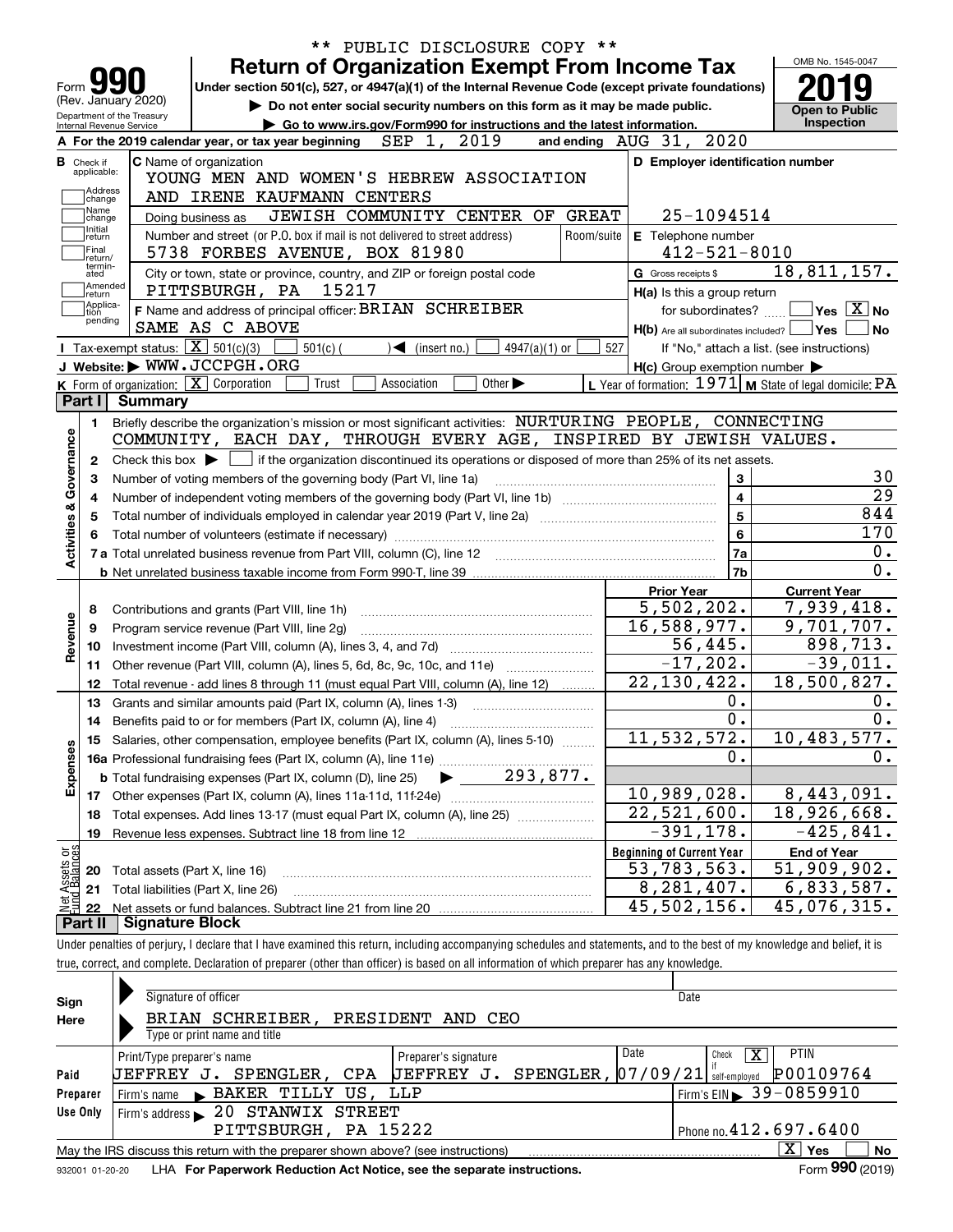** PUBLIC DISCLOSURE COPY **

# Form 990 — Return of Organization Exempt From Income Tax

(Rev. January 2020) Department of the Treasury Internal Revenue Service

Under section 501(c), 527, or 4947(a)(1) of the Internal Revenue Code (except private foundations)

▶ Do not enter social security numbers on this form as it may be made public.

▶ Go to www.irs.gov/Form990 for instructions and the latest information.

OMB No. 1545-0047

**2019**

**Open to Public Inspection**

**A** For the 2019 calendar year, or tax year beginning SEP 1, 2019 and ending AUG 31, 2020

**B** Check if applicable: Address change, Name change, Initial return, Final return/terminated, Amended return, Application pending

**C** Name of organization: YOUNG MEN AND WOMEN'S HEBREW ASSOCIATION AND IRENE KAUFMANN CENTERS

Doing business as: JEWISH COMMUNITY CENTER OF GREAT

Number and street (or P.O. box if mail is not delivered to street address): 5738 FORBES AVENUE, BOX 81980 — Room/suite

City or town, state or province, country, and ZIP or foreign postal code: PITTSBURGH, PA 15217

**D** Employer identification number: 25-1094514

**E** Telephone number: 412-521-8010

**G** Gross receipts $ 18,811,157.

**F** Name and address of principal officer: BRIAN SCHREIBER SAME AS C ABOVE

**H(a)** Is this a group return for subordinates? ☐ Yes ☒ No

**H(b)** Are all subordinates included? ☐ Yes ☐ No — If "No," attach a list. (see instructions)

**H(c)** Group exemption number ▶

**I** Tax-exempt status: ☒ 501(c)(3) ☐ 501(c) ( ) ◀ (insert no.) ☐ 4947(a)(1) or ☐ 527

**J** Website: ▶ WWW.JCCPGH.ORG

**K** Form of organization: ☒ Corporation ☐ Trust ☐ Association ☐ Other ▶

**L** Year of formation: 1971 **M** State of legal domicile: PA

## Part I Summary

**Activities & Governance**

1. Briefly describe the organization's mission or most significant activities: NURTURING PEOPLE, CONNECTING COMMUNITY, EACH DAY, THROUGH EVERY AGE, INSPIRED BY JEWISH VALUES.
2. Check this box ▶ ☐ if the organization discontinued its operations or disposed of more than 25% of its net assets.

| | | | |
|---|---|---|---|
| 3 | Number of voting members of the governing body (Part VI, line 1a) | 3 | 30 |
| 4 | Number of independent voting members of the governing body (Part VI, line 1b) | 4 | 29 |
| 5 | Total number of individuals employed in calendar year 2019 (Part V, line 2a) | 5 | 844 |
| 6 | Total number of volunteers (estimate if necessary) | 6 | 170 |
| 7a | Total unrelated business revenue from Part VIII, column (C), line 12 | 7a | 0. |
| b | Net unrelated business taxable income from Form 990-T, line 39 | 7b | 0. |

| | | Prior Year | Current Year |
|---|---|---|---|
| **Revenue** | | | |
| 8 | Contributions and grants (Part VIII, line 1h) | 5,502,202. | 7,939,418. |
| 9 | Program service revenue (Part VIII, line 2g) | 16,588,977. | 9,701,707. |
| 10 | Investment income (Part VIII, column (A), lines 3, 4, and 7d) | 56,445. | 898,713. |
| 11 | Other revenue (Part VIII, column (A), lines 5, 6d, 8c, 9c, 10c, and 11e) | -17,202. | -39,011. |
| 12 | Total revenue - add lines 8 through 11 (must equal Part VIII, column (A), line 12) | 22,130,422. | 18,500,827. |
| **Expenses** | | | |
| 13 | Grants and similar amounts paid (Part IX, column (A), lines 1-3) | 0. | 0. |
| 14 | Benefits paid to or for members (Part IX, column (A), line 4) | 0. | 0. |
| 15 | Salaries, other compensation, employee benefits (Part IX, column (A), lines 5-10) | 11,532,572. | 10,483,577. |
| 16a | Professional fundraising fees (Part IX, column (A), line 11e) | 0. | 0. |
| b | Total fundraising expenses (Part IX, column (D), line 25) ▶ 293,877. | | |
| 17 | Other expenses (Part IX, column (A), lines 11a-11d, 11f-24e) | 10,989,028. | 8,443,091. |
| 18 | Total expenses. Add lines 13-17 (must equal Part IX, column (A), line 25) | 22,521,600. | 18,926,668. |
| 19 | Revenue less expenses. Subtract line 18 from line 12 | -391,178. | -425,841. |
| **Net Assets or Fund Balances** | | **Beginning of Current Year** | **End of Year** |
| 20 | Total assets (Part X, line 16) | 53,783,563. | 51,909,902. |
| 21 | Total liabilities (Part X, line 26) | 8,281,407. | 6,833,587. |
| 22 | Net assets or fund balances. Subtract line 21 from line 20 | 45,502,156. | 45,076,315. |

## Part II Signature Block

Under penalties of perjury, I declare that I have examined this return, including accompanying schedules and statements, and to the best of my knowledge and belief, it is true, correct, and complete. Declaration of preparer (other than officer) is based on all information of which preparer has any knowledge.

**Sign Here**

Signature of officer — Date

BRIAN SCHREIBER, PRESIDENT AND CEO

Type or print name and title

**Paid Preparer Use Only**

| Print/Type preparer's name | Preparer's signature | Date | Check ☒ if self-employed | PTIN |
|---|---|---|---|---|
| JEFFREY J. SPENGLER, CPA | JEFFREY J. SPENGLER, | 07/09/21 | ☒ | P00109764 |

Firm's name ▶ BAKER TILLY US, LLP — Firm's EIN ▶ 39-0859910

Firm's address ▶ 20 STANWIX STREET PITTSBURGH, PA 15222 — Phone no. 412.697.6400

May the IRS discuss this return with the preparer shown above? (see instructions) ☒ Yes ☐ No

932001 01-20-20 LHA For Paperwork Reduction Act Notice, see the separate instructions. Form **990** (2019)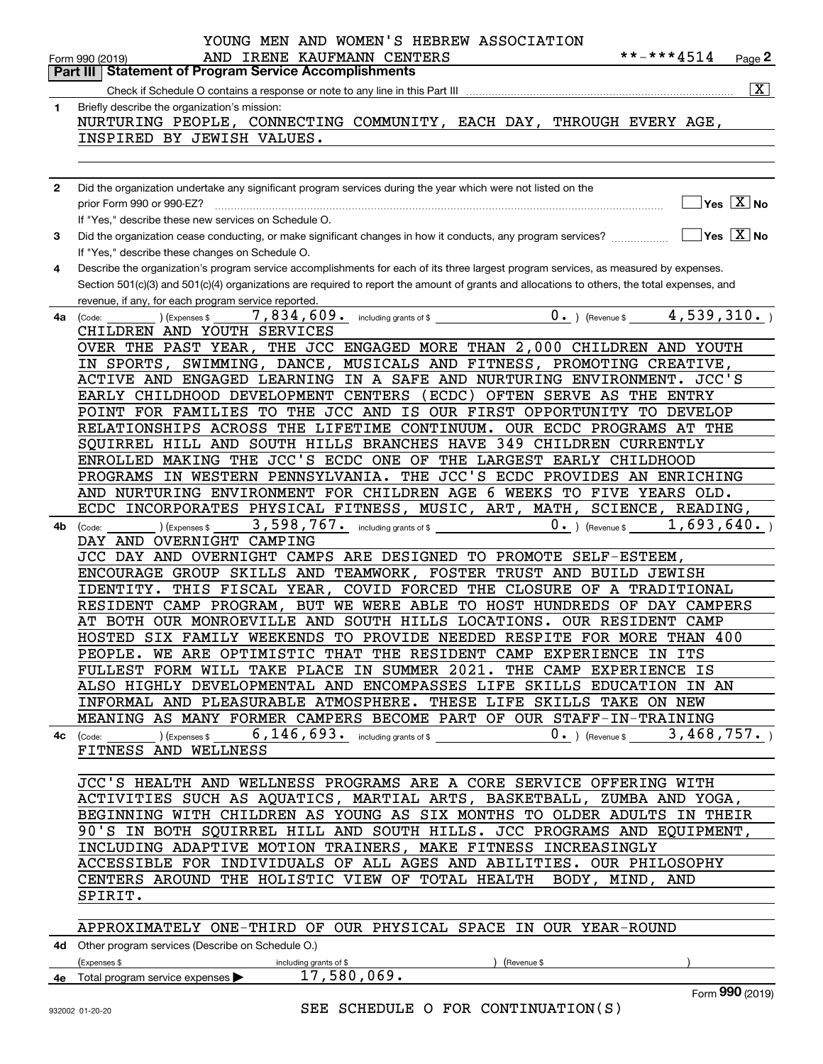YOUNG MEN AND WOMEN'S HEBREW ASSOCIATION
AND IRENE KAUFMANN CENTERS **-***4514

Form 990 (2019) Page **2**

## Part III | Statement of Program Service Accomplishments

Check if Schedule O contains a response or note to any line in this Part III .......... [X]

**1** Briefly describe the organization's mission:

NURTURING PEOPLE, CONNECTING COMMUNITY, EACH DAY, THROUGH EVERY AGE, INSPIRED BY JEWISH VALUES.

**2** Did the organization undertake any significant program services during the year which were not listed on the prior Form 990 or 990-EZ? .......... [ ] Yes [X] No

If "Yes," describe these new services on Schedule O.

**3** Did the organization cease conducting, or make significant changes in how it conducts, any program services? .......... [ ] Yes [X] No

If "Yes," describe these changes on Schedule O.

**4** Describe the organization's program service accomplishments for each of its three largest program services, as measured by expenses. Section 501(c)(3) and 501(c)(4) organizations are required to report the amount of grants and allocations to others, the total expenses, and revenue, if any, for each program service reported.

**4a** (Code: ) (Expenses $ 7,834,609. including grants of $ 0. ) (Revenue $ 4,539,310. )

CHILDREN AND YOUTH SERVICES

OVER THE PAST YEAR, THE JCC ENGAGED MORE THAN 2,000 CHILDREN AND YOUTH IN SPORTS, SWIMMING, DANCE, MUSICALS AND FITNESS, PROMOTING CREATIVE, ACTIVE AND ENGAGED LEARNING IN A SAFE AND NURTURING ENVIRONMENT. JCC'S EARLY CHILDHOOD DEVELOPMENT CENTERS (ECDC) OFTEN SERVE AS THE ENTRY POINT FOR FAMILIES TO THE JCC AND IS OUR FIRST OPPORTUNITY TO DEVELOP RELATIONSHIPS ACROSS THE LIFETIME CONTINUUM. OUR ECDC PROGRAMS AT THE SQUIRREL HILL AND SOUTH HILLS BRANCHES HAVE 349 CHILDREN CURRENTLY ENROLLED MAKING THE JCC'S ECDC ONE OF THE LARGEST EARLY CHILDHOOD PROGRAMS IN WESTERN PENNSYLVANIA. THE JCC'S ECDC PROVIDES AN ENRICHING AND NURTURING ENVIRONMENT FOR CHILDREN AGE 6 WEEKS TO FIVE YEARS OLD. ECDC INCORPORATES PHYSICAL FITNESS, MUSIC, ART, MATH, SCIENCE, READING,

**4b** (Code: ) (Expenses $ 3,598,767. including grants of $ 0. ) (Revenue $ 1,693,640. )

DAY AND OVERNIGHT CAMPING

JCC DAY AND OVERNIGHT CAMPS ARE DESIGNED TO PROMOTE SELF-ESTEEM, ENCOURAGE GROUP SKILLS AND TEAMWORK, FOSTER TRUST AND BUILD JEWISH IDENTITY. THIS FISCAL YEAR, COVID FORCED THE CLOSURE OF A TRADITIONAL RESIDENT CAMP PROGRAM, BUT WE WERE ABLE TO HOST HUNDREDS OF DAY CAMPERS AT BOTH OUR MONROEVILLE AND SOUTH HILLS LOCATIONS. OUR RESIDENT CAMP HOSTED SIX FAMILY WEEKENDS TO PROVIDE NEEDED RESPITE FOR MORE THAN 400 PEOPLE. WE ARE OPTIMISTIC THAT THE RESIDENT CAMP EXPERIENCE IN ITS FULLEST FORM WILL TAKE PLACE IN SUMMER 2021. THE CAMP EXPERIENCE IS ALSO HIGHLY DEVELOPMENTAL AND ENCOMPASSES LIFE SKILLS EDUCATION IN AN INFORMAL AND PLEASURABLE ATMOSPHERE. THESE LIFE SKILLS TAKE ON NEW MEANING AS MANY FORMER CAMPERS BECOME PART OF OUR STAFF-IN-TRAINING

**4c** (Code: ) (Expenses $ 6,146,693. including grants of $ 0. ) (Revenue $ 3,468,757. )

FITNESS AND WELLNESS

JCC'S HEALTH AND WELLNESS PROGRAMS ARE A CORE SERVICE OFFERING WITH ACTIVITIES SUCH AS AQUATICS, MARTIAL ARTS, BASKETBALL, ZUMBA AND YOGA, BEGINNING WITH CHILDREN AS YOUNG AS SIX MONTHS TO OLDER ADULTS IN THEIR 90'S IN BOTH SQUIRREL HILL AND SOUTH HILLS. JCC PROGRAMS AND EQUIPMENT, INCLUDING ADAPTIVE MOTION TRAINERS, MAKE FITNESS INCREASINGLY ACCESSIBLE FOR INDIVIDUALS OF ALL AGES AND ABILITIES. OUR PHILOSOPHY CENTERS AROUND THE HOLISTIC VIEW OF TOTAL HEALTH BODY, MIND, AND SPIRIT.

APPROXIMATELY ONE-THIRD OF OUR PHYSICAL SPACE IN OUR YEAR-ROUND

**4d** Other program services (Describe on Schedule O.)

(Expenses $ including grants of $ ) (Revenue $ )

**4e** Total program service expenses ▶ 17,580,069.

SEE SCHEDULE O FOR CONTINUATION(S)

Form **990** (2019)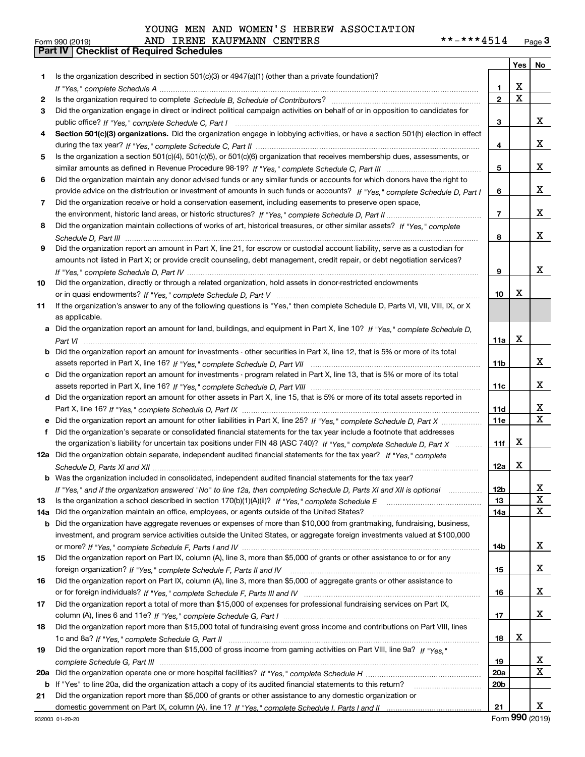YOUNG MEN AND WOMEN'S HEBREW ASSOCIATION
AND IRENE KAUFMANN CENTERS **-***4514

Form 990 (2019)

## Part IV | Checklist of Required Schedules

| | | | Yes | No |
|---|---|---|---|---|
| 1 | Is the organization described in section 501(c)(3) or 4947(a)(1) (other than a private foundation)? *If "Yes," complete Schedule A* | 1 | X | |
| 2 | Is the organization required to complete *Schedule B, Schedule of Contributors*? | 2 | X | |
| 3 | Did the organization engage in direct or indirect political campaign activities on behalf of or in opposition to candidates for public office? *If "Yes," complete Schedule C, Part I* | 3 | | X |
| 4 | **Section 501(c)(3) organizations.** Did the organization engage in lobbying activities, or have a section 501(h) election in effect during the tax year? *If "Yes," complete Schedule C, Part II* | 4 | | X |
| 5 | Is the organization a section 501(c)(4), 501(c)(5), or 501(c)(6) organization that receives membership dues, assessments, or similar amounts as defined in Revenue Procedure 98-19? *If "Yes," complete Schedule C, Part III* | 5 | | X |
| 6 | Did the organization maintain any donor advised funds or any similar funds or accounts for which donors have the right to provide advice on the distribution or investment of amounts in such funds or accounts? *If "Yes," complete Schedule D, Part I* | 6 | | X |
| 7 | Did the organization receive or hold a conservation easement, including easements to preserve open space, the environment, historic land areas, or historic structures? *If "Yes," complete Schedule D, Part II* | 7 | | X |
| 8 | Did the organization maintain collections of works of art, historical treasures, or other similar assets? *If "Yes," complete Schedule D, Part III* | 8 | | X |
| 9 | Did the organization report an amount in Part X, line 21, for escrow or custodial account liability, serve as a custodian for amounts not listed in Part X; or provide credit counseling, debt management, credit repair, or debt negotiation services? *If "Yes," complete Schedule D, Part IV* | 9 | | X |
| 10 | Did the organization, directly or through a related organization, hold assets in donor-restricted endowments or in quasi endowments? *If "Yes," complete Schedule D, Part V* | 10 | X | |
| 11 | If the organization's answer to any of the following questions is "Yes," then complete Schedule D, Parts VI, VII, VIII, IX, or X as applicable. | | | |
| a | Did the organization report an amount for land, buildings, and equipment in Part X, line 10? *If "Yes," complete Schedule D, Part VI* | 11a | X | |
| b | Did the organization report an amount for investments - other securities in Part X, line 12, that is 5% or more of its total assets reported in Part X, line 16? *If "Yes," complete Schedule D, Part VII* | 11b | | X |
| c | Did the organization report an amount for investments - program related in Part X, line 13, that is 5% or more of its total assets reported in Part X, line 16? *If "Yes," complete Schedule D, Part VIII* | 11c | | X |
| d | Did the organization report an amount for other assets in Part X, line 15, that is 5% or more of its total assets reported in Part X, line 16? *If "Yes," complete Schedule D, Part IX* | 11d | | X |
| e | Did the organization report an amount for other liabilities in Part X, line 25? *If "Yes," complete Schedule D, Part X* | 11e | | X |
| f | Did the organization's separate or consolidated financial statements for the tax year include a footnote that addresses the organization's liability for uncertain tax positions under FIN 48 (ASC 740)? *If "Yes," complete Schedule D, Part X* | 11f | X | |
| 12a | Did the organization obtain separate, independent audited financial statements for the tax year? *If "Yes," complete Schedule D, Parts XI and XII* | 12a | X | |
| b | Was the organization included in consolidated, independent audited financial statements for the tax year? *If "Yes," and if the organization answered "No" to line 12a, then completing Schedule D, Parts XI and XII is optional* | 12b | | X |
| 13 | Is the organization a school described in section 170(b)(1)(A)(ii)? *If "Yes," complete Schedule E* | 13 | | X |
| 14a | Did the organization maintain an office, employees, or agents outside of the United States? | 14a | | X |
| b | Did the organization have aggregate revenues or expenses of more than $10,000 from grantmaking, fundraising, business, investment, and program service activities outside the United States, or aggregate foreign investments valued at $100,000 or more? *If "Yes," complete Schedule F, Parts I and IV* | 14b | | X |
| 15 | Did the organization report on Part IX, column (A), line 3, more than $5,000 of grants or other assistance to or for any foreign organization? *If "Yes," complete Schedule F, Parts II and IV* | 15 | | X |
| 16 | Did the organization report on Part IX, column (A), line 3, more than $5,000 of aggregate grants or other assistance to or for foreign individuals? *If "Yes," complete Schedule F, Parts III and IV* | 16 | | X |
| 17 | Did the organization report a total of more than $15,000 of expenses for professional fundraising services on Part IX, column (A), lines 6 and 11e? *If "Yes," complete Schedule G, Part I* | 17 | | X |
| 18 | Did the organization report more than $15,000 total of fundraising event gross income and contributions on Part VIII, lines 1c and 8a? *If "Yes," complete Schedule G, Part II* | 18 | X | |
| 19 | Did the organization report more than $15,000 of gross income from gaming activities on Part VIII, line 9a? *If "Yes," complete Schedule G, Part III* | 19 | | X |
| 20a | Did the organization operate one or more hospital facilities? *If "Yes," complete Schedule H* | 20a | | X |
| b | If "Yes" to line 20a, did the organization attach a copy of its audited financial statements to this return? | 20b | | |
| 21 | Did the organization report more than $5,000 of grants or other assistance to any domestic organization or domestic government on Part IX, column (A), line 1? *If "Yes," complete Schedule I, Parts I and II* | 21 | | X |

932003 01-20-20 Form **990** (2019)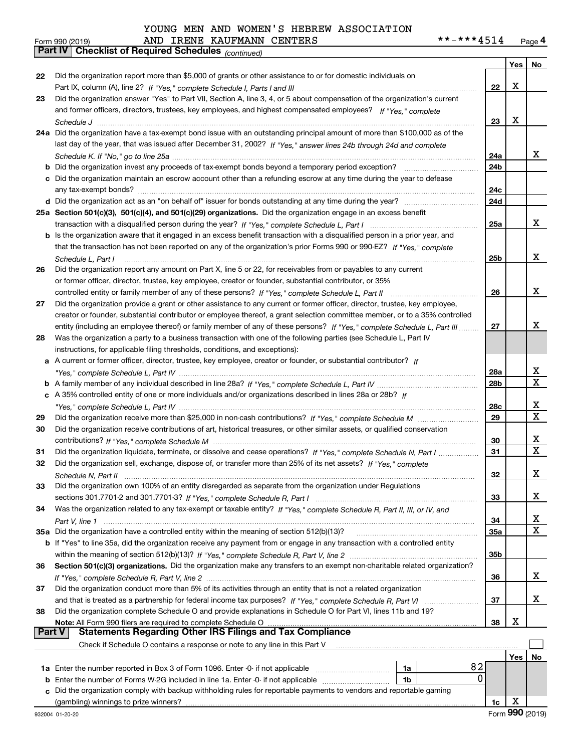YOUNG MEN AND WOMEN'S HEBREW ASSOCIATION
AND IRENE KAUFMANN CENTERS **-***4514

Form 990 (2019)

## Part IV Checklist of Required Schedules *(continued)*

| | | | Yes | No |
|---|---|---|---|---|
| 22 | Did the organization report more than $5,000 of grants or other assistance to or for domestic individuals on Part IX, column (A), line 2? *If "Yes," complete Schedule I, Parts I and III* | 22 | X | |
| 23 | Did the organization answer "Yes" to Part VII, Section A, line 3, 4, or 5 about compensation of the organization's current and former officers, directors, trustees, key employees, and highest compensated employees? *If "Yes," complete Schedule J* | 23 | X | |
| 24a | Did the organization have a tax-exempt bond issue with an outstanding principal amount of more than $100,000 as of the last day of the year, that was issued after December 31, 2002? *If "Yes," answer lines 24b through 24d and complete Schedule K. If "No," go to line 25a* | 24a | | X |
| b | Did the organization invest any proceeds of tax-exempt bonds beyond a temporary period exception? | 24b | | |
| c | Did the organization maintain an escrow account other than a refunding escrow at any time during the year to defease any tax-exempt bonds? | 24c | | |
| d | Did the organization act as an "on behalf of" issuer for bonds outstanding at any time during the year? | 24d | | |
| 25a | **Section 501(c)(3), 501(c)(4), and 501(c)(29) organizations.** Did the organization engage in an excess benefit transaction with a disqualified person during the year? *If "Yes," complete Schedule L, Part I* | 25a | | X |
| b | Is the organization aware that it engaged in an excess benefit transaction with a disqualified person in a prior year, and that the transaction has not been reported on any of the organization's prior Forms 990 or 990-EZ? *If "Yes," complete Schedule L, Part I* | 25b | | X |
| 26 | Did the organization report any amount on Part X, line 5 or 22, for receivables from or payables to any current or former officer, director, trustee, key employee, creator or founder, substantial contributor, or 35% controlled entity or family member of any of these persons? *If "Yes," complete Schedule L, Part II* | 26 | | X |
| 27 | Did the organization provide a grant or other assistance to any current or former officer, director, trustee, key employee, creator or founder, substantial contributor or employee thereof, a grant selection committee member, or to a 35% controlled entity (including an employee thereof) or family member of any of these persons? *If "Yes," complete Schedule L, Part III* | 27 | | X |
| 28 | Was the organization a party to a business transaction with one of the following parties (see Schedule L, Part IV instructions, for applicable filing thresholds, conditions, and exceptions): | | | |
| a | A current or former officer, director, trustee, key employee, creator or founder, or substantial contributor? *If "Yes," complete Schedule L, Part IV* | 28a | | X |
| b | A family member of any individual described in line 28a? *If "Yes," complete Schedule L, Part IV* | 28b | | X |
| c | A 35% controlled entity of one or more individuals and/or organizations described in lines 28a or 28b? *If "Yes," complete Schedule L, Part IV* | 28c | | X |
| 29 | Did the organization receive more than $25,000 in non-cash contributions? *If "Yes," complete Schedule M* | 29 | | X |
| 30 | Did the organization receive contributions of art, historical treasures, or other similar assets, or qualified conservation contributions? *If "Yes," complete Schedule M* | 30 | | X |
| 31 | Did the organization liquidate, terminate, or dissolve and cease operations? *If "Yes," complete Schedule N, Part I* | 31 | | X |
| 32 | Did the organization sell, exchange, dispose of, or transfer more than 25% of its net assets? *If "Yes," complete Schedule N, Part II* | 32 | | X |
| 33 | Did the organization own 100% of an entity disregarded as separate from the organization under Regulations sections 301.7701-2 and 301.7701-3? *If "Yes," complete Schedule R, Part I* | 33 | | X |
| 34 | Was the organization related to any tax-exempt or taxable entity? *If "Yes," complete Schedule R, Part II, III, or IV, and Part V, line 1* | 34 | | X |
| 35a | Did the organization have a controlled entity within the meaning of section 512(b)(13)? | 35a | | X |
| b | If "Yes" to line 35a, did the organization receive any payment from or engage in any transaction with a controlled entity within the meaning of section 512(b)(13)? *If "Yes," complete Schedule R, Part V, line 2* | 35b | | |
| 36 | **Section 501(c)(3) organizations.** Did the organization make any transfers to an exempt non-charitable related organization? *If "Yes," complete Schedule R, Part V, line 2* | 36 | | X |
| 37 | Did the organization conduct more than 5% of its activities through an entity that is not a related organization and that is treated as a partnership for federal income tax purposes? *If "Yes," complete Schedule R, Part VI* | 37 | | X |
| 38 | Did the organization complete Schedule O and provide explanations in Schedule O for Part VI, lines 11b and 19? **Note:** All Form 990 filers are required to complete Schedule O | 38 | X | |

## Part V Statements Regarding Other IRS Filings and Tax Compliance

Check if Schedule O contains a response or note to any line in this Part V

| | | | | | Yes | No |
|---|---|---|---|---|---|---|
| 1a | Enter the number reported in Box 3 of Form 1096. Enter -0- if not applicable | 1a | 82 | | | |
| b | Enter the number of Forms W-2G included in line 1a. Enter -0- if not applicable | 1b | 0 | | | |
| c | Did the organization comply with backup withholding rules for reportable payments to vendors and reportable gaming (gambling) winnings to prize winners? | | | 1c | X | |

932004 01-20-20 Form **990** (2019)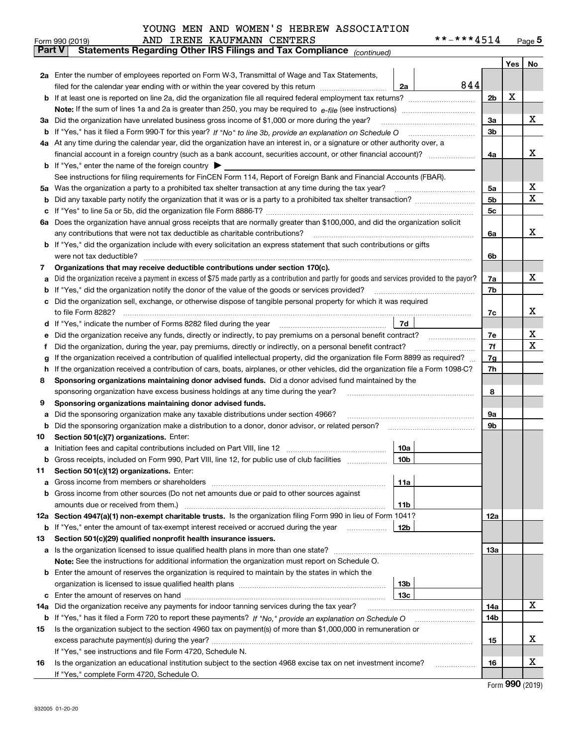YOUNG MEN AND WOMEN'S HEBREW ASSOCIATION AND IRENE KAUFMANN CENTERS **-***4514

Form 990 (2019) Page 5

**Part V Statements Regarding Other IRS Filings and Tax Compliance** *(continued)*

| | | | | | Yes | No |
|---|---|---|---|---|---|---|
| **2a** | Enter the number of employees reported on Form W-3, Transmittal of Wage and Tax Statements, filed for the calendar year ending with or within the year covered by this return | 2a | 844 | | | |
| **b** | If at least one is reported on line 2a, did the organization file all required federal employment tax returns? | | | 2b | X | |
| | **Note:** If the sum of lines 1a and 2a is greater than 250, you may be required to *e-file* (see instructions) | | | | | |
| **3a** | Did the organization have unrelated business gross income of $1,000 or more during the year? | | | 3a | | X |
| **b** | If "Yes," has it filed a Form 990-T for this year? *If "No" to line 3b, provide an explanation on Schedule O* | | | 3b | | |
| **4a** | At any time during the calendar year, did the organization have an interest in, or a signature or other authority over, a financial account in a foreign country (such as a bank account, securities account, or other financial account)? | | | 4a | | X |
| **b** | If "Yes," enter the name of the foreign country ▶ | | | | | |
| | See instructions for filing requirements for FinCEN Form 114, Report of Foreign Bank and Financial Accounts (FBAR). | | | | | |
| **5a** | Was the organization a party to a prohibited tax shelter transaction at any time during the tax year? | | | 5a | | X |
| **b** | Did any taxable party notify the organization that it was or is a party to a prohibited tax shelter transaction? | | | 5b | | X |
| **c** | If "Yes" to line 5a or 5b, did the organization file Form 8886-T? | | | 5c | | |
| **6a** | Does the organization have annual gross receipts that are normally greater than $100,000, and did the organization solicit any contributions that were not tax deductible as charitable contributions? | | | 6a | | X |
| **b** | If "Yes," did the organization include with every solicitation an express statement that such contributions or gifts were not tax deductible? | | | 6b | | |
| **7** | **Organizations that may receive deductible contributions under section 170(c).** | | | | | |
| **a** | Did the organization receive a payment in excess of $75 made partly as a contribution and partly for goods and services provided to the payor? | | | 7a | | X |
| **b** | If "Yes," did the organization notify the donor of the value of the goods or services provided? | | | 7b | | |
| **c** | Did the organization sell, exchange, or otherwise dispose of tangible personal property for which it was required to file Form 8282? | | | 7c | | X |
| **d** | If "Yes," indicate the number of Forms 8282 filed during the year | 7d | | | | |
| **e** | Did the organization receive any funds, directly or indirectly, to pay premiums on a personal benefit contract? | | | 7e | | X |
| **f** | Did the organization, during the year, pay premiums, directly or indirectly, on a personal benefit contract? | | | 7f | | X |
| **g** | If the organization received a contribution of qualified intellectual property, did the organization file Form 8899 as required? | | | 7g | | |
| **h** | If the organization received a contribution of cars, boats, airplanes, or other vehicles, did the organization file a Form 1098-C? | | | 7h | | |
| **8** | **Sponsoring organizations maintaining donor advised funds.** Did a donor advised fund maintained by the sponsoring organization have excess business holdings at any time during the year? | | | 8 | | |
| **9** | **Sponsoring organizations maintaining donor advised funds.** | | | | | |
| **a** | Did the sponsoring organization make any taxable distributions under section 4966? | | | 9a | | |
| **b** | Did the sponsoring organization make a distribution to a donor, donor advisor, or related person? | | | 9b | | |
| **10** | **Section 501(c)(7) organizations.** Enter: | | | | | |
| **a** | Initiation fees and capital contributions included on Part VIII, line 12 | 10a | | | | |
| **b** | Gross receipts, included on Form 990, Part VIII, line 12, for public use of club facilities | 10b | | | | |
| **11** | **Section 501(c)(12) organizations.** Enter: | | | | | |
| **a** | Gross income from members or shareholders | 11a | | | | |
| **b** | Gross income from other sources (Do not net amounts due or paid to other sources against amounts due or received from them.) | 11b | | | | |
| **12a** | **Section 4947(a)(1) non-exempt charitable trusts.** Is the organization filing Form 990 in lieu of Form 1041? | | | 12a | | |
| **b** | If "Yes," enter the amount of tax-exempt interest received or accrued during the year | 12b | | | | |
| **13** | **Section 501(c)(29) qualified nonprofit health insurance issuers.** | | | | | |
| **a** | Is the organization licensed to issue qualified health plans in more than one state? | | | 13a | | |
| | **Note:** See the instructions for additional information the organization must report on Schedule O. | | | | | |
| **b** | Enter the amount of reserves the organization is required to maintain by the states in which the organization is licensed to issue qualified health plans | 13b | | | | |
| **c** | Enter the amount of reserves on hand | 13c | | | | |
| **14a** | Did the organization receive any payments for indoor tanning services during the tax year? | | | 14a | | X |
| **b** | If "Yes," has it filed a Form 720 to report these payments? *If "No," provide an explanation on Schedule O* | | | 14b | | |
| **15** | Is the organization subject to the section 4960 tax on payment(s) of more than $1,000,000 in remuneration or excess parachute payment(s) during the year? | | | 15 | | X |
| | If "Yes," see instructions and file Form 4720, Schedule N. | | | | | |
| **16** | Is the organization an educational institution subject to the section 4968 excise tax on net investment income? | | | 16 | | X |
| | If "Yes," complete Form 4720, Schedule O. | | | | | |

Form **990** (2019)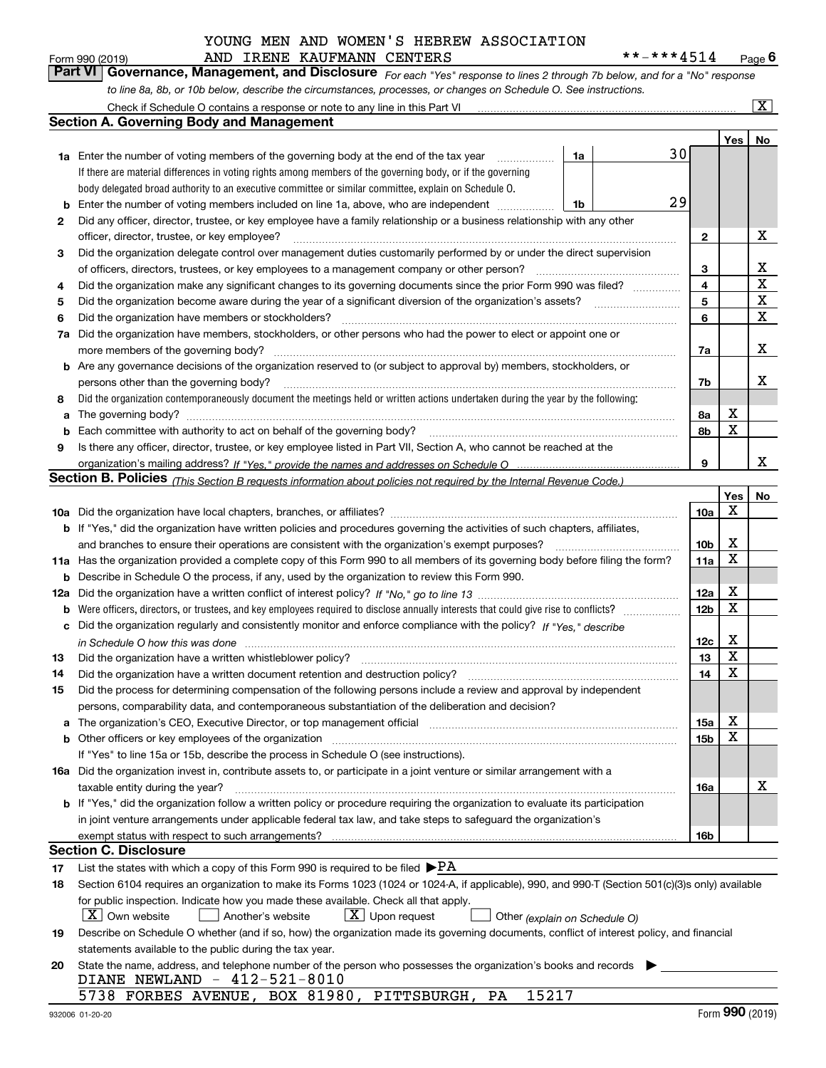YOUNG MEN AND WOMEN'S HEBREW ASSOCIATION AND IRENE KAUFMANN CENTERS **-***4514

Form 990 (2019) Page 6

## Part VI Governance, Management, and Disclosure

*For each "Yes" response to lines 2 through 7b below, and for a "No" response to line 8a, 8b, or 10b below, describe the circumstances, processes, or changes on Schedule O. See instructions.*

Check if Schedule O contains a response or note to any line in this Part VI .......... [X]

### Section A. Governing Body and Management

| | | | | Yes | No |
|---|---|---|---|---|---|
| 1a | Enter the number of voting members of the governing body at the end of the tax year ... 1a | 30 | | | |
| | If there are material differences in voting rights among members of the governing body, or if the governing body delegated broad authority to an executive committee or similar committee, explain on Schedule O. | | | | |
| b | Enter the number of voting members included on line 1a, above, who are independent ... 1b | 29 | | | |
| 2 | Did any officer, director, trustee, or key employee have a family relationship or a business relationship with any other officer, director, trustee, or key employee? | | 2 | | X |
| 3 | Did the organization delegate control over management duties customarily performed by or under the direct supervision of officers, directors, trustees, or key employees to a management company or other person? | | 3 | | X |
| 4 | Did the organization make any significant changes to its governing documents since the prior Form 990 was filed? | | 4 | | X |
| 5 | Did the organization become aware during the year of a significant diversion of the organization's assets? | | 5 | | X |
| 6 | Did the organization have members or stockholders? | | 6 | | X |
| 7a | Did the organization have members, stockholders, or other persons who had the power to elect or appoint one or more members of the governing body? | | 7a | | X |
| b | Are any governance decisions of the organization reserved to (or subject to approval by) members, stockholders, or persons other than the governing body? | | 7b | | X |
| 8 | Did the organization contemporaneously document the meetings held or written actions undertaken during the year by the following: | | | | |
| a | The governing body? | | 8a | X | |
| b | Each committee with authority to act on behalf of the governing body? | | 8b | X | |
| 9 | Is there any officer, director, trustee, or key employee listed in Part VII, Section A, who cannot be reached at the organization's mailing address? *If "Yes," provide the names and addresses on Schedule O* | | 9 | | X |

### Section B. Policies *(This Section B requests information about policies not required by the Internal Revenue Code.)*

| | | | Yes | No |
|---|---|---|---|---|
| 10a | Did the organization have local chapters, branches, or affiliates? | 10a | X | |
| b | If "Yes," did the organization have written policies and procedures governing the activities of such chapters, affiliates, and branches to ensure their operations are consistent with the organization's exempt purposes? | 10b | X | |
| 11a | Has the organization provided a complete copy of this Form 990 to all members of its governing body before filing the form? | 11a | X | |
| b | Describe in Schedule O the process, if any, used by the organization to review this Form 990. | | | |
| 12a | Did the organization have a written conflict of interest policy? *If "No," go to line 13* | 12a | X | |
| b | Were officers, directors, or trustees, and key employees required to disclose annually interests that could give rise to conflicts? | 12b | X | |
| c | Did the organization regularly and consistently monitor and enforce compliance with the policy? *If "Yes," describe in Schedule O how this was done* | 12c | X | |
| 13 | Did the organization have a written whistleblower policy? | 13 | X | |
| 14 | Did the organization have a written document retention and destruction policy? | 14 | X | |
| 15 | Did the process for determining compensation of the following persons include a review and approval by independent persons, comparability data, and contemporaneous substantiation of the deliberation and decision? | | | |
| a | The organization's CEO, Executive Director, or top management official | 15a | X | |
| b | Other officers or key employees of the organization | 15b | X | |
| | If "Yes" to line 15a or 15b, describe the process in Schedule O (see instructions). | | | |
| 16a | Did the organization invest in, contribute assets to, or participate in a joint venture or similar arrangement with a taxable entity during the year? | 16a | | X |
| b | If "Yes," did the organization follow a written policy or procedure requiring the organization to evaluate its participation in joint venture arrangements under applicable federal tax law, and take steps to safeguard the organization's exempt status with respect to such arrangements? | 16b | | |

### Section C. Disclosure

17 List the states with which a copy of this Form 990 is required to be filed ▶PA

18 Section 6104 requires an organization to make its Forms 1023 (1024 or 1024-A, if applicable), 990, and 990-T (Section 501(c)(3)s only) available for public inspection. Indicate how you made these available. Check all that apply.

[X] Own website  [ ] Another's website  [X] Upon request  [ ] Other *(explain on Schedule O)*

19 Describe on Schedule O whether (and if so, how) the organization made its governing documents, conflict of interest policy, and financial statements available to the public during the tax year.

20 State the name, address, and telephone number of the person who possesses the organization's books and records ▶

DIANE NEWLAND - 412-521-8010
5738 FORBES AVENUE, BOX 81980, PITTSBURGH, PA 15217

932006 01-20-20 Form 990 (2019)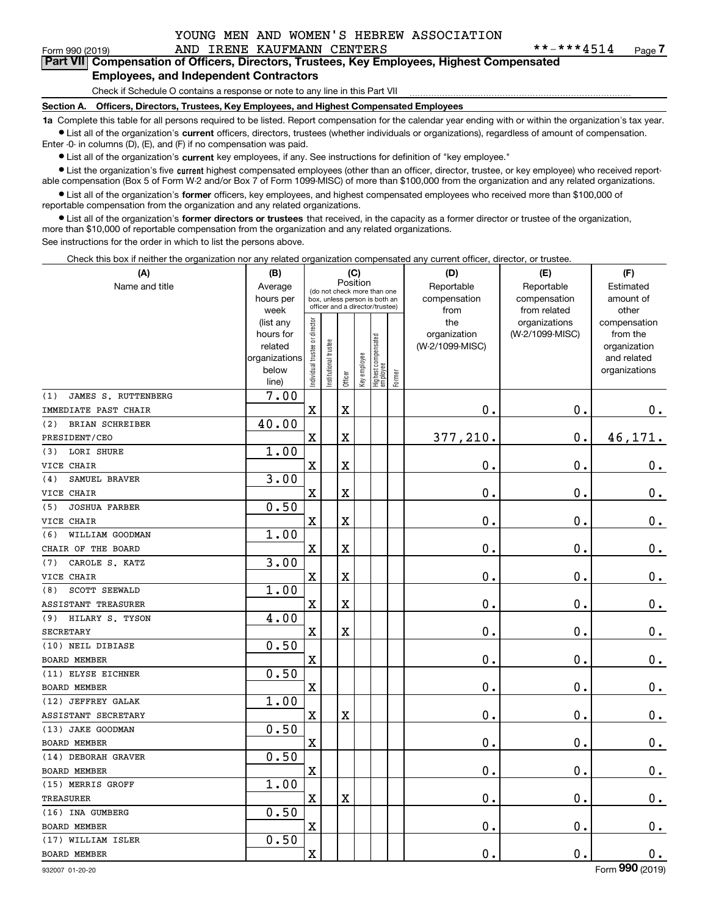YOUNG MEN AND WOMEN'S HEBREW ASSOCIATION AND IRENE KAUFMANN CENTERS

Form 990 (2019) **-***4514 Page 7

## Part VII Compensation of Officers, Directors, Trustees, Key Employees, Highest Compensated Employees, and Independent Contractors

Check if Schedule O contains a response or note to any line in this Part VII

### Section A. Officers, Directors, Trustees, Key Employees, and Highest Compensated Employees

**1a** Complete this table for all persons required to be listed. Report compensation for the calendar year ending with or within the organization's tax year.

- List all of the organization's **current** officers, directors, trustees (whether individuals or organizations), regardless of amount of compensation. Enter -0- in columns (D), (E), and (F) if no compensation was paid.
- List all of the organization's **current** key employees, if any. See instructions for definition of "key employee."
- List the organization's five **current** highest compensated employees (other than an officer, director, trustee, or key employee) who received reportable compensation (Box 5 of Form W-2 and/or Box 7 of Form 1099-MISC) of more than $100,000 from the organization and any related organizations.
- List all of the organization's **former** officers, key employees, and highest compensated employees who received more than $100,000 of reportable compensation from the organization and any related organizations.
- List all of the organization's **former directors or trustees** that received, in the capacity as a former director or trustee of the organization, more than $10,000 of reportable compensation from the organization and any related organizations.

See instructions for the order in which to list the persons above.

Check this box if neither the organization nor any related organization compensated any current officer, director, or trustee.

| (A) Name and title | (B) Average hours per week (list any hours for related organizations below line) | (C) Position: Individual trustee or director | Institutional trustee | Officer | Key employee | Highest compensated employee | Former | (D) Reportable compensation from the organization (W-2/1099-MISC) | (E) Reportable compensation from related organizations (W-2/1099-MISC) | (F) Estimated amount of other compensation from the organization and related organizations |
|---|---|---|---|---|---|---|---|---|---|---|
| (1) JAMES S. RUTTENBERG<br>IMMEDIATE PAST CHAIR | 7.00 | X | | X | | | | 0. | 0. | 0. |
| (2) BRIAN SCHREIBER<br>PRESIDENT/CEO | 40.00 | X | | X | | | | 377,210. | 0. | 46,171. |
| (3) LORI SHURE<br>VICE CHAIR | 1.00 | X | | X | | | | 0. | 0. | 0. |
| (4) SAMUEL BRAVER<br>VICE CHAIR | 3.00 | X | | X | | | | 0. | 0. | 0. |
| (5) JOSHUA FARBER<br>VICE CHAIR | 0.50 | X | | X | | | | 0. | 0. | 0. |
| (6) WILLIAM GOODMAN<br>CHAIR OF THE BOARD | 1.00 | X | | X | | | | 0. | 0. | 0. |
| (7) CAROLE S. KATZ<br>VICE CHAIR | 3.00 | X | | X | | | | 0. | 0. | 0. |
| (8) SCOTT SEEWALD<br>ASSISTANT TREASURER | 1.00 | X | | X | | | | 0. | 0. | 0. |
| (9) HILARY S. TYSON<br>SECRETARY | 4.00 | X | | X | | | | 0. | 0. | 0. |
| (10) NEIL DIBIASE<br>BOARD MEMBER | 0.50 | X | | | | | | 0. | 0. | 0. |
| (11) ELYSE EICHNER<br>BOARD MEMBER | 0.50 | X | | | | | | 0. | 0. | 0. |
| (12) JEFFREY GALAK<br>ASSISTANT SECRETARY | 1.00 | X | | X | | | | 0. | 0. | 0. |
| (13) JAKE GOODMAN<br>BOARD MEMBER | 0.50 | X | | | | | | 0. | 0. | 0. |
| (14) DEBORAH GRAVER<br>BOARD MEMBER | 0.50 | X | | | | | | 0. | 0. | 0. |
| (15) MERRIS GROFF<br>TREASURER | 1.00 | X | | X | | | | 0. | 0. | 0. |
| (16) INA GUMBERG<br>BOARD MEMBER | 0.50 | X | | | | | | 0. | 0. | 0. |
| (17) WILLIAM ISLER<br>BOARD MEMBER | 0.50 | X | | | | | | 0. | 0. | 0. |

932007 01-20-20 Form 990 (2019)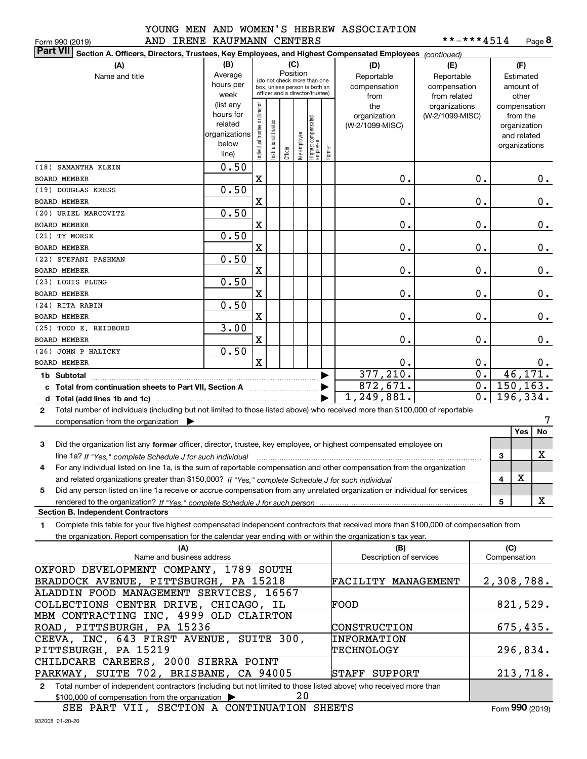YOUNG MEN AND WOMEN'S HEBREW ASSOCIATION AND IRENE KAUFMANN CENTERS

Form 990 (2019) **-***4514 Page 8

**Part VII Section A. Officers, Directors, Trustees, Key Employees, and Highest Compensated Employees** *(continued)*

| (A) Name and title | (B) Average hours per week (list any hours for related organizations below line) | (C) Position: Individual trustee or director | Institutional trustee | Officer | Key employee | Highest compensated employee | Former | (D) Reportable compensation from the organization (W-2/1099-MISC) | (E) Reportable compensation from related organizations (W-2/1099-MISC) | (F) Estimated amount of other compensation from the organization and related organizations |
|---|---|---|---|---|---|---|---|---|---|---|
| (18) SAMANTHA KLEIN<br>BOARD MEMBER | 0.50 | X | | | | | | 0. | 0. | 0. |
| (19) DOUGLAS KRESS<br>BOARD MEMBER | 0.50 | X | | | | | | 0. | 0. | 0. |
| (20) URIEL MARCOVITZ<br>BOARD MEMBER | 0.50 | X | | | | | | 0. | 0. | 0. |
| (21) TY MORSE<br>BOARD MEMBER | 0.50 | X | | | | | | 0. | 0. | 0. |
| (22) STEFANI PASHMAN<br>BOARD MEMBER | 0.50 | X | | | | | | 0. | 0. | 0. |
| (23) LOUIS PLUNG<br>BOARD MEMBER | 0.50 | X | | | | | | 0. | 0. | 0. |
| (24) RITA RABIN<br>BOARD MEMBER | 0.50 | X | | | | | | 0. | 0. | 0. |
| (25) TODD E. REIDBORD<br>BOARD MEMBER | 3.00 | X | | | | | | 0. | 0. | 0. |
| (26) JOHN P HALICKY<br>BOARD MEMBER | 0.50 | X | | | | | | 0. | 0. | 0. |
| **1b Subtotal** | | | | | | | | 377,210. | 0. | 46,171. |
| **c Total from continuation sheets to Part VII, Section A** | | | | | | | | 872,671. | 0. | 150,163. |
| **d Total (add lines 1b and 1c)** | | | | | | | | 1,249,881. | 0. | 196,334. |

**2** Total number of individuals (including but not limited to those listed above) who received more than $100,000 of reportable compensation from the organization ▶ 7

| | | | Yes | No |
|---|---|---|---|---|
| **3** | Did the organization list any **former** officer, director, trustee, key employee, or highest compensated employee on line 1a? *If "Yes," complete Schedule J for such individual* | 3 | | X |
| **4** | For any individual listed on line 1a, is the sum of reportable compensation and other compensation from the organization and related organizations greater than $150,000? *If "Yes," complete Schedule J for such individual* | 4 | X | |
| **5** | Did any person listed on line 1a receive or accrue compensation from any unrelated organization or individual for services rendered to the organization? *If "Yes," complete Schedule J for such person* | 5 | | X |

**Section B. Independent Contractors**

**1** Complete this table for your five highest compensated independent contractors that received more than $100,000 of compensation from the organization. Report compensation for the calendar year ending with or within the organization's tax year.

| (A) Name and business address | (B) Description of services | (C) Compensation |
|---|---|---|
| OXFORD DEVELOPMENT COMPANY, 1789 SOUTH BRADDOCK AVENUE, PITTSBURGH, PA 15218 | FACILITY MANAGEMENT | 2,308,788. |
| ALADDIN FOOD MANAGEMENT SERVICES, 16567 COLLECTIONS CENTER DRIVE, CHICAGO, IL | FOOD | 821,529. |
| MBM CONTRACTING INC, 4999 OLD CLAIRTON ROAD, PITTSBURGH, PA 15236 | CONSTRUCTION | 675,435. |
| CEEVA, INC, 643 FIRST AVENUE, SUITE 300, PITTSBURGH, PA 15219 | INFORMATION TECHNOLOGY | 296,834. |
| CHILDCARE CAREERS, 2000 SIERRA POINT PARKWAY, SUITE 702, BRISBANE, CA 94005 | STAFF SUPPORT | 213,718. |

**2** Total number of independent contractors (including but not limited to those listed above) who received more than $100,000 of compensation from the organization ▶ 20

SEE PART VII, SECTION A CONTINUATION SHEETS

Form 990 (2019)

932008 01-20-20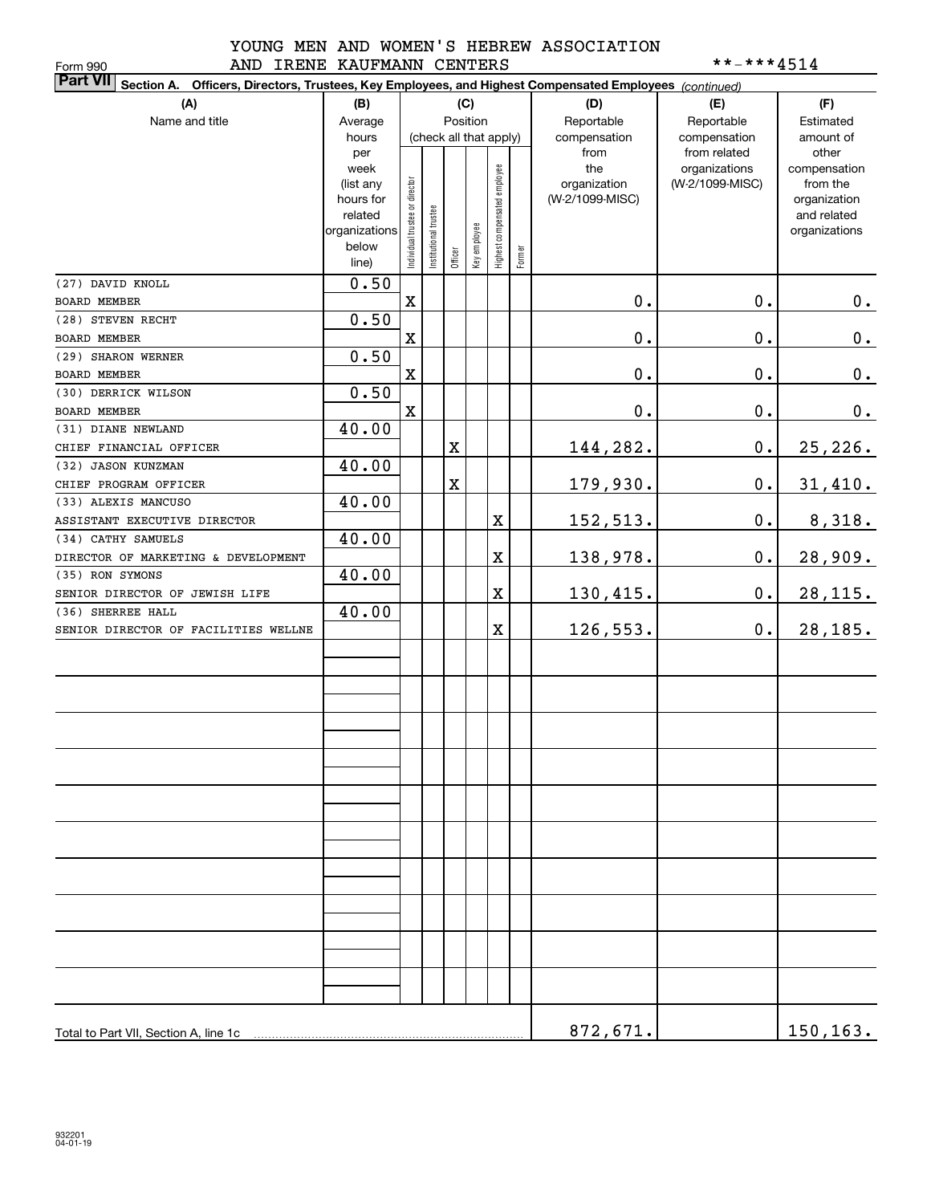YOUNG MEN AND WOMEN'S HEBREW ASSOCIATION AND IRENE KAUFMANN CENTERS

Form 990 **-***4514

**Part VII Section A. Officers, Directors, Trustees, Key Employees, and Highest Compensated Employees** *(continued)*

| (A) Name and title | (B) Average hours per week (list any hours for related organizations below line) | (C) Individual trustee or director | Institutional trustee | Officer | Key employee | Highest compensated employee | Former | (D) Reportable compensation from the organization (W-2/1099-MISC) | (E) Reportable compensation from related organizations (W-2/1099-MISC) | (F) Estimated amount of other compensation from the organization and related organizations |
|---|---|---|---|---|---|---|---|---|---|---|
| (27) DAVID KNOLL<br>BOARD MEMBER | 0.50 | X | | | | | | 0. | 0. | 0. |
| (28) STEVEN RECHT<br>BOARD MEMBER | 0.50 | X | | | | | | 0. | 0. | 0. |
| (29) SHARON WERNER<br>BOARD MEMBER | 0.50 | X | | | | | | 0. | 0. | 0. |
| (30) DERRICK WILSON<br>BOARD MEMBER | 0.50 | X | | | | | | 0. | 0. | 0. |
| (31) DIANE NEWLAND<br>CHIEF FINANCIAL OFFICER | 40.00 | | | X | | | | 144,282. | 0. | 25,226. |
| (32) JASON KUNZMAN<br>CHIEF PROGRAM OFFICER | 40.00 | | | X | | | | 179,930. | 0. | 31,410. |
| (33) ALEXIS MANCUSO<br>ASSISTANT EXECUTIVE DIRECTOR | 40.00 | | | | | X | | 152,513. | 0. | 8,318. |
| (34) CATHY SAMUELS<br>DIRECTOR OF MARKETING & DEVELOPMENT | 40.00 | | | | | X | | 138,978. | 0. | 28,909. |
| (35) RON SYMONS<br>SENIOR DIRECTOR OF JEWISH LIFE | 40.00 | | | | | X | | 130,415. | 0. | 28,115. |
| (36) SHERREE HALL<br>SENIOR DIRECTOR OF FACILITIES WELLNE | 40.00 | | | | | X | | 126,553. | 0. | 28,185. |
| Total to Part VII, Section A, line 1c | | | | | | | | 872,671. | | 150,163. |

932201 04-01-19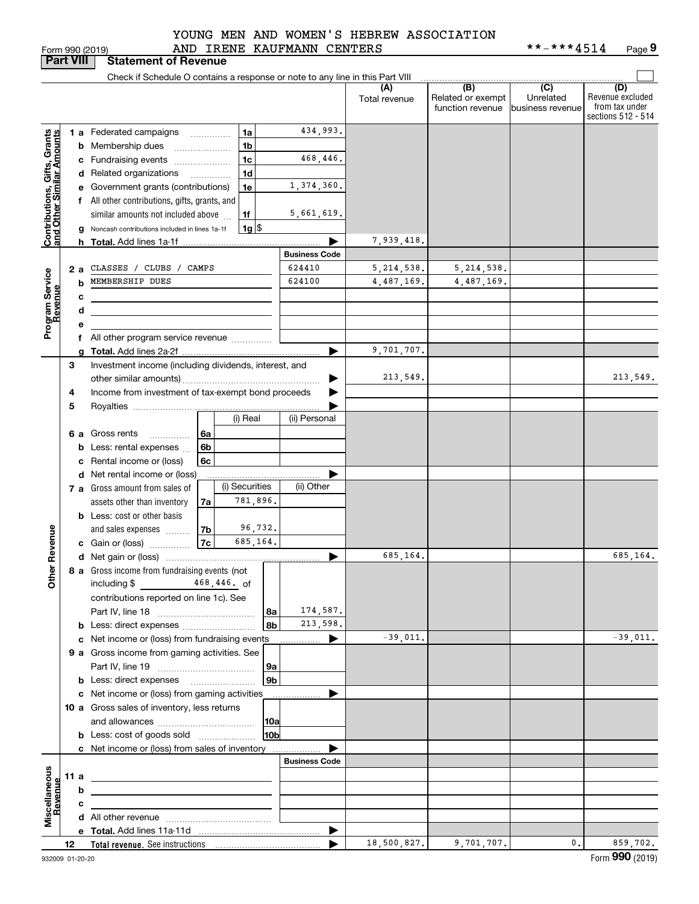YOUNG MEN AND WOMEN'S HEBREW ASSOCIATION AND IRENE KAUFMANN CENTERS

Form 990 (2019) **-***4514 Page 9

## Part VIII Statement of Revenue

Check if Schedule O contains a response or note to any line in this Part VIII

| | | | | (A) Total revenue | (B) Related or exempt function revenue | (C) Unrelated business revenue | (D) Revenue excluded from tax under sections 512 - 514 |
|---|---|---|---|---|---|---|---|
| **Contributions, Gifts, Grants and Other Similar Amounts** | 1a Federated campaigns | 1a | 434,993. | | | | |
| | b Membership dues | 1b | | | | | |
| | c Fundraising events | 1c | 468,446. | | | | |
| | d Related organizations | 1d | | | | | |
| | e Government grants (contributions) | 1e | 1,374,360. | | | | |
| | f All other contributions, gifts, grants, and similar amounts not included above | 1f | 5,661,619. | | | | |
| | g Noncash contributions included in lines 1a-1f | 1g | $ | | | | |
| | h **Total.** Add lines 1a-1f | | | 7,939,418. | | | |
| **Program Service Revenue** | | | **Business Code** | | | | |
| | 2a CLASSES / CLUBS / CAMPS | | 624410 | 5,214,538. | 5,214,538. | | |
| | b MEMBERSHIP DUES | | 624100 | 4,487,169. | 4,487,169. | | |
| | c | | | | | | |
| | d | | | | | | |
| | e | | | | | | |
| | f All other program service revenue | | | | | | |
| | g **Total.** Add lines 2a-2f | | | 9,701,707. | | | |
| **Other Revenue** | 3 Investment income (including dividends, interest, and other similar amounts) | | | 213,549. | | | 213,549. |
| | 4 Income from investment of tax-exempt bond proceeds | | | | | | |
| | 5 Royalties | | | | | | |
| | | (i) Real | (ii) Personal | | | | |
| | 6a Gross rents | 6a | | | | | |
| | b Less: rental expenses | 6b | | | | | |
| | c Rental income or (loss) | 6c | | | | | |
| | d Net rental income or (loss) | | | | | | |
| | | (i) Securities | (ii) Other | | | | |
| | 7a Gross amount from sales of assets other than inventory | 7a 781,896. | | | | | |
| | b Less: cost or other basis and sales expenses | 7b 96,732. | | | | | |
| | c Gain or (loss) | 7c 685,164. | | | | | |
| | d Net gain or (loss) | | | 685,164. | | | 685,164. |
| | 8a Gross income from fundraising events (not including $ 468,446. of contributions reported on line 1c). See Part IV, line 18 | 8a | 174,587. | | | | |
| | b Less: direct expenses | 8b | 213,598. | | | | |
| | c Net income or (loss) from fundraising events | | | -39,011. | | | -39,011. |
| | 9a Gross income from gaming activities. See Part IV, line 19 | 9a | | | | | |
| | b Less: direct expenses | 9b | | | | | |
| | c Net income or (loss) from gaming activities | | | | | | |
| | 10a Gross sales of inventory, less returns and allowances | 10a | | | | | |
| | b Less: cost of goods sold | 10b | | | | | |
| | c Net income or (loss) from sales of inventory | | | | | | |
| **Miscellaneous Revenue** | | | **Business Code** | | | | |
| | 11a | | | | | | |
| | b | | | | | | |
| | c | | | | | | |
| | d All other revenue | | | | | | |
| | e **Total.** Add lines 11a-11d | | | | | | |
| | 12 **Total revenue.** See instructions | | | 18,500,827. | 9,701,707. | 0. | 859,702. |

932009 01-20-20 Form **990** (2019)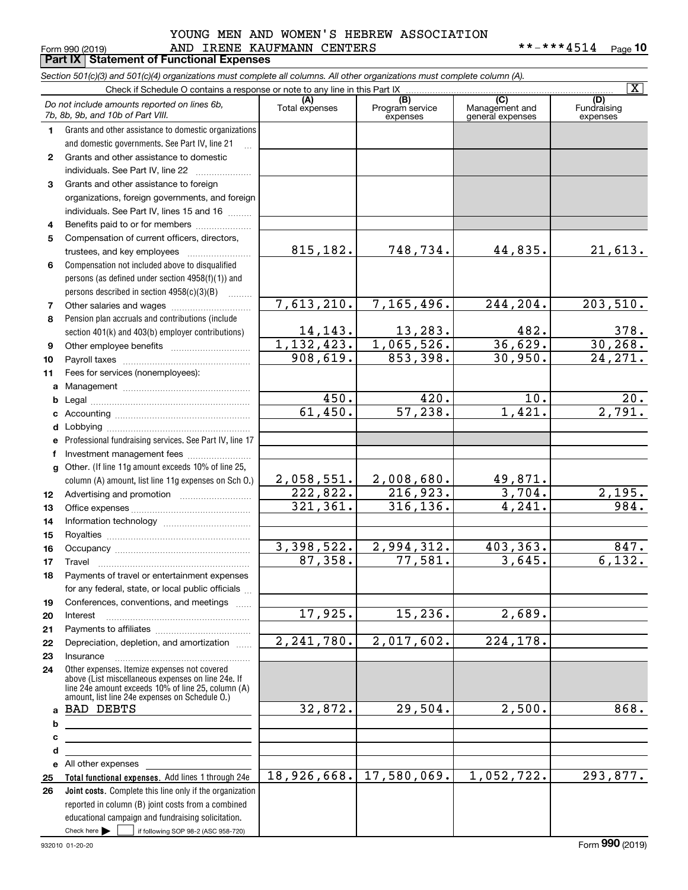YOUNG MEN AND WOMEN'S HEBREW ASSOCIATION
AND IRENE KAUFMANN CENTERS

Form 990 (2019) **-***4514 Page 10

**Part IX Statement of Functional Expenses**

*Section 501(c)(3) and 501(c)(4) organizations must complete all columns. All other organizations must complete column (A).*

Check if Schedule O contains a response or note to any line in this Part IX [X]

| | *Do not include amounts reported on lines 6b, 7b, 8b, 9b, and 10b of Part VIII.* | (A) Total expenses | (B) Program service expenses | (C) Management and general expenses | (D) Fundraising expenses |
|---|---|---|---|---|---|
| 1 | Grants and other assistance to domestic organizations and domestic governments. See Part IV, line 21 | | | | |
| 2 | Grants and other assistance to domestic individuals. See Part IV, line 22 | | | | |
| 3 | Grants and other assistance to foreign organizations, foreign governments, and foreign individuals. See Part IV, lines 15 and 16 | | | | |
| 4 | Benefits paid to or for members | | | | |
| 5 | Compensation of current officers, directors, trustees, and key employees | 815,182. | 748,734. | 44,835. | 21,613. |
| 6 | Compensation not included above to disqualified persons (as defined under section 4958(f)(1)) and persons described in section 4958(c)(3)(B) | | | | |
| 7 | Other salaries and wages | 7,613,210. | 7,165,496. | 244,204. | 203,510. |
| 8 | Pension plan accruals and contributions (include section 401(k) and 403(b) employer contributions) | 14,143. | 13,283. | 482. | 378. |
| 9 | Other employee benefits | 1,132,423. | 1,065,526. | 36,629. | 30,268. |
| 10 | Payroll taxes | 908,619. | 853,398. | 30,950. | 24,271. |
| 11 | Fees for services (nonemployees): | | | | |
| a | Management | | | | |
| b | Legal | 450. | 420. | 10. | 20. |
| c | Accounting | 61,450. | 57,238. | 1,421. | 2,791. |
| d | Lobbying | | | | |
| e | Professional fundraising services. See Part IV, line 17 | | | | |
| f | Investment management fees | | | | |
| g | Other. (If line 11g amount exceeds 10% of line 25, column (A) amount, list line 11g expenses on Sch O.) | 2,058,551. | 2,008,680. | 49,871. | |
| 12 | Advertising and promotion | 222,822. | 216,923. | 3,704. | 2,195. |
| 13 | Office expenses | 321,361. | 316,136. | 4,241. | 984. |
| 14 | Information technology | | | | |
| 15 | Royalties | | | | |
| 16 | Occupancy | 3,398,522. | 2,994,312. | 403,363. | 847. |
| 17 | Travel | 87,358. | 77,581. | 3,645. | 6,132. |
| 18 | Payments of travel or entertainment expenses for any federal, state, or local public officials | | | | |
| 19 | Conferences, conventions, and meetings | | | | |
| 20 | Interest | 17,925. | 15,236. | 2,689. | |
| 21 | Payments to affiliates | | | | |
| 22 | Depreciation, depletion, and amortization | 2,241,780. | 2,017,602. | 224,178. | |
| 23 | Insurance | | | | |
| 24 | Other expenses. Itemize expenses not covered above (List miscellaneous expenses on line 24e. If line 24e amount exceeds 10% of line 25, column (A) amount, list line 24e expenses on Schedule O.) | | | | |
| a | BAD DEBTS | 32,872. | 29,504. | 2,500. | 868. |
| b | | | | | |
| c | | | | | |
| d | | | | | |
| e | All other expenses | | | | |
| 25 | **Total functional expenses.** Add lines 1 through 24e | 18,926,668. | 17,580,069. | 1,052,722. | 293,877. |
| 26 | **Joint costs.** Complete this line only if the organization reported in column (B) joint costs from a combined educational campaign and fundraising solicitation. Check here [ ] if following SOP 98-2 (ASC 958-720) | | | | |

932010 01-20-20 Form **990** (2019)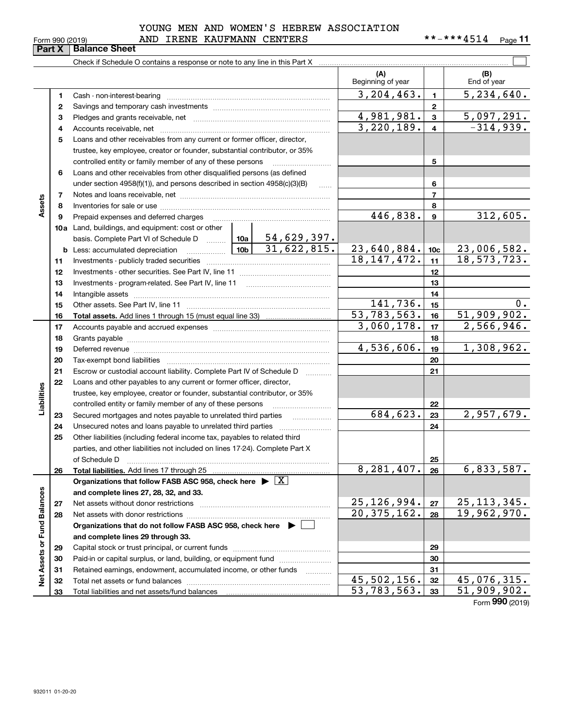YOUNG MEN AND WOMEN'S HEBREW ASSOCIATION AND IRENE KAUFMANN CENTERS

Form 990 (2019) **-***4514

## Part X Balance Sheet

Check if Schedule O contains a response or note to any line in this Part X ☐

| | | | | | (A) Beginning of year | | (B) End of year |
|---|---|---|---|---|---|---|---|
| **Assets** | 1 | Cash - non-interest-bearing | | | 3,204,463. | 1 | 5,234,640. |
| | 2 | Savings and temporary cash investments | | | | 2 | |
| | 3 | Pledges and grants receivable, net | | | 4,981,981. | 3 | 5,097,291. |
| | 4 | Accounts receivable, net | | | 3,220,189. | 4 | -314,939. |
| | 5 | Loans and other receivables from any current or former officer, director, trustee, key employee, creator or founder, substantial contributor, or 35% controlled entity or family member of any of these persons | | | | 5 | |
| | 6 | Loans and other receivables from other disqualified persons (as defined under section 4958(f)(1)), and persons described in section 4958(c)(3)(B) | | | | 6 | |
| | 7 | Notes and loans receivable, net | | | | 7 | |
| | 8 | Inventories for sale or use | | | | 8 | |
| | 9 | Prepaid expenses and deferred charges | | | 446,838. | 9 | 312,605. |
| | 10a | Land, buildings, and equipment: cost or other basis. Complete Part VI of Schedule D | 10a | 54,629,397. | | | |
| | b | Less: accumulated depreciation | 10b | 31,622,815. | 23,640,884. | 10c | 23,006,582. |
| | 11 | Investments - publicly traded securities | | | 18,147,472. | 11 | 18,573,723. |
| | 12 | Investments - other securities. See Part IV, line 11 | | | | 12 | |
| | 13 | Investments - program-related. See Part IV, line 11 | | | | 13 | |
| | 14 | Intangible assets | | | | 14 | |
| | 15 | Other assets. See Part IV, line 11 | | | 141,736. | 15 | 0. |
| | 16 | **Total assets.** Add lines 1 through 15 (must equal line 33) | | | 53,783,563. | 16 | 51,909,902. |
| **Liabilities** | 17 | Accounts payable and accrued expenses | | | 3,060,178. | 17 | 2,566,946. |
| | 18 | Grants payable | | | | 18 | |
| | 19 | Deferred revenue | | | 4,536,606. | 19 | 1,308,962. |
| | 20 | Tax-exempt bond liabilities | | | | 20 | |
| | 21 | Escrow or custodial account liability. Complete Part IV of Schedule D | | | | 21 | |
| | 22 | Loans and other payables to any current or former officer, director, trustee, key employee, creator or founder, substantial contributor, or 35% controlled entity or family member of any of these persons | | | | 22 | |
| | 23 | Secured mortgages and notes payable to unrelated third parties | | | 684,623. | 23 | 2,957,679. |
| | 24 | Unsecured notes and loans payable to unrelated third parties | | | | 24 | |
| | 25 | Other liabilities (including federal income tax, payables to related third parties, and other liabilities not included on lines 17-24). Complete Part X of Schedule D | | | | 25 | |
| | 26 | **Total liabilities.** Add lines 17 through 25 | | | 8,281,407. | 26 | 6,833,587. |
| **Net Assets or Fund Balances** | | **Organizations that follow FASB ASC 958, check here ▶ ☒ and complete lines 27, 28, 32, and 33.** | | | | | |
| | 27 | Net assets without donor restrictions | | | 25,126,994. | 27 | 25,113,345. |
| | 28 | Net assets with donor restrictions | | | 20,375,162. | 28 | 19,962,970. |
| | | **Organizations that do not follow FASB ASC 958, check here ▶ ☐ and complete lines 29 through 33.** | | | | | |
| | 29 | Capital stock or trust principal, or current funds | | | | 29 | |
| | 30 | Paid-in or capital surplus, or land, building, or equipment fund | | | | 30 | |
| | 31 | Retained earnings, endowment, accumulated income, or other funds | | | | 31 | |
| | 32 | Total net assets or fund balances | | | 45,502,156. | 32 | 45,076,315. |
| | 33 | Total liabilities and net assets/fund balances | | | 53,783,563. | 33 | 51,909,902. |

Form **990** (2019)

932011 01-20-20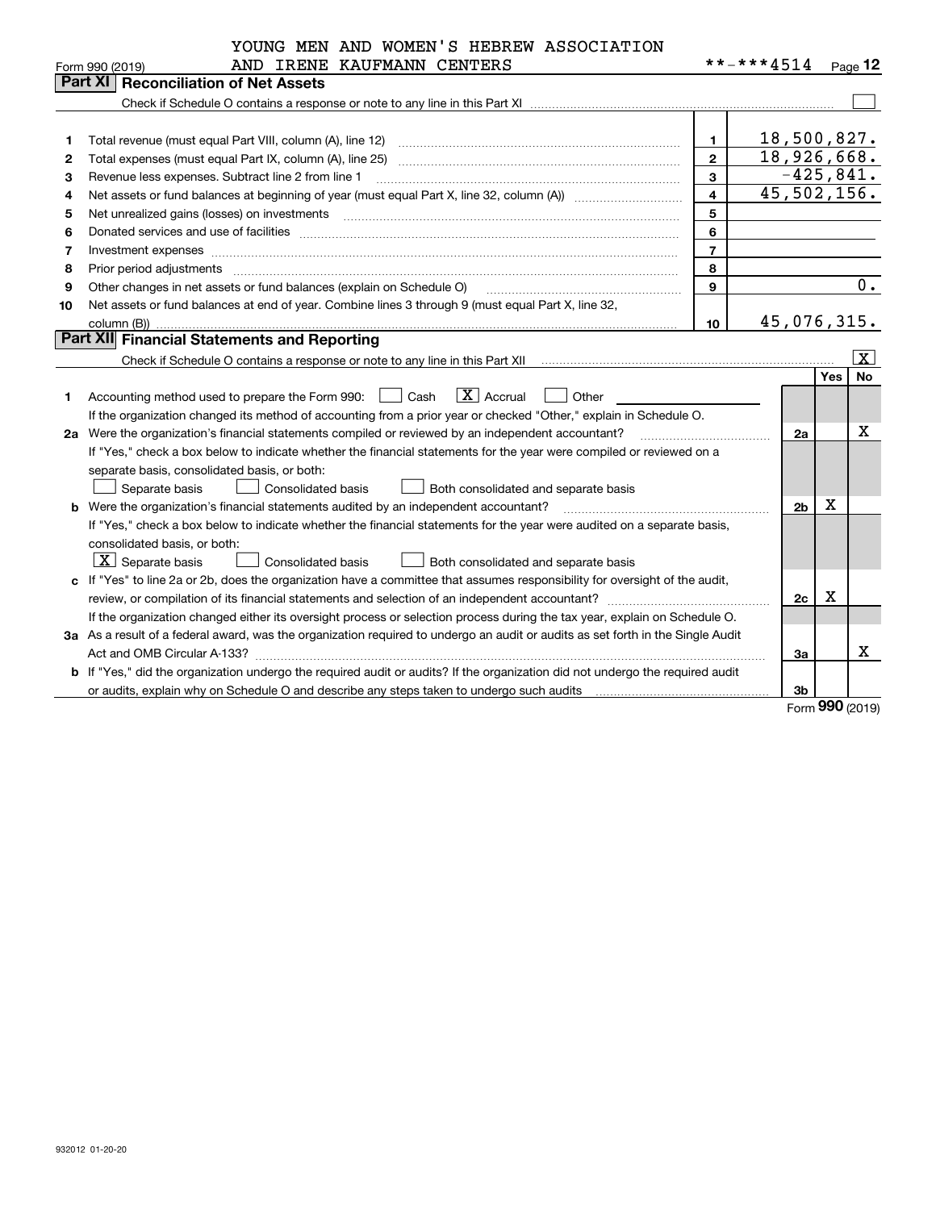YOUNG MEN AND WOMEN'S HEBREW ASSOCIATION AND IRENE KAUFMANN CENTERS **-***4514

Form 990 (2019)

## Part XI Reconciliation of Net Assets

Check if Schedule O contains a response or note to any line in this Part XI ☐

| | | | |
|---|---|---|---|
| 1 | Total revenue (must equal Part VIII, column (A), line 12) | 1 | 18,500,827. |
| 2 | Total expenses (must equal Part IX, column (A), line 25) | 2 | 18,926,668. |
| 3 | Revenue less expenses. Subtract line 2 from line 1 | 3 | -425,841. |
| 4 | Net assets or fund balances at beginning of year (must equal Part X, line 32, column (A)) | 4 | 45,502,156. |
| 5 | Net unrealized gains (losses) on investments | 5 | |
| 6 | Donated services and use of facilities | 6 | |
| 7 | Investment expenses | 7 | |
| 8 | Prior period adjustments | 8 | |
| 9 | Other changes in net assets or fund balances (explain on Schedule O) | 9 | 0. |
| 10 | Net assets or fund balances at end of year. Combine lines 3 through 9 (must equal Part X, line 32, column (B)) | 10 | 45,076,315. |

## Part XII Financial Statements and Reporting

Check if Schedule O contains a response or note to any line in this Part XII ☒

| | | | Yes | No |
|---|---|---|---|---|
| 1 | Accounting method used to prepare the Form 990: ☐ Cash ☒ Accrual ☐ Other | | | |
| | If the organization changed its method of accounting from a prior year or checked "Other," explain in Schedule O. | | | |
| 2a | Were the organization's financial statements compiled or reviewed by an independent accountant? | 2a | | X |
| | If "Yes," check a box below to indicate whether the financial statements for the year were compiled or reviewed on a separate basis, consolidated basis, or both: ☐ Separate basis ☐ Consolidated basis ☐ Both consolidated and separate basis | | | |
| b | Were the organization's financial statements audited by an independent accountant? | 2b | X | |
| | If "Yes," check a box below to indicate whether the financial statements for the year were audited on a separate basis, consolidated basis, or both: ☒ Separate basis ☐ Consolidated basis ☐ Both consolidated and separate basis | | | |
| c | If "Yes" to line 2a or 2b, does the organization have a committee that assumes responsibility for oversight of the audit, review, or compilation of its financial statements and selection of an independent accountant? | 2c | X | |
| | If the organization changed either its oversight process or selection process during the tax year, explain on Schedule O. | | | |
| 3a | As a result of a federal award, was the organization required to undergo an audit or audits as set forth in the Single Audit Act and OMB Circular A-133? | 3a | | X |
| b | If "Yes," did the organization undergo the required audit or audits? If the organization did not undergo the required audit or audits, explain why on Schedule O and describe any steps taken to undergo such audits | 3b | | |

Form 990 (2019)

932012 01-20-20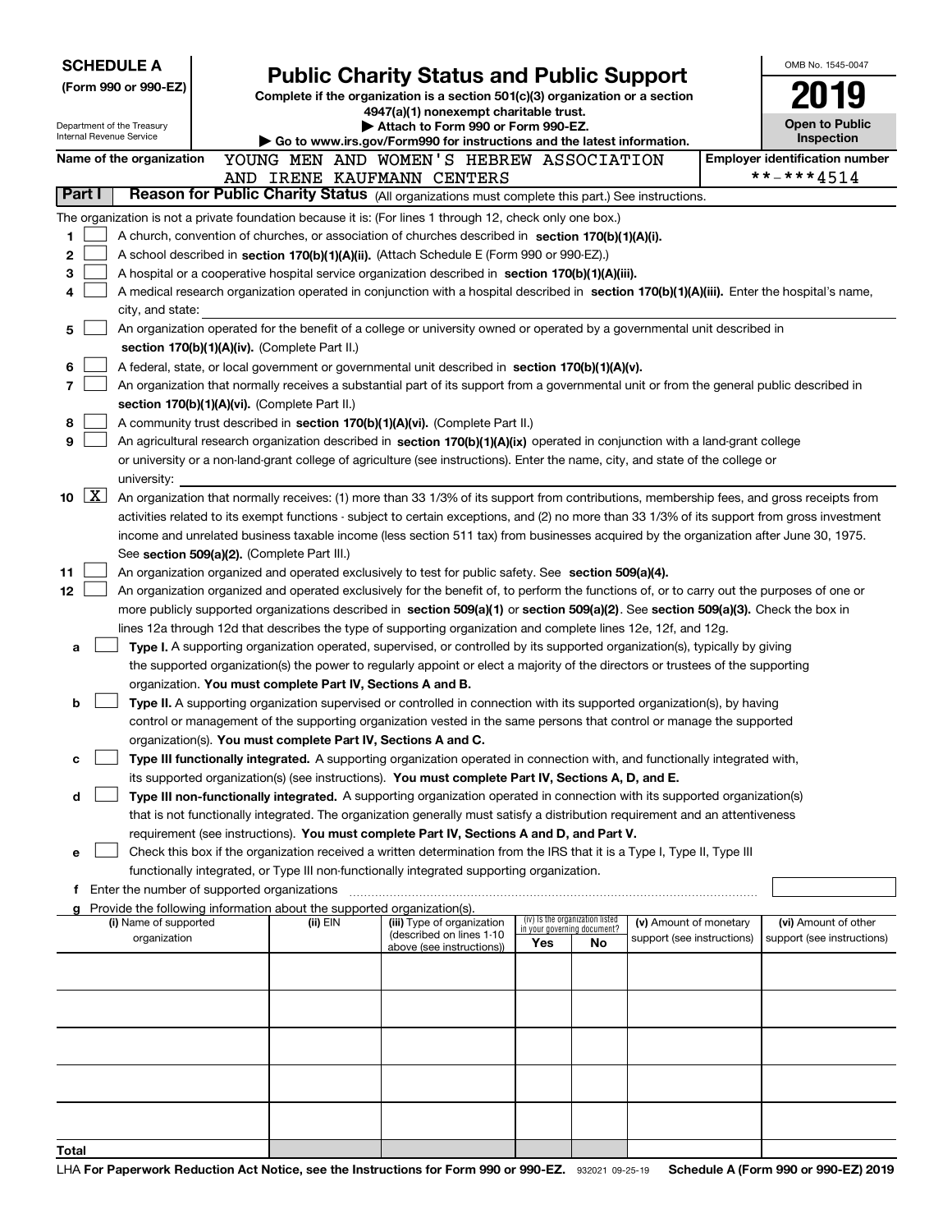**SCHEDULE A**
**(Form 990 or 990-EZ)**

Department of the Treasury
Internal Revenue Service

# Public Charity Status and Public Support

**Complete if the organization is a section 501(c)(3) organization or a section 4947(a)(1) nonexempt charitable trust.**
**▶ Attach to Form 990 or Form 990-EZ.**
**▶ Go to www.irs.gov/Form990 for instructions and the latest information.**

OMB No. 1545-0047

**2019**

**Open to Public Inspection**

**Name of the organization** YOUNG MEN AND WOMEN'S HEBREW ASSOCIATION AND IRENE KAUFMANN CENTERS

**Employer identification number** \*\*-\*\*\*4514

**Part I — Reason for Public Charity Status** (All organizations must complete this part.) See instructions.

The organization is not a private foundation because it is: (For lines 1 through 12, check only one box.)

1. ☐ A church, convention of churches, or association of churches described in **section 170(b)(1)(A)(i).**
2. ☐ A school described in **section 170(b)(1)(A)(ii).** (Attach Schedule E (Form 990 or 990-EZ).)
3. ☐ A hospital or a cooperative hospital service organization described in **section 170(b)(1)(A)(iii).**
4. ☐ A medical research organization operated in conjunction with a hospital described in **section 170(b)(1)(A)(iii).** Enter the hospital's name, city, and state:
5. ☐ An organization operated for the benefit of a college or university owned or operated by a governmental unit described in **section 170(b)(1)(A)(iv).** (Complete Part II.)
6. ☐ A federal, state, or local government or governmental unit described in **section 170(b)(1)(A)(v).**
7. ☐ An organization that normally receives a substantial part of its support from a governmental unit or from the general public described in **section 170(b)(1)(A)(vi).** (Complete Part II.)
8. ☐ A community trust described in **section 170(b)(1)(A)(vi).** (Complete Part II.)
9. ☐ An agricultural research organization described in **section 170(b)(1)(A)(ix)** operated in conjunction with a land-grant college or university or a non-land-grant college of agriculture (see instructions). Enter the name, city, and state of the college or university:
10. ☒ An organization that normally receives: (1) more than 33 1/3% of its support from contributions, membership fees, and gross receipts from activities related to its exempt functions - subject to certain exceptions, and (2) no more than 33 1/3% of its support from gross investment income and unrelated business taxable income (less section 511 tax) from businesses acquired by the organization after June 30, 1975. See **section 509(a)(2).** (Complete Part III.)
11. ☐ An organization organized and operated exclusively to test for public safety. See **section 509(a)(4).**
12. ☐ An organization organized and operated exclusively for the benefit of, to perform the functions of, or to carry out the purposes of one or more publicly supported organizations described in **section 509(a)(1)** or **section 509(a)(2).** See **section 509(a)(3).** Check the box in lines 12a through 12d that describes the type of supporting organization and complete lines 12e, 12f, and 12g.
   - **a** ☐ **Type I.** A supporting organization operated, supervised, or controlled by its supported organization(s), typically by giving the supported organization(s) the power to regularly appoint or elect a majority of the directors or trustees of the supporting organization. **You must complete Part IV, Sections A and B.**
   - **b** ☐ **Type II.** A supporting organization supervised or controlled in connection with its supported organization(s), by having control or management of the supporting organization vested in the same persons that control or manage the supported organization(s). **You must complete Part IV, Sections A and C.**
   - **c** ☐ **Type III functionally integrated.** A supporting organization operated in connection with, and functionally integrated with, its supported organization(s) (see instructions). **You must complete Part IV, Sections A, D, and E.**
   - **d** ☐ **Type III non-functionally integrated.** A supporting organization operated in connection with its supported organization(s) that is not functionally integrated. The organization generally must satisfy a distribution requirement and an attentiveness requirement (see instructions). **You must complete Part IV, Sections A and D, and Part V.**
   - **e** ☐ Check this box if the organization received a written determination from the IRS that it is a Type I, Type II, Type III functionally integrated, or Type III non-functionally integrated supporting organization.
   - **f** Enter the number of supported organizations
   - **g** Provide the following information about the supported organization(s).

| (i) Name of supported organization | (ii) EIN | (iii) Type of organization (described on lines 1-10 above (see instructions)) | (iv) Is the organization listed in your governing document? Yes | No | (v) Amount of monetary support (see instructions) | (vi) Amount of other support (see instructions) |
|---|---|---|---|---|---|---|
| | | | | | | |
| | | | | | | |
| | | | | | | |
| | | | | | | |
| | | | | | | |
| **Total** | | | | | | |

LHA **For Paperwork Reduction Act Notice, see the Instructions for Form 990 or 990-EZ.** 932021 09-25-19 **Schedule A (Form 990 or 990-EZ) 2019**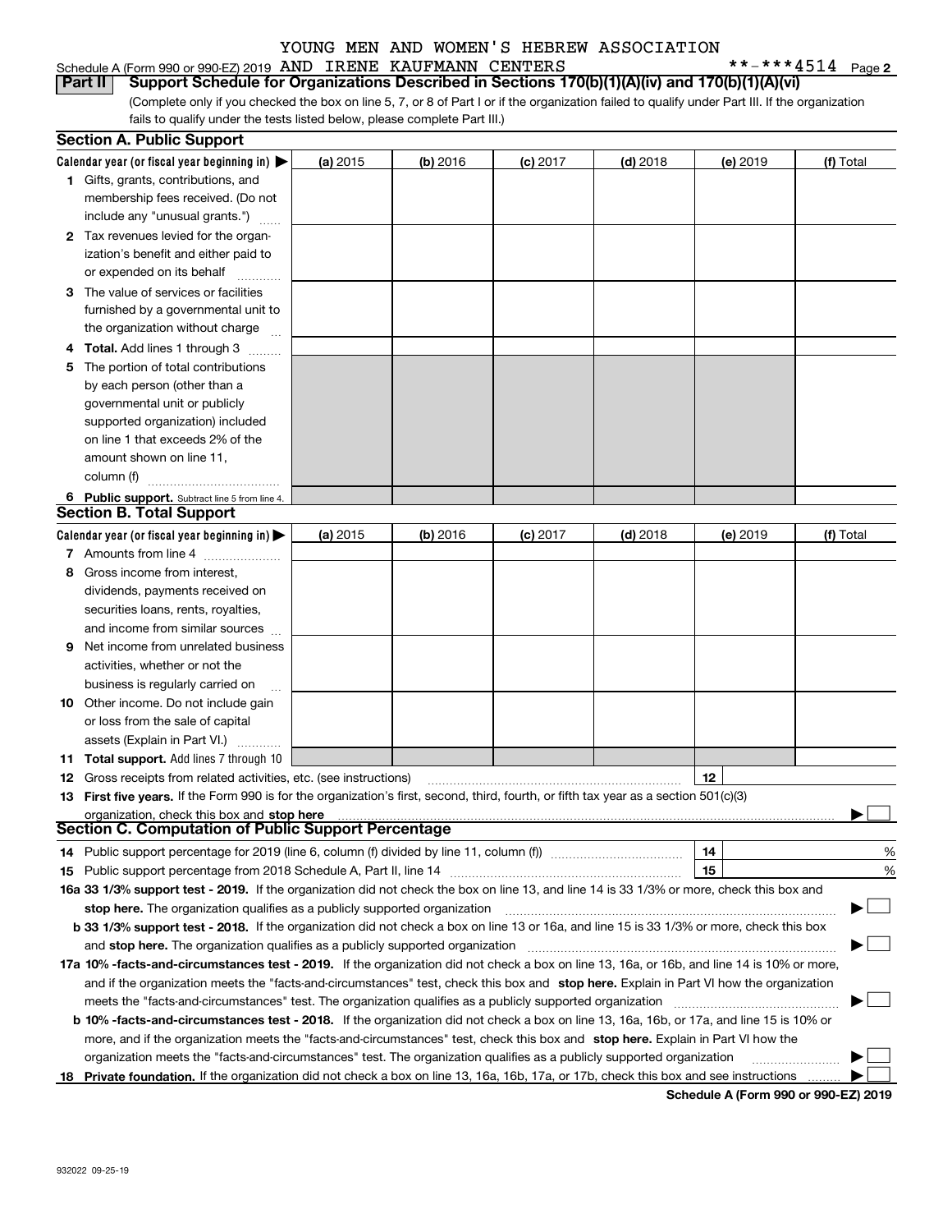YOUNG MEN AND WOMEN'S HEBREW ASSOCIATION

Schedule A (Form 990 or 990-EZ) 2019 AND IRENE KAUFMANN CENTERS **-***4514 Page 2

**Part II Support Schedule for Organizations Described in Sections 170(b)(1)(A)(iv) and 170(b)(1)(A)(vi)**

(Complete only if you checked the box on line 5, 7, or 8 of Part I or if the organization failed to qualify under Part III. If the organization fails to qualify under the tests listed below, please complete Part III.)

## Section A. Public Support

| Calendar year (or fiscal year beginning in) ▶ | (a) 2015 | (b) 2016 | (c) 2017 | (d) 2018 | (e) 2019 | (f) Total |
|---|---|---|---|---|---|---|
| 1 Gifts, grants, contributions, and membership fees received. (Do not include any "unusual grants.") | | | | | | |
| 2 Tax revenues levied for the organization's benefit and either paid to or expended on its behalf | | | | | | |
| 3 The value of services or facilities furnished by a governmental unit to the organization without charge | | | | | | |
| 4 **Total.** Add lines 1 through 3 | | | | | | |
| 5 The portion of total contributions by each person (other than a governmental unit or publicly supported organization) included on line 1 that exceeds 2% of the amount shown on line 11, column (f) | | | | | | |
| 6 **Public support.** Subtract line 5 from line 4. | | | | | | |

## Section B. Total Support

| Calendar year (or fiscal year beginning in) ▶ | (a) 2015 | (b) 2016 | (c) 2017 | (d) 2018 | (e) 2019 | (f) Total |
|---|---|---|---|---|---|---|
| 7 Amounts from line 4 | | | | | | |
| 8 Gross income from interest, dividends, payments received on securities loans, rents, royalties, and income from similar sources | | | | | | |
| 9 Net income from unrelated business activities, whether or not the business is regularly carried on | | | | | | |
| 10 Other income. Do not include gain or loss from the sale of capital assets (Explain in Part VI.) | | | | | | |
| 11 **Total support.** Add lines 7 through 10 | | | | | | |

12 Gross receipts from related activities, etc. (see instructions) | 12 |

13 **First five years.** If the Form 990 is for the organization's first, second, third, fourth, or fifth tax year as a section 501(c)(3) organization, check this box and **stop here** ▶ ☐

## Section C. Computation of Public Support Percentage

14 Public support percentage for 2019 (line 6, column (f) divided by line 11, column (f)) | 14 | %

15 Public support percentage from 2018 Schedule A, Part II, line 14 | 15 | %

**16a 33 1/3% support test - 2019.** If the organization did not check the box on line 13, and line 14 is 33 1/3% or more, check this box and **stop here.** The organization qualifies as a publicly supported organization ▶ ☐

**b 33 1/3% support test - 2018.** If the organization did not check a box on line 13 or 16a, and line 15 is 33 1/3% or more, check this box and **stop here.** The organization qualifies as a publicly supported organization ▶ ☐

**17a 10% -facts-and-circumstances test - 2019.** If the organization did not check a box on line 13, 16a, or 16b, and line 14 is 10% or more, and if the organization meets the "facts-and-circumstances" test, check this box and **stop here.** Explain in Part VI how the organization meets the "facts-and-circumstances" test. The organization qualifies as a publicly supported organization ▶ ☐

**b 10% -facts-and-circumstances test - 2018.** If the organization did not check a box on line 13, 16a, 16b, or 17a, and line 15 is 10% or more, and if the organization meets the "facts-and-circumstances" test, check this box and **stop here.** Explain in Part VI how the organization meets the "facts-and-circumstances" test. The organization qualifies as a publicly supported organization ▶ ☐

**18 Private foundation.** If the organization did not check a box on line 13, 16a, 16b, 17a, or 17b, check this box and see instructions ▶ ☐

**Schedule A (Form 990 or 990-EZ) 2019**

932022 09-25-19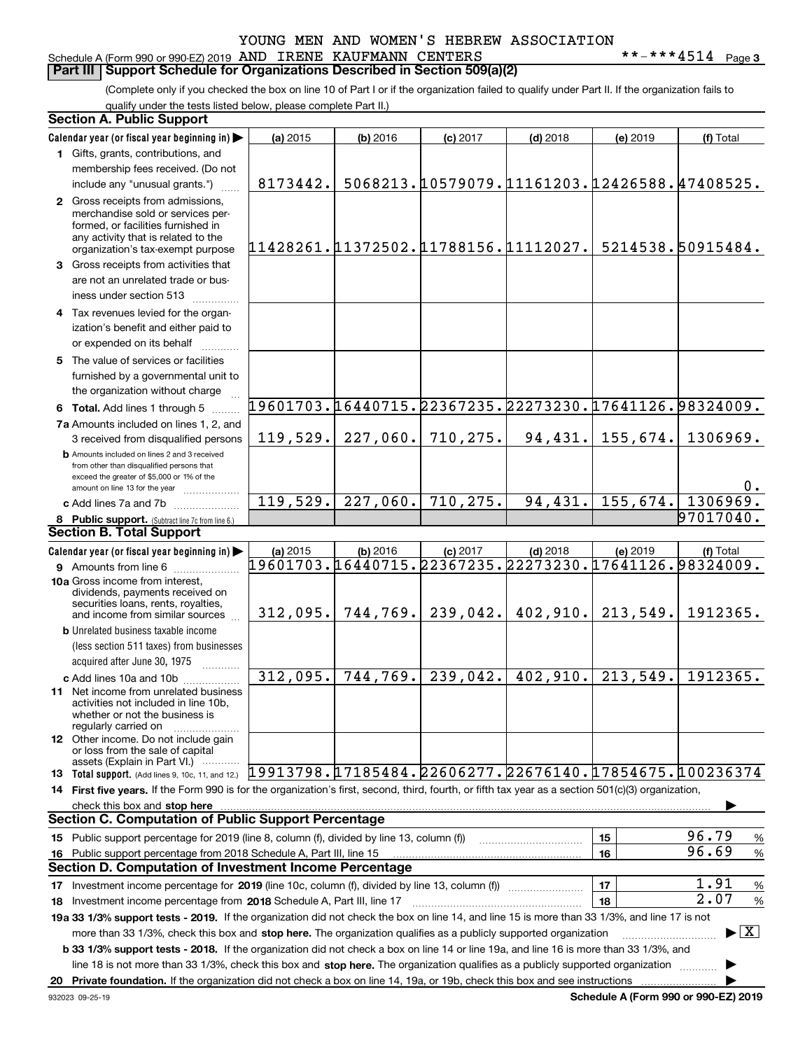YOUNG MEN AND WOMEN'S HEBREW ASSOCIATION

Schedule A (Form 990 or 990-EZ) 2019 AND IRENE KAUFMANN CENTERS **-***4514 Page 3

**Part III Support Schedule for Organizations Described in Section 509(a)(2)**

(Complete only if you checked the box on line 10 of Part I or if the organization failed to qualify under Part II. If the organization fails to qualify under the tests listed below, please complete Part II.)

## Section A. Public Support

| Calendar year (or fiscal year beginning in) ▶ | (a) 2015 | (b) 2016 | (c) 2017 | (d) 2018 | (e) 2019 | (f) Total |
|---|---|---|---|---|---|---|
| 1 Gifts, grants, contributions, and membership fees received. (Do not include any "unusual grants.") | 8173442. | 5068213. | 10579079. | 11161203. | 12426588. | 47408525. |
| 2 Gross receipts from admissions, merchandise sold or services performed, or facilities furnished in any activity that is related to the organization's tax-exempt purpose | 11428261. | 11372502. | 11788156. | 11112027. | 5214538. | 50915484. |
| 3 Gross receipts from activities that are not an unrelated trade or business under section 513 | | | | | | |
| 4 Tax revenues levied for the organization's benefit and either paid to or expended on its behalf | | | | | | |
| 5 The value of services or facilities furnished by a governmental unit to the organization without charge | | | | | | |
| 6 **Total.** Add lines 1 through 5 | 19601703. | 16440715. | 22367235. | 22273230. | 17641126. | 98324009. |
| 7a Amounts included on lines 1, 2, and 3 received from disqualified persons | 119,529. | 227,060. | 710,275. | 94,431. | 155,674. | 1306969. |
| b Amounts included on lines 2 and 3 received from other than disqualified persons that exceed the greater of $5,000 or 1% of the amount on line 13 for the year | | | | | | 0. |
| c Add lines 7a and 7b | 119,529. | 227,060. | 710,275. | 94,431. | 155,674. | 1306969. |
| 8 **Public support.** (Subtract line 7c from line 6.) | | | | | | 97017040. |

## Section B. Total Support

| Calendar year (or fiscal year beginning in) ▶ | (a) 2015 | (b) 2016 | (c) 2017 | (d) 2018 | (e) 2019 | (f) Total |
|---|---|---|---|---|---|---|
| 9 Amounts from line 6 | 19601703. | 16440715. | 22367235. | 22273230. | 17641126. | 98324009. |
| 10a Gross income from interest, dividends, payments received on securities loans, rents, royalties, and income from similar sources | 312,095. | 744,769. | 239,042. | 402,910. | 213,549. | 1912365. |
| b Unrelated business taxable income (less section 511 taxes) from businesses acquired after June 30, 1975 | | | | | | |
| c Add lines 10a and 10b | 312,095. | 744,769. | 239,042. | 402,910. | 213,549. | 1912365. |
| 11 Net income from unrelated business activities not included in line 10b, whether or not the business is regularly carried on | | | | | | |
| 12 Other income. Do not include gain or loss from the sale of capital assets (Explain in Part VI.) | | | | | | |
| 13 **Total support.** (Add lines 9, 10c, 11, and 12.) | 19913798. | 17185484. | 22606277. | 22676140. | 17854675. | 100236374 |

14 **First five years.** If the Form 990 is for the organization's first, second, third, fourth, or fifth tax year as a section 501(c)(3) organization, check this box and **stop here** ▶

## Section C. Computation of Public Support Percentage

| | | |
|---|---|---|
| 15 Public support percentage for 2019 (line 8, column (f), divided by line 13, column (f)) | 15 | 96.79 % |
| 16 Public support percentage from 2018 Schedule A, Part III, line 15 | 16 | 96.69 % |

## Section D. Computation of Investment Income Percentage

| | | |
|---|---|---|
| 17 Investment income percentage for **2019** (line 10c, column (f), divided by line 13, column (f)) | 17 | 1.91 % |
| 18 Investment income percentage from **2018** Schedule A, Part III, line 17 | 18 | 2.07 % |

**19a 33 1/3% support tests - 2019.** If the organization did not check the box on line 14, and line 15 is more than 33 1/3%, and line 17 is not more than 33 1/3%, check this box and **stop here.** The organization qualifies as a publicly supported organization ▶ [X]

**b 33 1/3% support tests - 2018.** If the organization did not check a box on line 14 or line 19a, and line 16 is more than 33 1/3%, and line 18 is not more than 33 1/3%, check this box and **stop here.** The organization qualifies as a publicly supported organization ▶

**20 Private foundation.** If the organization did not check a box on line 14, 19a, or 19b, check this box and see instructions ▶

932023 09-25-19 **Schedule A (Form 990 or 990-EZ) 2019**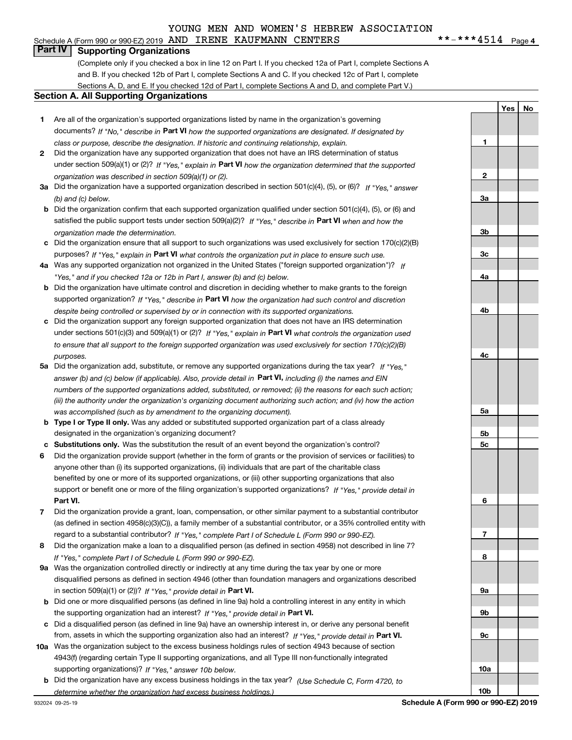YOUNG MEN AND WOMEN'S HEBREW ASSOCIATION

Schedule A (Form 990 or 990-EZ) 2019 AND IRENE KAUFMANN CENTERS **-***4514 Page 4

## Part IV Supporting Organizations

(Complete only if you checked a box in line 12 on Part I. If you checked 12a of Part I, complete Sections A and B. If you checked 12b of Part I, complete Sections A and C. If you checked 12c of Part I, complete Sections A, D, and E. If you checked 12d of Part I, complete Sections A and D, and complete Part V.)

### Section A. All Supporting Organizations

| | | Line | Yes | No |
|---|---|---|---|---|
| **1** | Are all of the organization's supported organizations listed by name in the organization's governing documents? *If "No," describe in* **Part VI** *how the supported organizations are designated. If designated by class or purpose, describe the designation. If historic and continuing relationship, explain.* | 1 | | |
| **2** | Did the organization have any supported organization that does not have an IRS determination of status under section 509(a)(1) or (2)? *If "Yes," explain in* **Part VI** *how the organization determined that the supported organization was described in section 509(a)(1) or (2).* | 2 | | |
| **3a** | Did the organization have a supported organization described in section 501(c)(4), (5), or (6)? *If "Yes," answer (b) and (c) below.* | 3a | | |
| **b** | Did the organization confirm that each supported organization qualified under section 501(c)(4), (5), or (6) and satisfied the public support tests under section 509(a)(2)? *If "Yes," describe in* **Part VI** *when and how the organization made the determination.* | 3b | | |
| **c** | Did the organization ensure that all support to such organizations was used exclusively for section 170(c)(2)(B) purposes? *If "Yes," explain in* **Part VI** *what controls the organization put in place to ensure such use.* | 3c | | |
| **4a** | Was any supported organization not organized in the United States ("foreign supported organization")? *If "Yes," and if you checked 12a or 12b in Part I, answer (b) and (c) below.* | 4a | | |
| **b** | Did the organization have ultimate control and discretion in deciding whether to make grants to the foreign supported organization? *If "Yes," describe in* **Part VI** *how the organization had such control and discretion despite being controlled or supervised by or in connection with its supported organizations.* | 4b | | |
| **c** | Did the organization support any foreign supported organization that does not have an IRS determination under sections 501(c)(3) and 509(a)(1) or (2)? *If "Yes," explain in* **Part VI** *what controls the organization used to ensure that all support to the foreign supported organization was used exclusively for section 170(c)(2)(B) purposes.* | 4c | | |
| **5a** | Did the organization add, substitute, or remove any supported organizations during the tax year? *If "Yes," answer (b) and (c) below (if applicable). Also, provide detail in* **Part VI,** *including (i) the names and EIN numbers of the supported organizations added, substituted, or removed; (ii) the reasons for each such action; (iii) the authority under the organization's organizing document authorizing such action; and (iv) how the action was accomplished (such as by amendment to the organizing document).* | 5a | | |
| **b** | **Type I or Type II only.** Was any added or substituted supported organization part of a class already designated in the organization's organizing document? | 5b | | |
| **c** | **Substitutions only.** Was the substitution the result of an event beyond the organization's control? | 5c | | |
| **6** | Did the organization provide support (whether in the form of grants or the provision of services or facilities) to anyone other than (i) its supported organizations, (ii) individuals that are part of the charitable class benefited by one or more of its supported organizations, or (iii) other supporting organizations that also support or benefit one or more of the filing organization's supported organizations? *If "Yes," provide detail in* **Part VI.** | 6 | | |
| **7** | Did the organization provide a grant, loan, compensation, or other similar payment to a substantial contributor (as defined in section 4958(c)(3)(C)), a family member of a substantial contributor, or a 35% controlled entity with regard to a substantial contributor? *If "Yes," complete Part I of Schedule L (Form 990 or 990-EZ).* | 7 | | |
| **8** | Did the organization make a loan to a disqualified person (as defined in section 4958) not described in line 7? *If "Yes," complete Part I of Schedule L (Form 990 or 990-EZ).* | 8 | | |
| **9a** | Was the organization controlled directly or indirectly at any time during the tax year by one or more disqualified persons as defined in section 4946 (other than foundation managers and organizations described in section 509(a)(1) or (2))? *If "Yes," provide detail in* **Part VI.** | 9a | | |
| **b** | Did one or more disqualified persons (as defined in line 9a) hold a controlling interest in any entity in which the supporting organization had an interest? *If "Yes," provide detail in* **Part VI.** | 9b | | |
| **c** | Did a disqualified person (as defined in line 9a) have an ownership interest in, or derive any personal benefit from, assets in which the supporting organization also had an interest? *If "Yes," provide detail in* **Part VI.** | 9c | | |
| **10a** | Was the organization subject to the excess business holdings rules of section 4943 because of section 4943(f) (regarding certain Type II supporting organizations, and all Type III non-functionally integrated supporting organizations)? *If "Yes," answer 10b below.* | 10a | | |
| **b** | Did the organization have any excess business holdings in the tax year? *(Use Schedule C, Form 4720, to determine whether the organization had excess business holdings.)* | 10b | | |

932024 09-25-19 **Schedule A (Form 990 or 990-EZ) 2019**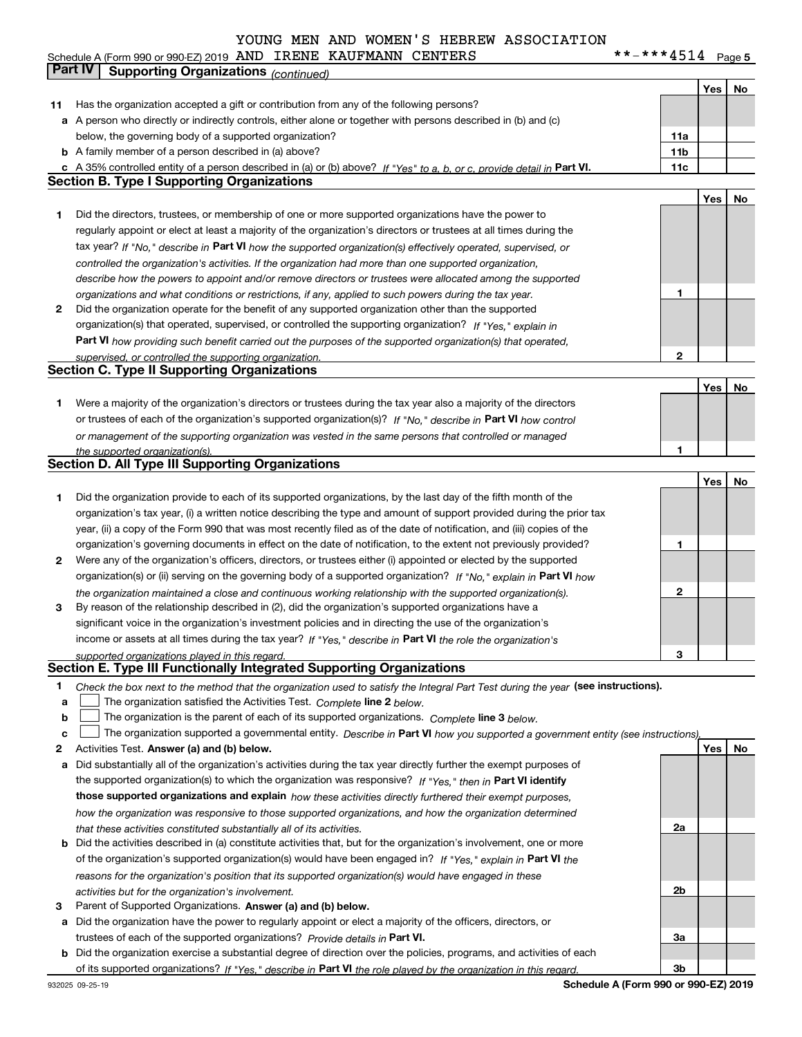YOUNG MEN AND WOMEN'S HEBREW ASSOCIATION

Schedule A (Form 990 or 990-EZ) 2019 AND IRENE KAUFMANN CENTERS **-***4514 Page 5

## Part IV Supporting Organizations *(continued)*

| | | | Yes | No |
|---|---|---|---|---|
| **11** | Has the organization accepted a gift or contribution from any of the following persons? | | | |
| **a** | A person who directly or indirectly controls, either alone or together with persons described in (b) and (c) below, the governing body of a supported organization? | **11a** | | |
| **b** | A family member of a person described in (a) above? | **11b** | | |
| **c** | A 35% controlled entity of a person described in (a) or (b) above? *If "Yes" to a, b, or c, provide detail in* **Part VI.** | **11c** | | |

### Section B. Type I Supporting Organizations

| | | | Yes | No |
|---|---|---|---|---|
| **1** | Did the directors, trustees, or membership of one or more supported organizations have the power to regularly appoint or elect at least a majority of the organization's directors or trustees at all times during the tax year? *If "No," describe in* **Part VI** *how the supported organization(s) effectively operated, supervised, or controlled the organization's activities. If the organization had more than one supported organization, describe how the powers to appoint and/or remove directors or trustees were allocated among the supported organizations and what conditions or restrictions, if any, applied to such powers during the tax year.* | **1** | | |
| **2** | Did the organization operate for the benefit of any supported organization other than the supported organization(s) that operated, supervised, or controlled the supporting organization? *If "Yes," explain in* **Part VI** *how providing such benefit carried out the purposes of the supported organization(s) that operated, supervised, or controlled the supporting organization.* | **2** | | |

### Section C. Type II Supporting Organizations

| | | | Yes | No |
|---|---|---|---|---|
| **1** | Were a majority of the organization's directors or trustees during the tax year also a majority of the directors or trustees of each of the organization's supported organization(s)? *If "No," describe in* **Part VI** *how control or management of the supporting organization was vested in the same persons that controlled or managed the supported organization(s).* | **1** | | |

### Section D. All Type III Supporting Organizations

| | | | Yes | No |
|---|---|---|---|---|
| **1** | Did the organization provide to each of its supported organizations, by the last day of the fifth month of the organization's tax year, (i) a written notice describing the type and amount of support provided during the prior tax year, (ii) a copy of the Form 990 that was most recently filed as of the date of notification, and (iii) copies of the organization's governing documents in effect on the date of notification, to the extent not previously provided? | **1** | | |
| **2** | Were any of the organization's officers, directors, or trustees either (i) appointed or elected by the supported organization(s) or (ii) serving on the governing body of a supported organization? *If "No," explain in* **Part VI** *how the organization maintained a close and continuous working relationship with the supported organization(s).* | **2** | | |
| **3** | By reason of the relationship described in (2), did the organization's supported organizations have a significant voice in the organization's investment policies and in directing the use of the organization's income or assets at all times during the tax year? *If "Yes," describe in* **Part VI** *the role the organization's supported organizations played in this regard.* | **3** | | |

### Section E. Type III Functionally Integrated Supporting Organizations

**1** *Check the box next to the method that the organization used to satisfy the Integral Part Test during the year* **(see instructions).**

**a** ☐ The organization satisfied the Activities Test. *Complete* **line 2** *below.*

**b** ☐ The organization is the parent of each of its supported organizations. *Complete* **line 3** *below.*

**c** ☐ The organization supported a governmental entity. *Describe in* **Part VI** *how you supported a government entity (see instructions).*

| | | | Yes | No |
|---|---|---|---|---|
| **2** | Activities Test. **Answer (a) and (b) below.** | | | |
| **a** | Did substantially all of the organization's activities during the tax year directly further the exempt purposes of the supported organization(s) to which the organization was responsive? *If "Yes," then in* **Part VI identify those supported organizations and explain** *how these activities directly furthered their exempt purposes, how the organization was responsive to those supported organizations, and how the organization determined that these activities constituted substantially all of its activities.* | **2a** | | |
| **b** | Did the activities described in (a) constitute activities that, but for the organization's involvement, one or more of the organization's supported organization(s) would have been engaged in? *If "Yes," explain in* **Part VI** *the reasons for the organization's position that its supported organization(s) would have engaged in these activities but for the organization's involvement.* | **2b** | | |
| **3** | Parent of Supported Organizations. **Answer (a) and (b) below.** | | | |
| **a** | Did the organization have the power to regularly appoint or elect a majority of the officers, directors, or trustees of each of the supported organizations? *Provide details in* **Part VI.** | **3a** | | |
| **b** | Did the organization exercise a substantial degree of direction over the policies, programs, and activities of each of its supported organizations? *If "Yes," describe in* **Part VI** *the role played by the organization in this regard.* | **3b** | | |

932025 09-25-19 **Schedule A (Form 990 or 990-EZ) 2019**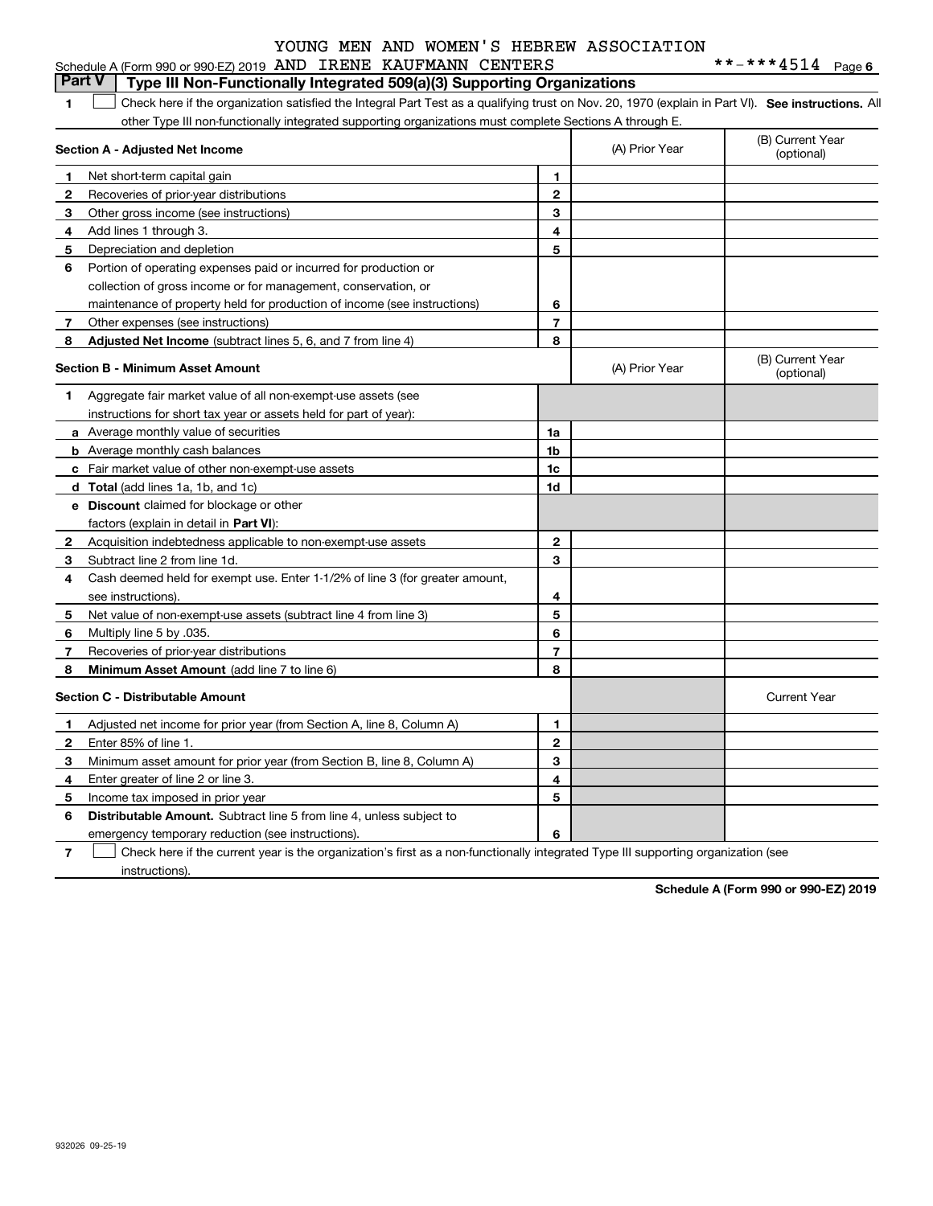YOUNG MEN AND WOMEN'S HEBREW ASSOCIATION

Schedule A (Form 990 or 990-EZ) 2019 AND IRENE KAUFMANN CENTERS **-***4514 Page 6

## Part V Type III Non-Functionally Integrated 509(a)(3) Supporting Organizations

1 ☐ Check here if the organization satisfied the Integral Part Test as a qualifying trust on Nov. 20, 1970 (explain in Part VI). **See instructions.** All other Type III non-functionally integrated supporting organizations must complete Sections A through E.

| **Section A - Adjusted Net Income** | | (A) Prior Year | (B) Current Year (optional) |
|---|---|---|---|
| **1** Net short-term capital gain | 1 | | |
| **2** Recoveries of prior-year distributions | 2 | | |
| **3** Other gross income (see instructions) | 3 | | |
| **4** Add lines 1 through 3. | 4 | | |
| **5** Depreciation and depletion | 5 | | |
| **6** Portion of operating expenses paid or incurred for production or collection of gross income or for management, conservation, or maintenance of property held for production of income (see instructions) | 6 | | |
| **7** Other expenses (see instructions) | 7 | | |
| **8** **Adjusted Net Income** (subtract lines 5, 6, and 7 from line 4) | 8 | | |

| **Section B - Minimum Asset Amount** | | (A) Prior Year | (B) Current Year (optional) |
|---|---|---|---|
| **1** Aggregate fair market value of all non-exempt-use assets (see instructions for short tax year or assets held for part of year): | | | |
| **a** Average monthly value of securities | 1a | | |
| **b** Average monthly cash balances | 1b | | |
| **c** Fair market value of other non-exempt-use assets | 1c | | |
| **d** **Total** (add lines 1a, 1b, and 1c) | 1d | | |
| **e** **Discount** claimed for blockage or other factors (explain in detail in **Part VI**): | | | |
| **2** Acquisition indebtedness applicable to non-exempt-use assets | 2 | | |
| **3** Subtract line 2 from line 1d. | 3 | | |
| **4** Cash deemed held for exempt use. Enter 1-1/2% of line 3 (for greater amount, see instructions). | 4 | | |
| **5** Net value of non-exempt-use assets (subtract line 4 from line 3) | 5 | | |
| **6** Multiply line 5 by .035. | 6 | | |
| **7** Recoveries of prior-year distributions | 7 | | |
| **8** **Minimum Asset Amount** (add line 7 to line 6) | 8 | | |

| **Section C - Distributable Amount** | | | Current Year |
|---|---|---|---|
| **1** Adjusted net income for prior year (from Section A, line 8, Column A) | 1 | | |
| **2** Enter 85% of line 1. | 2 | | |
| **3** Minimum asset amount for prior year (from Section B, line 8, Column A) | 3 | | |
| **4** Enter greater of line 2 or line 3. | 4 | | |
| **5** Income tax imposed in prior year | 5 | | |
| **6** **Distributable Amount.** Subtract line 5 from line 4, unless subject to emergency temporary reduction (see instructions). | 6 | | |

7 ☐ Check here if the current year is the organization's first as a non-functionally integrated Type III supporting organization (see instructions).

**Schedule A (Form 990 or 990-EZ) 2019**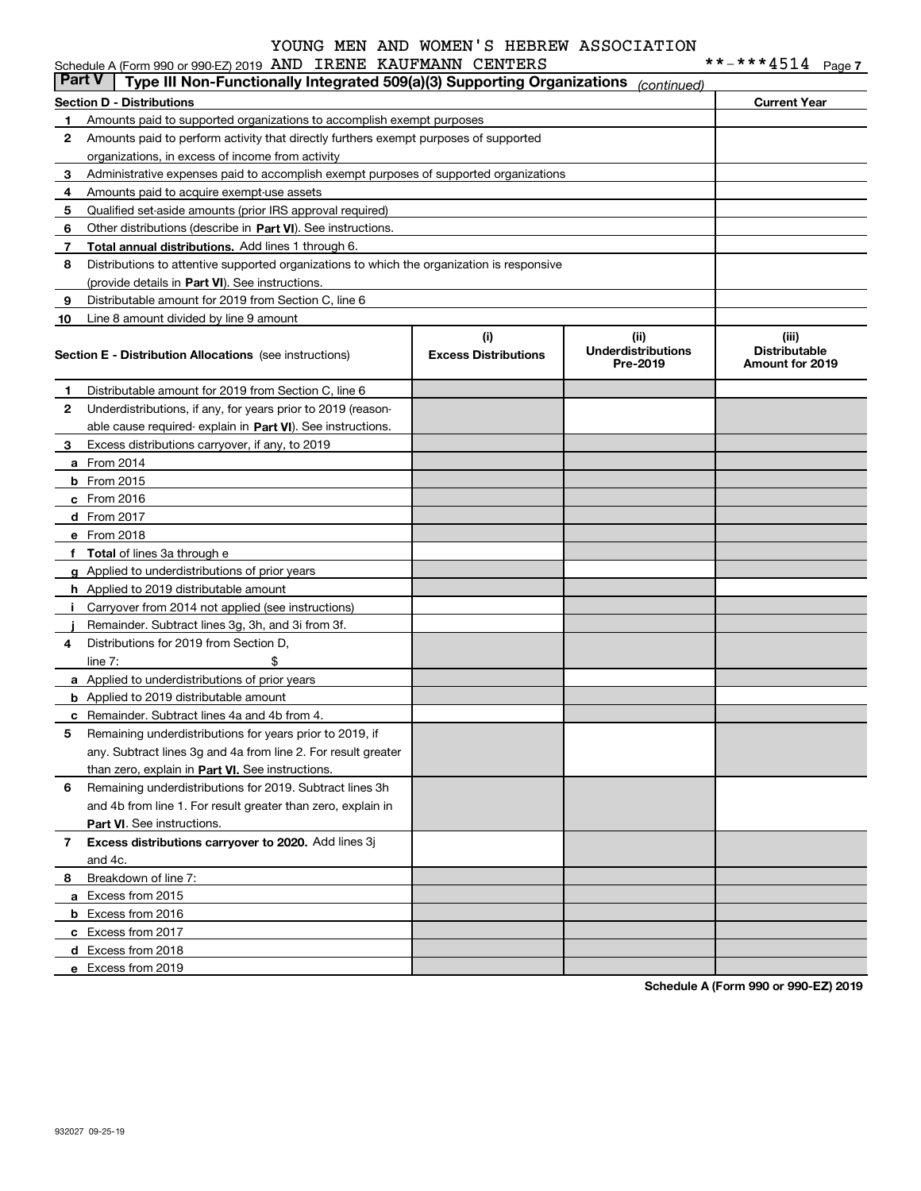YOUNG MEN AND WOMEN'S HEBREW ASSOCIATION

Schedule A (Form 990 or 990-EZ) 2019 AND IRENE KAUFMANN CENTERS **-***4514 Page 7

## Part V | Type III Non-Functionally Integrated 509(a)(3) Supporting Organizations (continued)

| Section D - Distributions | | Current Year |
|---|---|---|
| 1 | Amounts paid to supported organizations to accomplish exempt purposes | |
| 2 | Amounts paid to perform activity that directly furthers exempt purposes of supported organizations, in excess of income from activity | |
| 3 | Administrative expenses paid to accomplish exempt purposes of supported organizations | |
| 4 | Amounts paid to acquire exempt-use assets | |
| 5 | Qualified set-aside amounts (prior IRS approval required) | |
| 6 | Other distributions (describe in **Part VI**). See instructions. | |
| 7 | **Total annual distributions.** Add lines 1 through 6. | |
| 8 | Distributions to attentive supported organizations to which the organization is responsive (provide details in **Part VI**). See instructions. | |
| 9 | Distributable amount for 2019 from Section C, line 6 | |
| 10 | Line 8 amount divided by line 9 amount | |

| Section E - Distribution Allocations (see instructions) | | (i) Excess Distributions | (ii) Underdistributions Pre-2019 | (iii) Distributable Amount for 2019 |
|---|---|---|---|---|
| 1 | Distributable amount for 2019 from Section C, line 6 | | | |
| 2 | Underdistributions, if any, for years prior to 2019 (reasonable cause required- explain in **Part VI**). See instructions. | | | |
| 3 | Excess distributions carryover, if any, to 2019 | | | |
| a | From 2014 | | | |
| b | From 2015 | | | |
| c | From 2016 | | | |
| d | From 2017 | | | |
| e | From 2018 | | | |
| f | **Total** of lines 3a through e | | | |
| g | Applied to underdistributions of prior years | | | |
| h | Applied to 2019 distributable amount | | | |
| i | Carryover from 2014 not applied (see instructions) | | | |
| j | Remainder. Subtract lines 3g, 3h, and 3i from 3f. | | | |
| 4 | Distributions for 2019 from Section D, line 7: $ | | | |
| a | Applied to underdistributions of prior years | | | |
| b | Applied to 2019 distributable amount | | | |
| c | Remainder. Subtract lines 4a and 4b from 4. | | | |
| 5 | Remaining underdistributions for years prior to 2019, if any. Subtract lines 3g and 4a from line 2. For result greater than zero, explain in **Part VI**. See instructions. | | | |
| 6 | Remaining underdistributions for 2019. Subtract lines 3h and 4b from line 1. For result greater than zero, explain in **Part VI**. See instructions. | | | |
| 7 | **Excess distributions carryover to 2020.** Add lines 3j and 4c. | | | |
| 8 | Breakdown of line 7: | | | |
| a | Excess from 2015 | | | |
| b | Excess from 2016 | | | |
| c | Excess from 2017 | | | |
| d | Excess from 2018 | | | |
| e | Excess from 2019 | | | |

**Schedule A (Form 990 or 990-EZ) 2019**

932027 09-25-19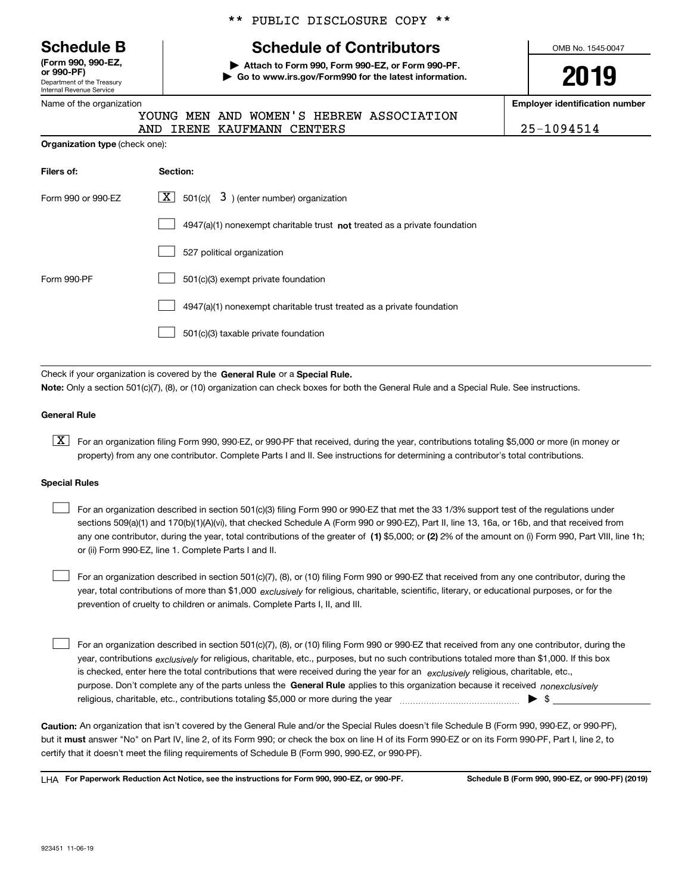\*\* PUBLIC DISCLOSURE COPY \*\*

# Schedule B

**(Form 990, 990-EZ, or 990-PF)**
Department of the Treasury
Internal Revenue Service

## Schedule of Contributors

▶ **Attach to Form 990, Form 990-EZ, or Form 990-PF.**
▶ **Go to www.irs.gov/Form990 for the latest information.**

OMB No. 1545-0047

**2019**

Name of the organization: YOUNG MEN AND WOMEN'S HEBREW ASSOCIATION AND IRENE KAUFMANN CENTERS

**Employer identification number:** 25-1094514

**Organization type** (check one):

| **Filers of:** | **Section:** |
|---|---|
| Form 990 or 990-EZ | [X] 501(c)( 3 ) (enter number) organization |
| | [ ] 4947(a)(1) nonexempt charitable trust **not** treated as a private foundation |
| | [ ] 527 political organization |
| Form 990-PF | [ ] 501(c)(3) exempt private foundation |
| | [ ] 4947(a)(1) nonexempt charitable trust treated as a private foundation |
| | [ ] 501(c)(3) taxable private foundation |

Check if your organization is covered by the **General Rule** or a **Special Rule.**

**Note:** Only a section 501(c)(7), (8), or (10) organization can check boxes for both the General Rule and a Special Rule. See instructions.

### General Rule

[X] For an organization filing Form 990, 990-EZ, or 990-PF that received, during the year, contributions totaling $5,000 or more (in money or property) from any one contributor. Complete Parts I and II. See instructions for determining a contributor's total contributions.

### Special Rules

[ ] For an organization described in section 501(c)(3) filing Form 990 or 990-EZ that met the 33 1/3% support test of the regulations under sections 509(a)(1) and 170(b)(1)(A)(vi), that checked Schedule A (Form 990 or 990-EZ), Part II, line 13, 16a, or 16b, and that received from any one contributor, during the year, total contributions of the greater of **(1)** $5,000; or **(2)** 2% of the amount on (i) Form 990, Part VIII, line 1h; or (ii) Form 990-EZ, line 1. Complete Parts I and II.

[ ] For an organization described in section 501(c)(7), (8), or (10) filing Form 990 or 990-EZ that received from any one contributor, during the year, total contributions of more than $1,000 *exclusively* for religious, charitable, scientific, literary, or educational purposes, or for the prevention of cruelty to children or animals. Complete Parts I, II, and III.

[ ] For an organization described in section 501(c)(7), (8), or (10) filing Form 990 or 990-EZ that received from any one contributor, during the year, contributions *exclusively* for religious, charitable, etc., purposes, but no such contributions totaled more than $1,000. If this box is checked, enter here the total contributions that were received during the year for an *exclusively* religious, charitable, etc., purpose. Don't complete any of the parts unless the **General Rule** applies to this organization because it received *nonexclusively* religious, charitable, etc., contributions totaling $5,000 or more during the year ▶ $ \_\_\_\_\_\_\_\_\_\_

**Caution:** An organization that isn't covered by the General Rule and/or the Special Rules doesn't file Schedule B (Form 990, 990-EZ, or 990-PF), but it **must** answer "No" on Part IV, line 2, of its Form 990; or check the box on line H of its Form 990-EZ or on its Form 990-PF, Part I, line 2, to certify that it doesn't meet the filing requirements of Schedule B (Form 990, 990-EZ, or 990-PF).

LHA **For Paperwork Reduction Act Notice, see the instructions for Form 990, 990-EZ, or 990-PF.** **Schedule B (Form 990, 990-EZ, or 990-PF) (2019)**

923451 11-06-19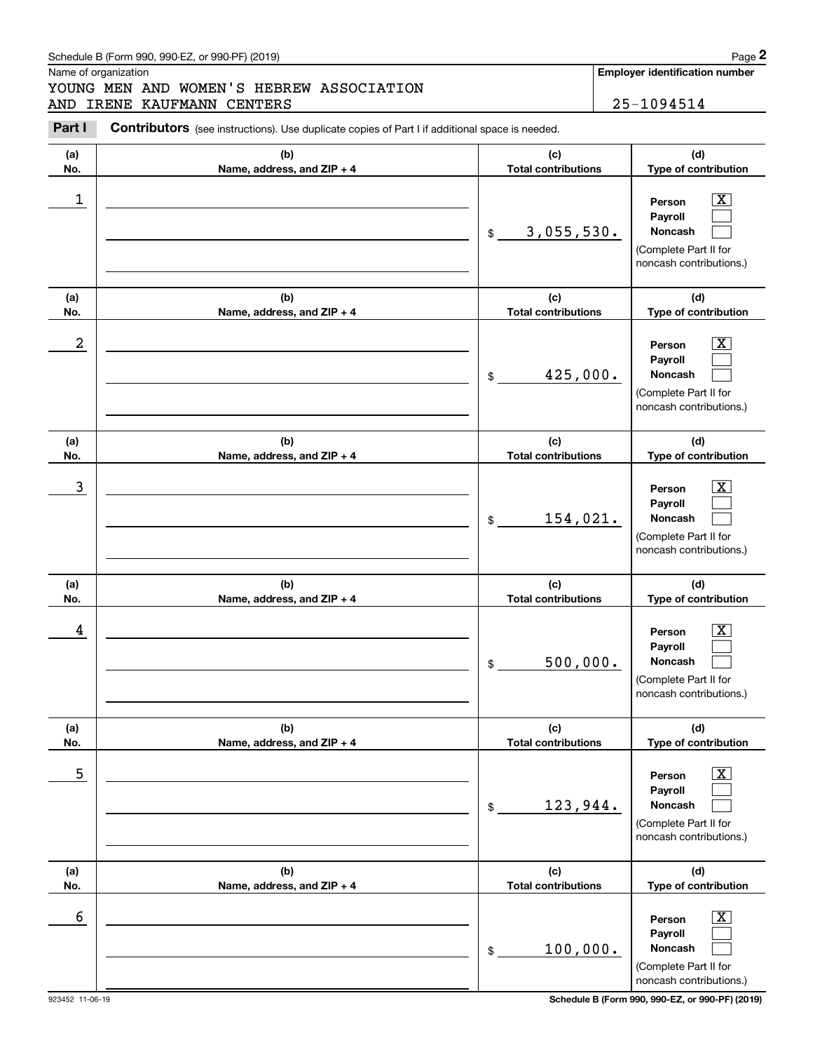Schedule B (Form 990, 990-EZ, or 990-PF) (2019)

Name of organization

YOUNG MEN AND WOMEN'S HEBREW ASSOCIATION
AND IRENE KAUFMANN CENTERS

**Employer identification number**

25-1094514

**Part I** **Contributors** (see instructions). Use duplicate copies of Part I if additional space is needed.

| (a) No. | (b) Name, address, and ZIP + 4 | (c) Total contributions | (d) Type of contribution |
|---|---|---|---|
| 1 | | $ 3,055,530. | Person [X] Payroll [ ] Noncash [ ] (Complete Part II for noncash contributions.) |
| 2 | | $ 425,000. | Person [X] Payroll [ ] Noncash [ ] (Complete Part II for noncash contributions.) |
| 3 | | $ 154,021. | Person [X] Payroll [ ] Noncash [ ] (Complete Part II for noncash contributions.) |
| 4 | | $ 500,000. | Person [X] Payroll [ ] Noncash [ ] (Complete Part II for noncash contributions.) |
| 5 | | $ 123,944. | Person [X] Payroll [ ] Noncash [ ] (Complete Part II for noncash contributions.) |
| 6 | | $ 100,000. | Person [X] Payroll [ ] Noncash [ ] (Complete Part II for noncash contributions.) |

923452 11-06-19

**Schedule B (Form 990, 990-EZ, or 990-PF) (2019)**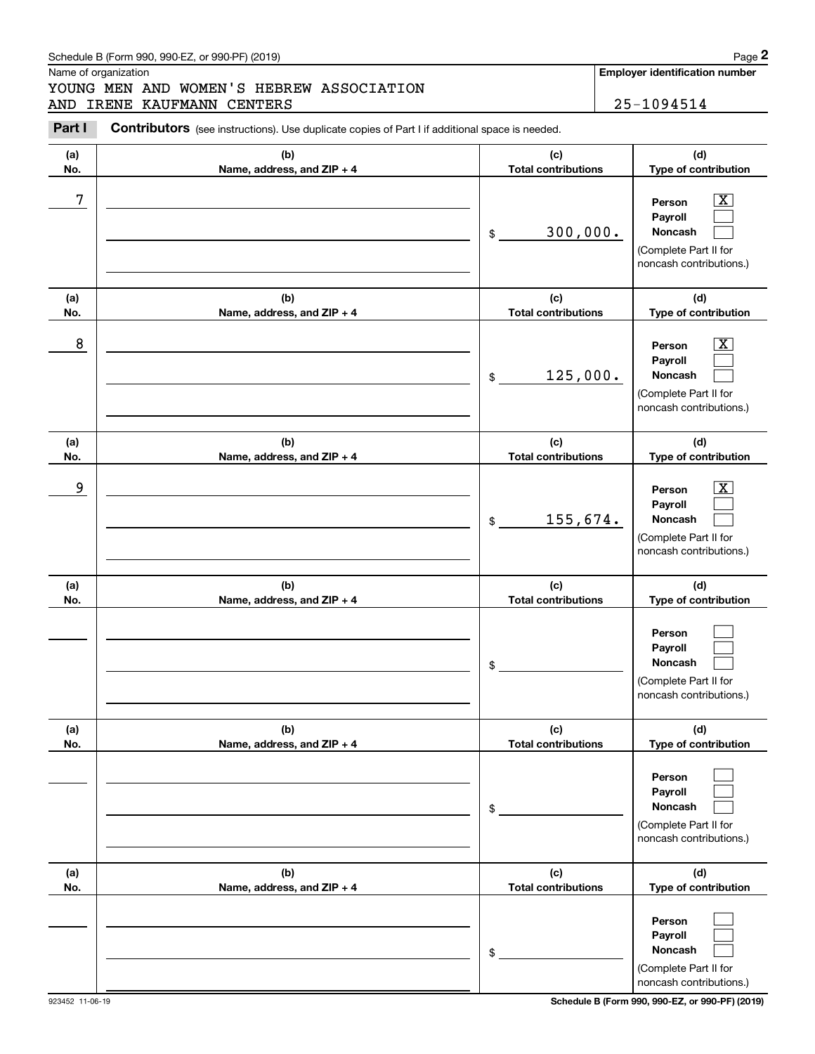Schedule B (Form 990, 990-EZ, or 990-PF) (2019)

Name of organization

YOUNG MEN AND WOMEN'S HEBREW ASSOCIATION AND IRENE KAUFMANN CENTERS

**Employer identification number**

25-1094514

**Part I** **Contributors** (see instructions). Use duplicate copies of Part I if additional space is needed.

| (a) No. | (b) Name, address, and ZIP + 4 | (c) Total contributions | (d) Type of contribution |
|---|---|---|---|
| 7 | | $ 300,000. | Person [X] Payroll [ ] Noncash [ ] (Complete Part II for noncash contributions.) |
| 8 | | $ 125,000. | Person [X] Payroll [ ] Noncash [ ] (Complete Part II for noncash contributions.) |
| 9 | | $ 155,674. | Person [X] Payroll [ ] Noncash [ ] (Complete Part II for noncash contributions.) |
| | | $ | Person [ ] Payroll [ ] Noncash [ ] (Complete Part II for noncash contributions.) |
| | | $ | Person [ ] Payroll [ ] Noncash [ ] (Complete Part II for noncash contributions.) |
| | | $ | Person [ ] Payroll [ ] Noncash [ ] (Complete Part II for noncash contributions.) |

923452 11-06-19

**Schedule B (Form 990, 990-EZ, or 990-PF) (2019)**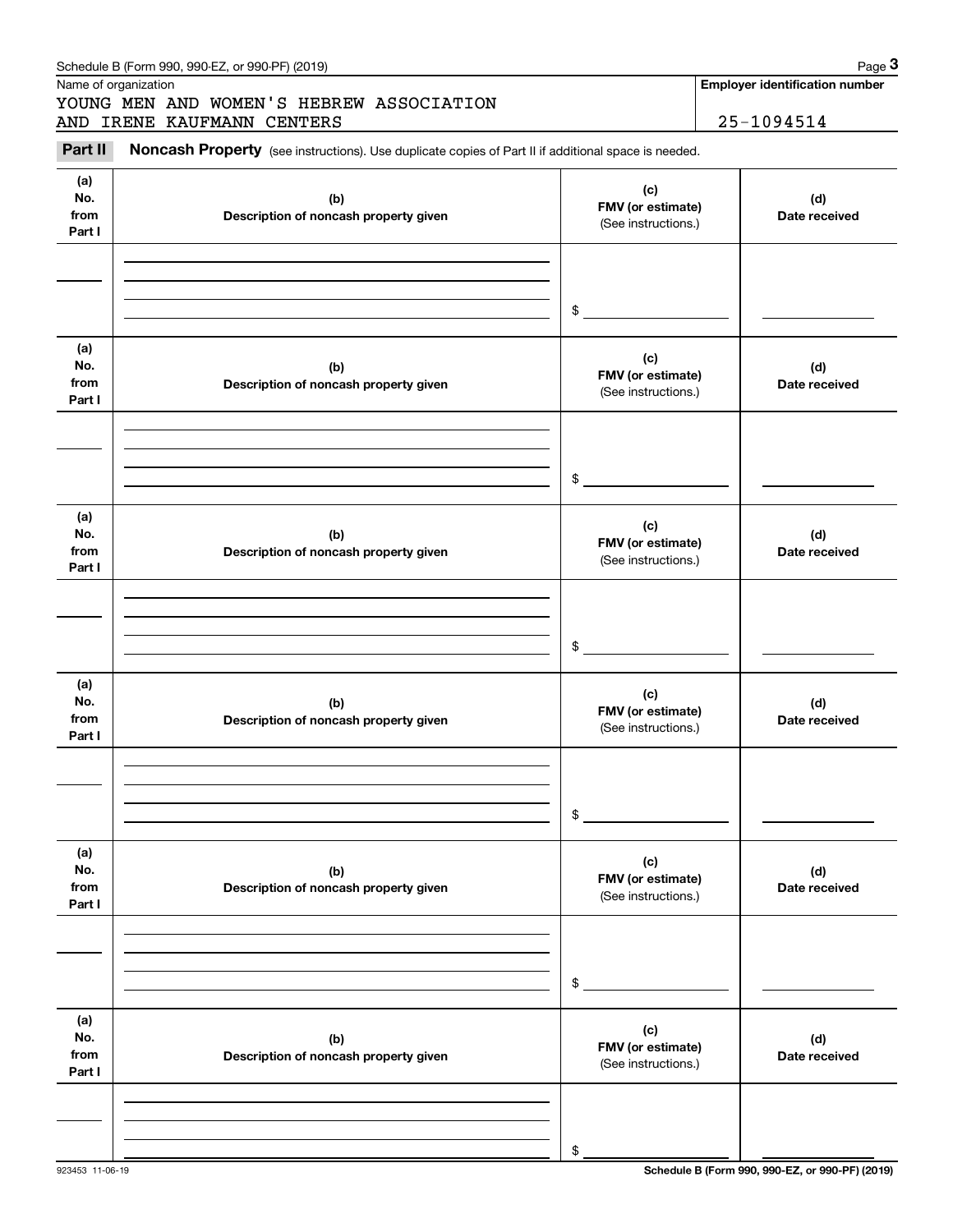Schedule B (Form 990, 990-EZ, or 990-PF) (2019)

Name of organization: YOUNG MEN AND WOMEN'S HEBREW ASSOCIATION AND IRENE KAUFMANN CENTERS

Employer identification number: 25-1094514

**Part II** **Noncash Property** (see instructions). Use duplicate copies of Part II if additional space is needed.

| (a) No. from Part I | (b) Description of noncash property given | (c) FMV (or estimate) (See instructions.) | (d) Date received |
|---|---|---|---|
| | | $ | |

| (a) No. from Part I | (b) Description of noncash property given | (c) FMV (or estimate) (See instructions.) | (d) Date received |
|---|---|---|---|
| | | $ | |

| (a) No. from Part I | (b) Description of noncash property given | (c) FMV (or estimate) (See instructions.) | (d) Date received |
|---|---|---|---|
| | | $ | |

| (a) No. from Part I | (b) Description of noncash property given | (c) FMV (or estimate) (See instructions.) | (d) Date received |
|---|---|---|---|
| | | $ | |

| (a) No. from Part I | (b) Description of noncash property given | (c) FMV (or estimate) (See instructions.) | (d) Date received |
|---|---|---|---|
| | | $ | |

| (a) No. from Part I | (b) Description of noncash property given | (c) FMV (or estimate) (See instructions.) | (d) Date received |
|---|---|---|---|
| | | $ | |

923453 11-06-19

Schedule B (Form 990, 990-EZ, or 990-PF) (2019)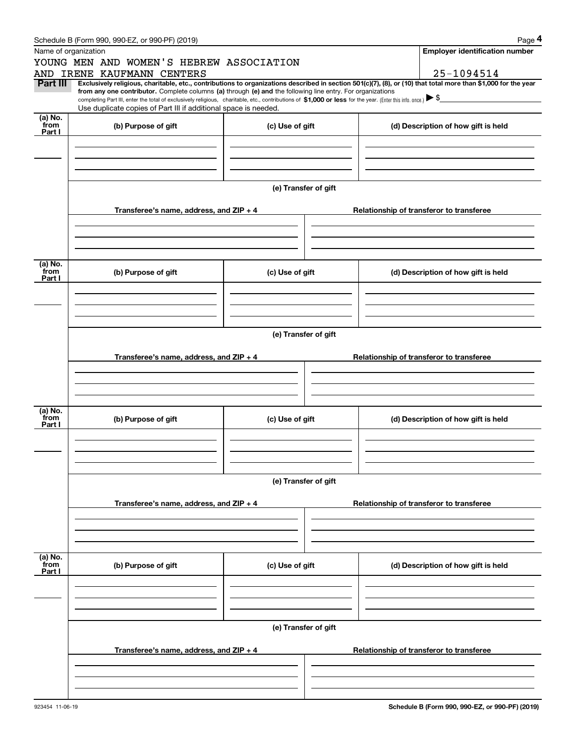Schedule B (Form 990, 990-EZ, or 990-PF) (2019)

Name of organization: YOUNG MEN AND WOMEN'S HEBREW ASSOCIATION AND IRENE KAUFMANN CENTERS

**Employer identification number** 25-1094514

**Part III** **Exclusively religious, charitable, etc., contributions to organizations described in section 501(c)(7), (8), or (10) that total more than $1,000 for the year from any one contributor.** Complete columns **(a)** through **(e)** and the following line entry. For organizations completing Part III, enter the total of exclusively religious, charitable, etc., contributions of **$1,000 or less** for the year. (Enter this info. once.) ▶ $

Use duplicate copies of Part III if additional space is needed.

| (a) No. from Part I | (b) Purpose of gift | (c) Use of gift | (d) Description of how gift is held |
|---|---|---|---|
| | | | |

(e) Transfer of gift

| Transferee's name, address, and ZIP + 4 | Relationship of transferor to transferee |
|---|---|
| | |

| (a) No. from Part I | (b) Purpose of gift | (c) Use of gift | (d) Description of how gift is held |
|---|---|---|---|
| | | | |

(e) Transfer of gift

| Transferee's name, address, and ZIP + 4 | Relationship of transferor to transferee |
|---|---|
| | |

| (a) No. from Part I | (b) Purpose of gift | (c) Use of gift | (d) Description of how gift is held |
|---|---|---|---|
| | | | |

(e) Transfer of gift

| Transferee's name, address, and ZIP + 4 | Relationship of transferor to transferee |
|---|---|
| | |

| (a) No. from Part I | (b) Purpose of gift | (c) Use of gift | (d) Description of how gift is held |
|---|---|---|---|
| | | | |

(e) Transfer of gift

| Transferee's name, address, and ZIP + 4 | Relationship of transferor to transferee |
|---|---|
| | |

923454 11-06-19

**Schedule B (Form 990, 990-EZ, or 990-PF) (2019)**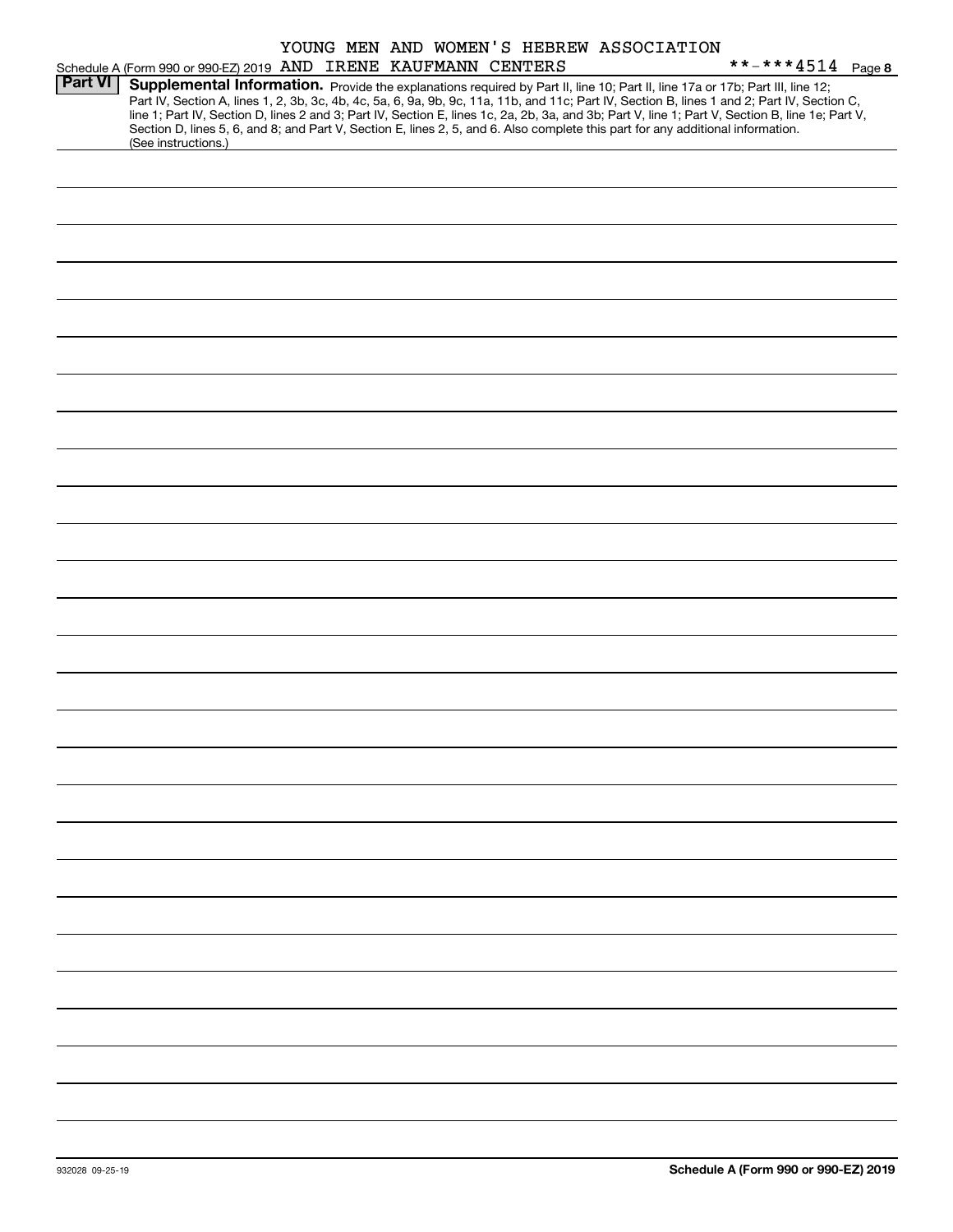YOUNG MEN AND WOMEN'S HEBREW ASSOCIATION

Schedule A (Form 990 or 990-EZ) 2019 AND IRENE KAUFMANN CENTERS **-***4514 Page 8

**Part VI** **Supplemental Information.** Provide the explanations required by Part II, line 10; Part II, line 17a or 17b; Part III, line 12; Part IV, Section A, lines 1, 2, 3b, 3c, 4b, 4c, 5a, 6, 9a, 9b, 9c, 11a, 11b, and 11c; Part IV, Section B, lines 1 and 2; Part IV, Section C, line 1; Part IV, Section D, lines 2 and 3; Part IV, Section E, lines 1c, 2a, 2b, 3a, and 3b; Part V, line 1; Part V, Section B, line 1e; Part V, Section D, lines 5, 6, and 8; and Part V, Section E, lines 2, 5, and 6. Also complete this part for any additional information. (See instructions.)

932028 09-25-19

**Schedule A (Form 990 or 990-EZ) 2019**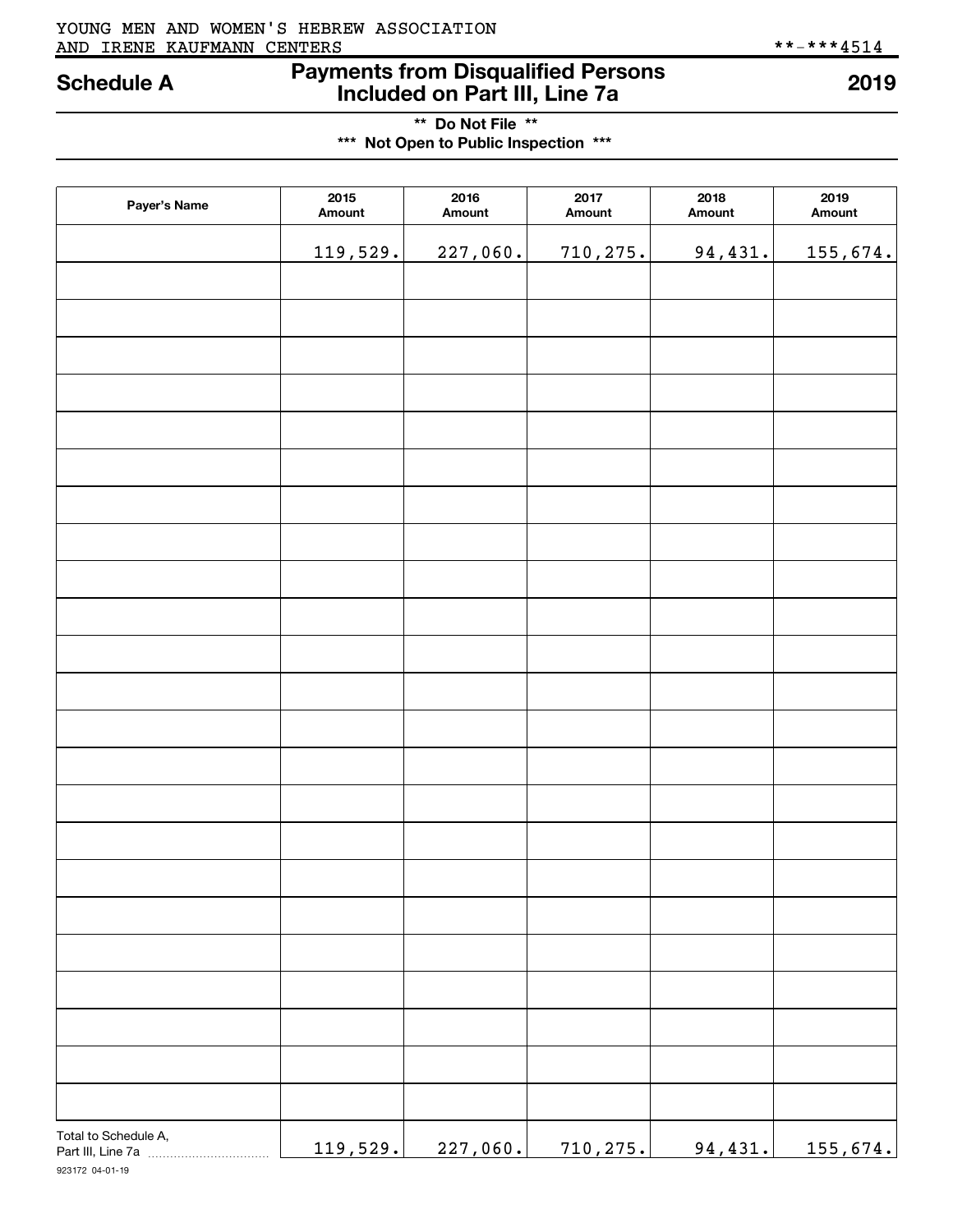YOUNG MEN AND WOMEN'S HEBREW ASSOCIATION AND IRENE KAUFMANN CENTERS

**-***4514

# Schedule A — Payments from Disqualified Persons Included on Part III, Line 7a — 2019

**Do Not File**

**Not Open to Public Inspection**

| Payer's Name | 2015 Amount | 2016 Amount | 2017 Amount | 2018 Amount | 2019 Amount |
|---|---|---|---|---|---|
| | 119,529. | 227,060. | 710,275. | 94,431. | 155,674. |
| | | | | | |
| | | | | | |
| | | | | | |
| | | | | | |
| | | | | | |
| | | | | | |
| | | | | | |
| | | | | | |
| | | | | | |
| | | | | | |
| | | | | | |
| | | | | | |
| | | | | | |
| | | | | | |
| | | | | | |
| | | | | | |
| | | | | | |
| | | | | | |
| | | | | | |
| | | | | | |
| | | | | | |
| | | | | | |
| | | | | | |
| Total to Schedule A, Part III, Line 7a | 119,529. | 227,060. | 710,275. | 94,431. | 155,674. |

923172 04-01-19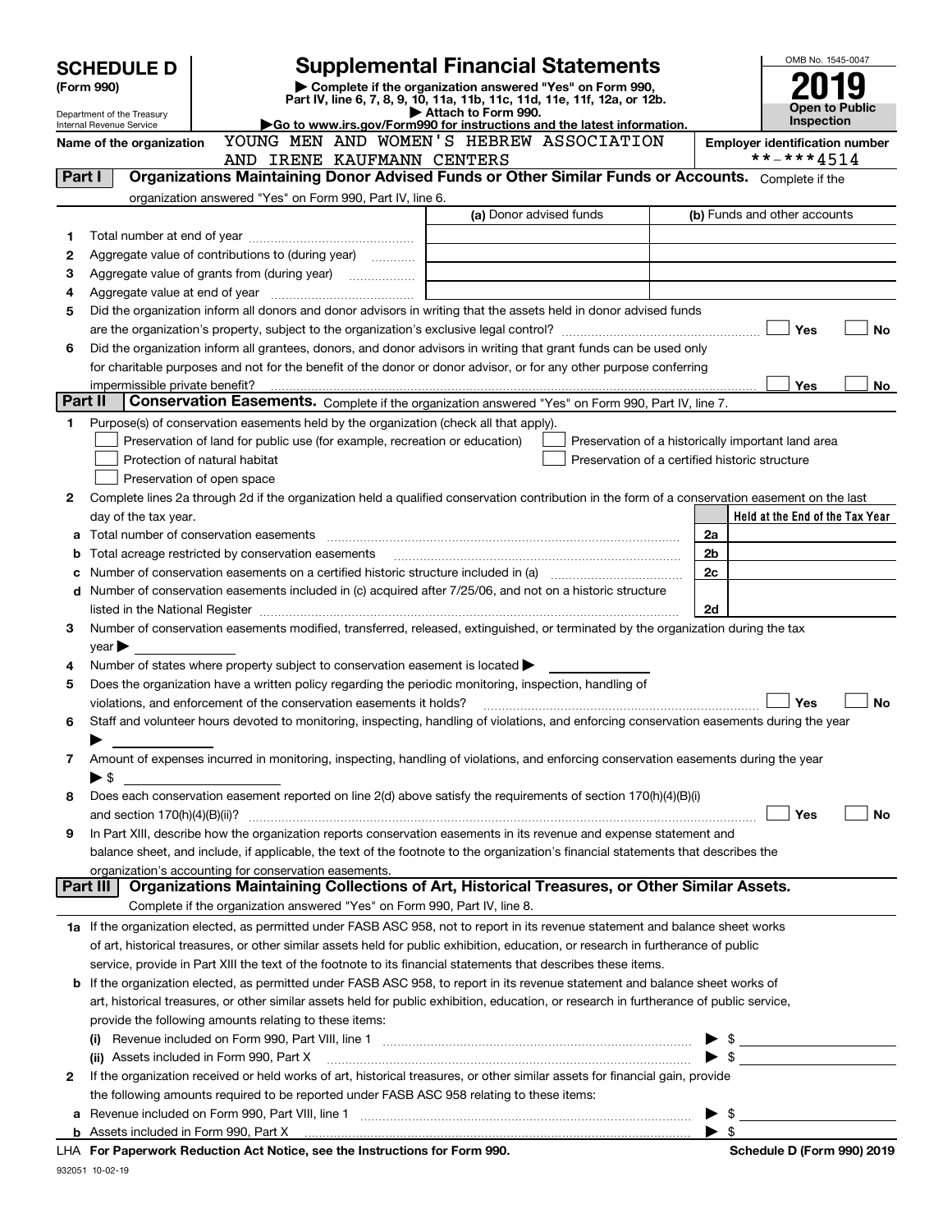# SCHEDULE D (Form 990)

Department of the Treasury
Internal Revenue Service

## Supplemental Financial Statements

▶ Complete if the organization answered "Yes" on Form 990, Part IV, line 6, 7, 8, 9, 10, 11a, 11b, 11c, 11d, 11e, 11f, 12a, or 12b.
▶ Attach to Form 990.
▶Go to www.irs.gov/Form990 for instructions and the latest information.

OMB No. 1545-0047

**2019**

**Open to Public Inspection**

Name of the organization: YOUNG MEN AND WOMEN'S HEBREW ASSOCIATION AND IRENE KAUFMANN CENTERS

Employer identification number: **-***4514

### Part I — Organizations Maintaining Donor Advised Funds or Other Similar Funds or Accounts. Complete if the organization answered "Yes" on Form 990, Part IV, line 6.

| | | (a) Donor advised funds | (b) Funds and other accounts |
|---|---|---|---|
| 1 | Total number at end of year | | |
| 2 | Aggregate value of contributions to (during year) | | |
| 3 | Aggregate value of grants from (during year) | | |
| 4 | Aggregate value at end of year | | |

5 Did the organization inform all donors and donor advisors in writing that the assets held in donor advised funds are the organization's property, subject to the organization's exclusive legal control? ☐ Yes ☐ No

6 Did the organization inform all grantees, donors, and donor advisors in writing that grant funds can be used only for charitable purposes and not for the benefit of the donor or donor advisor, or for any other purpose conferring impermissible private benefit? ☐ Yes ☐ No

### Part II — Conservation Easements. Complete if the organization answered "Yes" on Form 990, Part IV, line 7.

1 Purpose(s) of conservation easements held by the organization (check all that apply).
- ☐ Preservation of land for public use (for example, recreation or education)
- ☐ Protection of natural habitat
- ☐ Preservation of open space
- ☐ Preservation of a historically important land area
- ☐ Preservation of a certified historic structure

2 Complete lines 2a through 2d if the organization held a qualified conservation contribution in the form of a conservation easement on the last day of the tax year.

| | | | Held at the End of the Tax Year |
|---|---|---|---|
| a | Total number of conservation easements | 2a | |
| b | Total acreage restricted by conservation easements | 2b | |
| c | Number of conservation easements on a certified historic structure included in (a) | 2c | |
| d | Number of conservation easements included in (c) acquired after 7/25/06, and not on a historic structure listed in the National Register | 2d | |

3 Number of conservation easements modified, transferred, released, extinguished, or terminated by the organization during the tax year ▶

4 Number of states where property subject to conservation easement is located ▶

5 Does the organization have a written policy regarding the periodic monitoring, inspection, handling of violations, and enforcement of the conservation easements it holds? ☐ Yes ☐ No

6 Staff and volunteer hours devoted to monitoring, inspecting, handling of violations, and enforcing conservation easements during the year ▶

7 Amount of expenses incurred in monitoring, inspecting, handling of violations, and enforcing conservation easements during the year ▶ $

8 Does each conservation easement reported on line 2(d) above satisfy the requirements of section 170(h)(4)(B)(i) and section 170(h)(4)(B)(ii)? ☐ Yes ☐ No

9 In Part XIII, describe how the organization reports conservation easements in its revenue and expense statement and balance sheet, and include, if applicable, the text of the footnote to the organization's financial statements that describes the organization's accounting for conservation easements.

### Part III — Organizations Maintaining Collections of Art, Historical Treasures, or Other Similar Assets. Complete if the organization answered "Yes" on Form 990, Part IV, line 8.

1a If the organization elected, as permitted under FASB ASC 958, not to report in its revenue statement and balance sheet works of art, historical treasures, or other similar assets held for public exhibition, education, or research in furtherance of public service, provide in Part XIII the text of the footnote to its financial statements that describes these items.

b If the organization elected, as permitted under FASB ASC 958, to report in its revenue statement and balance sheet works of art, historical treasures, or other similar assets held for public exhibition, education, or research in furtherance of public service, provide the following amounts relating to these items:

(i) Revenue included on Form 990, Part VIII, line 1 ▶ $

(ii) Assets included in Form 990, Part X ▶ $

2 If the organization received or held works of art, historical treasures, or other similar assets for financial gain, provide the following amounts required to be reported under FASB ASC 958 relating to these items:

a Revenue included on Form 990, Part VIII, line 1 ▶ $

b Assets included in Form 990, Part X ▶ $

LHA For Paperwork Reduction Act Notice, see the Instructions for Form 990.

Schedule D (Form 990) 2019

932051 10-02-19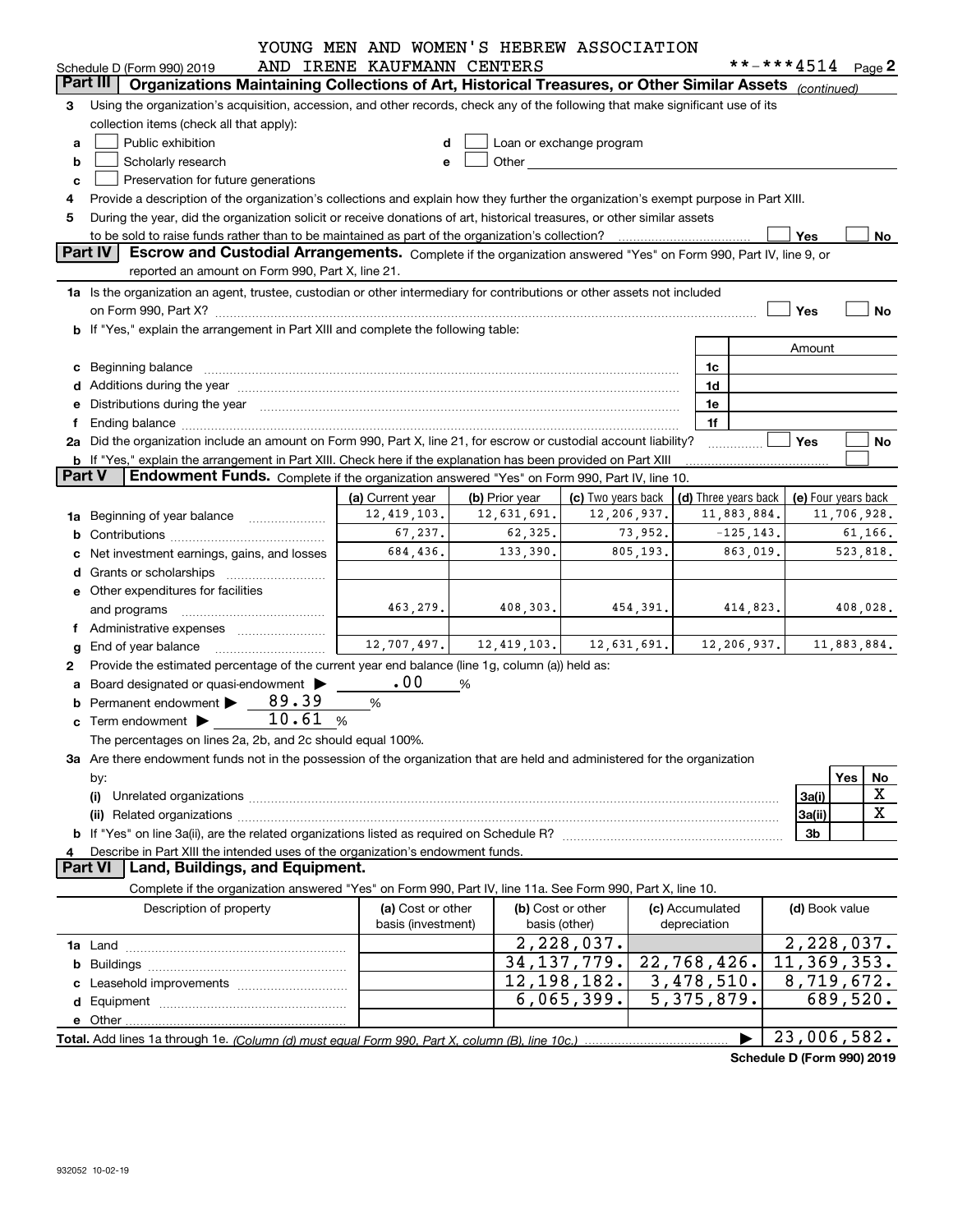YOUNG MEN AND WOMEN'S HEBREW ASSOCIATION AND IRENE KAUFMANN CENTERS

Schedule D (Form 990) 2019 **-***4514 Page 2

**Part III Organizations Maintaining Collections of Art, Historical Treasures, or Other Similar Assets** *(continued)*

3 Using the organization's acquisition, accession, and other records, check any of the following that make significant use of its collection items (check all that apply):

- a ☐ Public exhibition
- b ☐ Scholarly research
- c ☐ Preservation for future generations
- d ☐ Loan or exchange program
- e ☐ Other

4 Provide a description of the organization's collections and explain how they further the organization's exempt purpose in Part XIII.

5 During the year, did the organization solicit or receive donations of art, historical treasures, or other similar assets to be sold to raise funds rather than to be maintained as part of the organization's collection? ☐ Yes ☐ No

**Part IV Escrow and Custodial Arrangements.** Complete if the organization answered "Yes" on Form 990, Part IV, line 9, or reported an amount on Form 990, Part X, line 21.

1a Is the organization an agent, trustee, custodian or other intermediary for contributions or other assets not included on Form 990, Part X? ☐ Yes ☐ No

b If "Yes," explain the arrangement in Part XIII and complete the following table:

| | | Amount |
|---|---|---|
| c Beginning balance | 1c | |
| d Additions during the year | 1d | |
| e Distributions during the year | 1e | |
| f Ending balance | 1f | |

2a Did the organization include an amount on Form 990, Part X, line 21, for escrow or custodial account liability? ☐ Yes ☐ No

b If "Yes," explain the arrangement in Part XIII. Check here if the explanation has been provided on Part XIII ☐

**Part V Endowment Funds.** Complete if the organization answered "Yes" on Form 990, Part IV, line 10.

| | (a) Current year | (b) Prior year | (c) Two years back | (d) Three years back | (e) Four years back |
|---|---|---|---|---|---|
| 1a Beginning of year balance | 12,419,103. | 12,631,691. | 12,206,937. | 11,883,884. | 11,706,928. |
| b Contributions | 67,237. | 62,325. | 73,952. | -125,143. | 61,166. |
| c Net investment earnings, gains, and losses | 684,436. | 133,390. | 805,193. | 863,019. | 523,818. |
| d Grants or scholarships | | | | | |
| e Other expenditures for facilities and programs | 463,279. | 408,303. | 454,391. | 414,823. | 408,028. |
| f Administrative expenses | | | | | |
| g End of year balance | 12,707,497. | 12,419,103. | 12,631,691. | 12,206,937. | 11,883,884. |

2 Provide the estimated percentage of the current year end balance (line 1g, column (a)) held as:

- a Board designated or quasi-endowment ▶ .00 %
- b Permanent endowment ▶ 89.39 %
- c Term endowment ▶ 10.61 %

The percentages on lines 2a, 2b, and 2c should equal 100%.

3a Are there endowment funds not in the possession of the organization that are held and administered for the organization by:

| | | Yes | No |
|---|---|---|---|
| (i) Unrelated organizations | 3a(i) | | X |
| (ii) Related organizations | 3a(ii) | | X |
| b If "Yes" on line 3a(ii), are the related organizations listed as required on Schedule R? | 3b | | |

4 Describe in Part XIII the intended uses of the organization's endowment funds.

**Part VI Land, Buildings, and Equipment.**

Complete if the organization answered "Yes" on Form 990, Part IV, line 11a. See Form 990, Part X, line 10.

| Description of property | (a) Cost or other basis (investment) | (b) Cost or other basis (other) | (c) Accumulated depreciation | (d) Book value |
|---|---|---|---|---|
| 1a Land | | 2,228,037. | | 2,228,037. |
| b Buildings | | 34,137,779. | 22,768,426. | 11,369,353. |
| c Leasehold improvements | | 12,198,182. | 3,478,510. | 8,719,672. |
| d Equipment | | 6,065,399. | 5,375,879. | 689,520. |
| e Other | | | | |
| **Total.** Add lines 1a through 1e. *(Column (d) must equal Form 990, Part X, column (B), line 10c.)* | | | ▶ | 23,006,582. |

**Schedule D (Form 990) 2019**

932052 10-02-19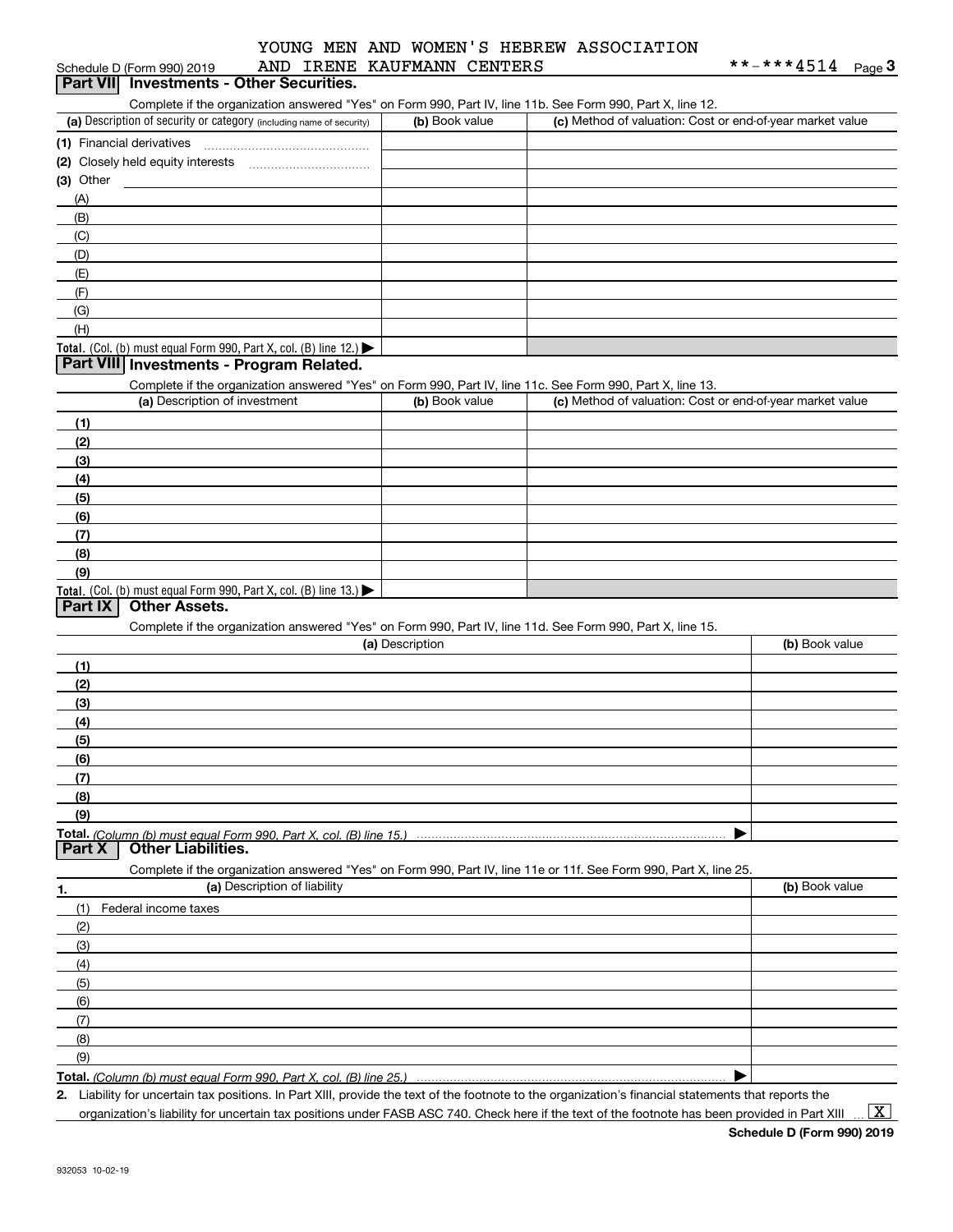YOUNG MEN AND WOMEN'S HEBREW ASSOCIATION AND IRENE KAUFMANN CENTERS

Schedule D (Form 990) 2019 **-***4514 Page 3

## Part VII Investments - Other Securities.

Complete if the organization answered "Yes" on Form 990, Part IV, line 11b. See Form 990, Part X, line 12.

| (a) Description of security or category (including name of security) | (b) Book value | (c) Method of valuation: Cost or end-of-year market value |
|---|---|---|
| (1) Financial derivatives | | |
| (2) Closely held equity interests | | |
| (3) Other | | |
| (A) | | |
| (B) | | |
| (C) | | |
| (D) | | |
| (E) | | |
| (F) | | |
| (G) | | |
| (H) | | |
| Total. (Col. (b) must equal Form 990, Part X, col. (B) line 12.) ▶ | | |

## Part VIII Investments - Program Related.

Complete if the organization answered "Yes" on Form 990, Part IV, line 11c. See Form 990, Part X, line 13.

| (a) Description of investment | (b) Book value | (c) Method of valuation: Cost or end-of-year market value |
|---|---|---|
| (1) | | |
| (2) | | |
| (3) | | |
| (4) | | |
| (5) | | |
| (6) | | |
| (7) | | |
| (8) | | |
| (9) | | |
| Total. (Col. (b) must equal Form 990, Part X, col. (B) line 13.) ▶ | | |

## Part IX Other Assets.

Complete if the organization answered "Yes" on Form 990, Part IV, line 11d. See Form 990, Part X, line 15.

| (a) Description | (b) Book value |
|---|---|
| (1) | |
| (2) | |
| (3) | |
| (4) | |
| (5) | |
| (6) | |
| (7) | |
| (8) | |
| (9) | |
| Total. *(Column (b) must equal Form 990, Part X, col. (B) line 15.)* ▶ | |

## Part X Other Liabilities.

Complete if the organization answered "Yes" on Form 990, Part IV, line 11e or 11f. See Form 990, Part X, line 25.

| 1. (a) Description of liability | (b) Book value |
|---|---|
| (1) Federal income taxes | |
| (2) | |
| (3) | |
| (4) | |
| (5) | |
| (6) | |
| (7) | |
| (8) | |
| (9) | |
| Total. *(Column (b) must equal Form 990, Part X, col. (B) line 25.)* ▶ | |

2. Liability for uncertain tax positions. In Part XIII, provide the text of the footnote to the organization's financial statements that reports the organization's liability for uncertain tax positions under FASB ASC 740. Check here if the text of the footnote has been provided in Part XIII ... [X]

Schedule D (Form 990) 2019

932053 10-02-19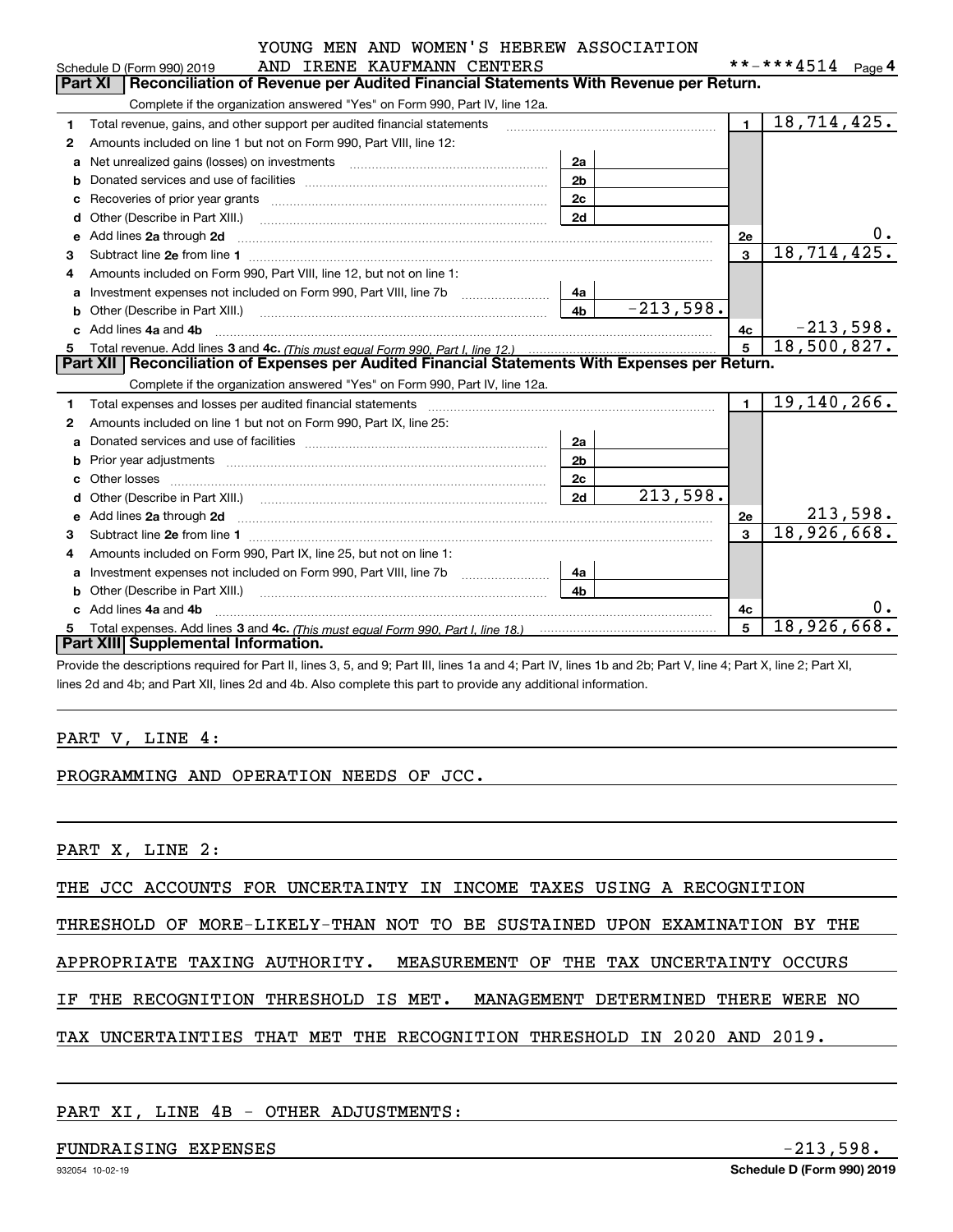Schedule D (Form 990) 2019 YOUNG MEN AND WOMEN'S HEBREW ASSOCIATION AND IRENE KAUFMANN CENTERS **-***4514 Page 4

## Part XI Reconciliation of Revenue per Audited Financial Statements With Revenue per Return.

Complete if the organization answered "Yes" on Form 990, Part IV, line 12a.

| | | | | | |
|---|---|---|---|---|---|
| 1 | Total revenue, gains, and other support per audited financial statements | | | 1 | 18,714,425. |
| 2 | Amounts included on line 1 but not on Form 990, Part VIII, line 12: | | | | |
| a | Net unrealized gains (losses) on investments | 2a | | | |
| b | Donated services and use of facilities | 2b | | | |
| c | Recoveries of prior year grants | 2c | | | |
| d | Other (Describe in Part XIII.) | 2d | | | |
| e | Add lines 2a through 2d | | | 2e | 0. |
| 3 | Subtract line 2e from line 1 | | | 3 | 18,714,425. |
| 4 | Amounts included on Form 990, Part VIII, line 12, but not on line 1: | | | | |
| a | Investment expenses not included on Form 990, Part VIII, line 7b | 4a | | | |
| b | Other (Describe in Part XIII.) | 4b | -213,598. | | |
| c | Add lines 4a and 4b | | | 4c | -213,598. |
| 5 | Total revenue. Add lines 3 and 4c. *(This must equal Form 990, Part I, line 12.)* | | | 5 | 18,500,827. |

## Part XII Reconciliation of Expenses per Audited Financial Statements With Expenses per Return.

Complete if the organization answered "Yes" on Form 990, Part IV, line 12a.

| | | | | | |
|---|---|---|---|---|---|
| 1 | Total expenses and losses per audited financial statements | | | 1 | 19,140,266. |
| 2 | Amounts included on line 1 but not on Form 990, Part IX, line 25: | | | | |
| a | Donated services and use of facilities | 2a | | | |
| b | Prior year adjustments | 2b | | | |
| c | Other losses | 2c | | | |
| d | Other (Describe in Part XIII.) | 2d | 213,598. | | |
| e | Add lines 2a through 2d | | | 2e | 213,598. |
| 3 | Subtract line 2e from line 1 | | | 3 | 18,926,668. |
| 4 | Amounts included on Form 990, Part IX, line 25, but not on line 1: | | | | |
| a | Investment expenses not included on Form 990, Part VIII, line 7b | 4a | | | |
| b | Other (Describe in Part XIII.) | 4b | | | |
| c | Add lines 4a and 4b | | | 4c | 0. |
| 5 | Total expenses. Add lines 3 and 4c. *(This must equal Form 990, Part I, line 18.)* | | | 5 | 18,926,668. |

## Part XIII Supplemental Information.

Provide the descriptions required for Part II, lines 3, 5, and 9; Part III, lines 1a and 4; Part IV, lines 1b and 2b; Part V, line 4; Part X, line 2; Part XI, lines 2d and 4b; and Part XII, lines 2d and 4b. Also complete this part to provide any additional information.

PART V, LINE 4:

PROGRAMMING AND OPERATION NEEDS OF JCC.

PART X, LINE 2:

THE JCC ACCOUNTS FOR UNCERTAINTY IN INCOME TAXES USING A RECOGNITION THRESHOLD OF MORE-LIKELY-THAN NOT TO BE SUSTAINED UPON EXAMINATION BY THE APPROPRIATE TAXING AUTHORITY. MEASUREMENT OF THE TAX UNCERTAINTY OCCURS IF THE RECOGNITION THRESHOLD IS MET. MANAGEMENT DETERMINED THERE WERE NO TAX UNCERTAINTIES THAT MET THE RECOGNITION THRESHOLD IN 2020 AND 2019.

PART XI, LINE 4B - OTHER ADJUSTMENTS:

| | |
|---|---|
| FUNDRAISING EXPENSES | -213,598. |

932054 10-02-19 Schedule D (Form 990) 2019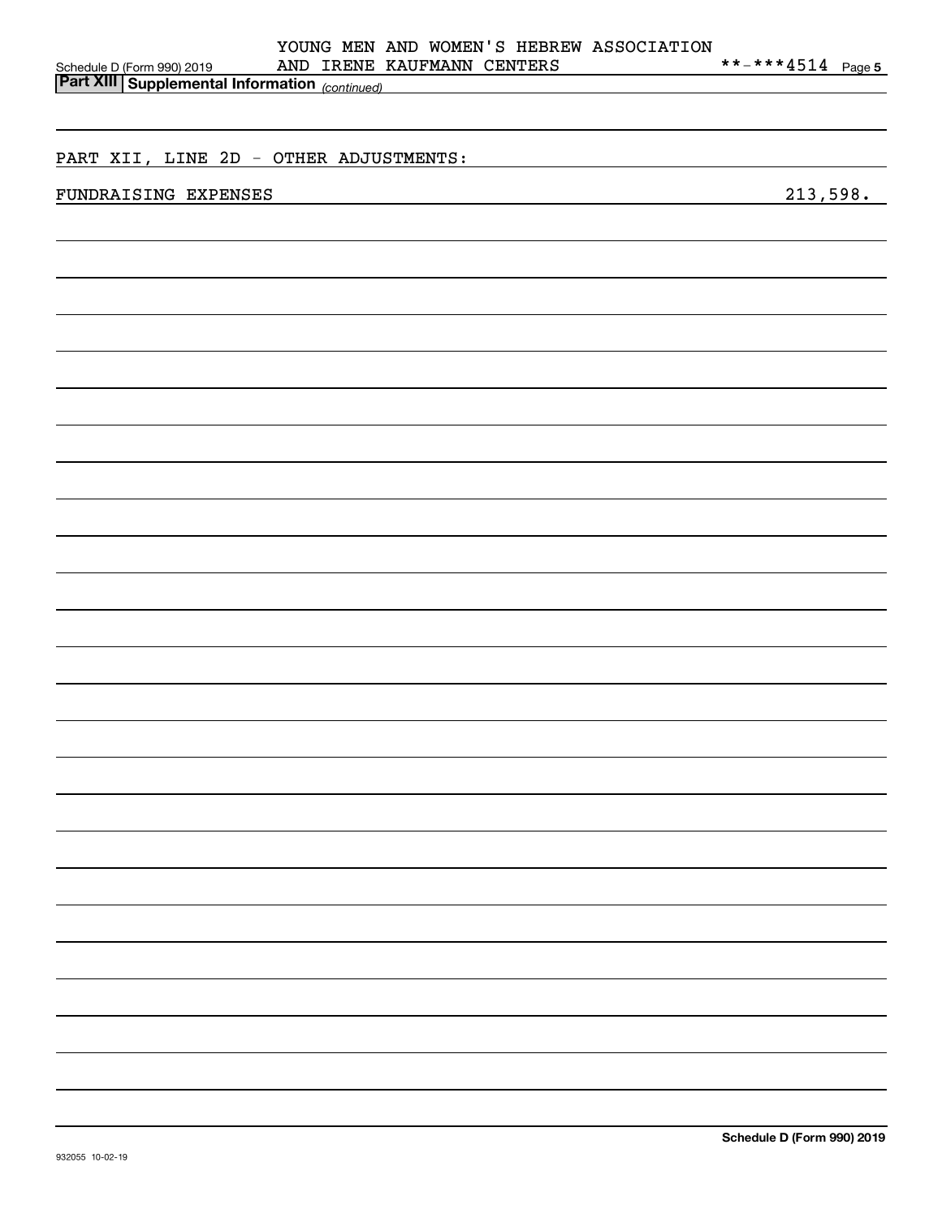Schedule D (Form 990) 2019 YOUNG MEN AND WOMEN'S HEBREW ASSOCIATION AND IRENE KAUFMANN CENTERS **-***4514 Page 5

**Part XIII | Supplemental Information** *(continued)*

PART XII, LINE 2D - OTHER ADJUSTMENTS:

| | |
|---|---|
| FUNDRAISING EXPENSES | 213,598. |

Schedule D (Form 990) 2019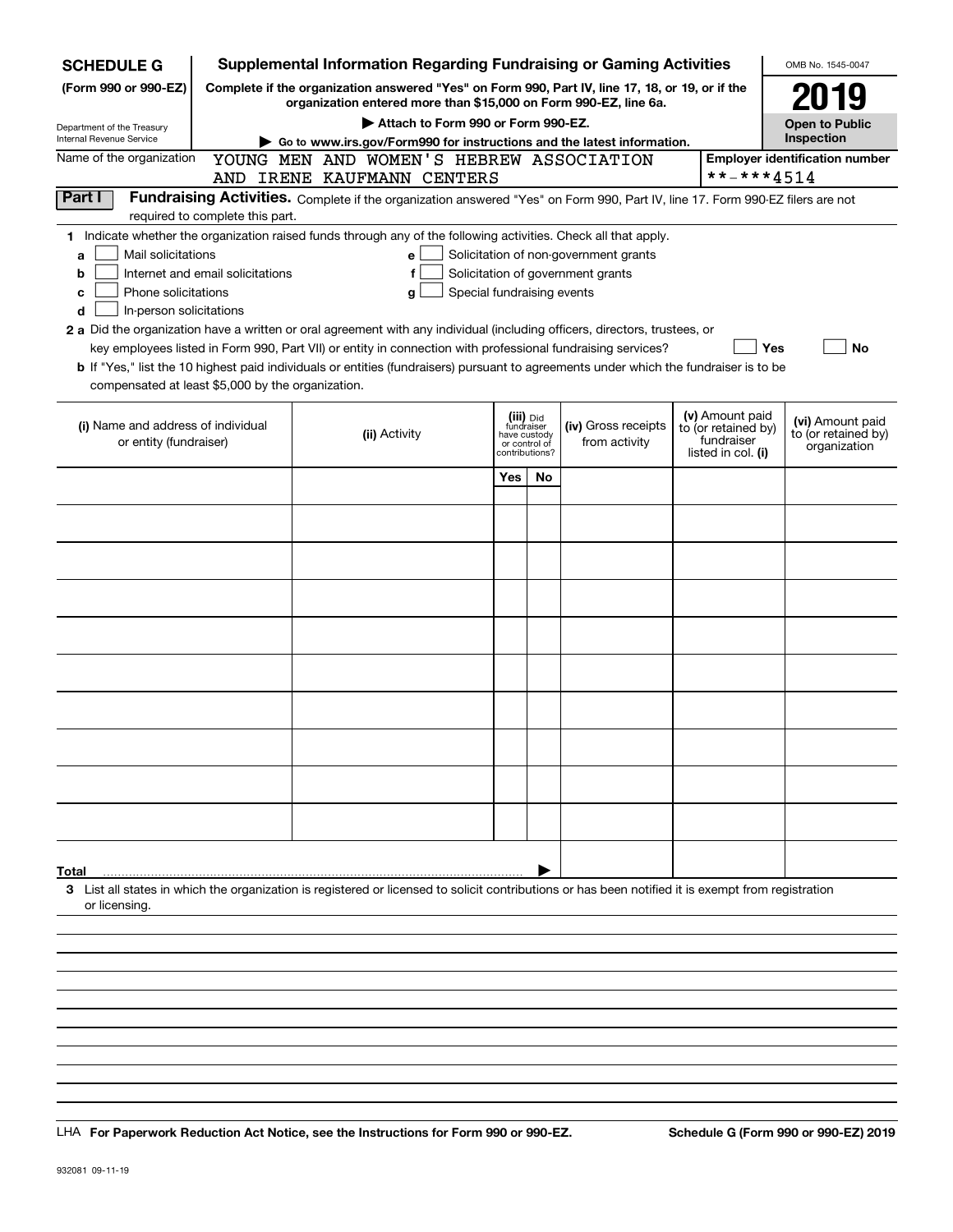**SCHEDULE G** (Form 990 or 990-EZ)

Department of the Treasury
Internal Revenue Service

# Supplemental Information Regarding Fundraising or Gaming Activities

**Complete if the organization answered "Yes" on Form 990, Part IV, line 17, 18, or 19, or if the organization entered more than $15,000 on Form 990-EZ, line 6a.**

▶ **Attach to Form 990 or Form 990-EZ.**

▶ **Go to www.irs.gov/Form990 for instructions and the latest information.**

OMB No. 1545-0047

**2019**

**Open to Public Inspection**

Name of the organization: YOUNG MEN AND WOMEN'S HEBREW ASSOCIATION AND IRENE KAUFMANN CENTERS

**Employer identification number**: **-***4514

**Part I** **Fundraising Activities.** Complete if the organization answered "Yes" on Form 990, Part IV, line 17. Form 990-EZ filers are not required to complete this part.

**1** Indicate whether the organization raised funds through any of the following activities. Check all that apply.

- **a** ☐ Mail solicitations
- **b** ☐ Internet and email solicitations
- **c** ☐ Phone solicitations
- **d** ☐ In-person solicitations
- **e** ☐ Solicitation of non-government grants
- **f** ☐ Solicitation of government grants
- **g** ☐ Special fundraising events

**2 a** Did the organization have a written or oral agreement with any individual (including officers, directors, trustees, or key employees listed in Form 990, Part VII) or entity in connection with professional fundraising services? ☐ **Yes** ☐ **No**

**b** If "Yes," list the 10 highest paid individuals or entities (fundraisers) pursuant to agreements under which the fundraiser is to be compensated at least $5,000 by the organization.

| (i) Name and address of individual or entity (fundraiser) | (ii) Activity | (iii) Did fundraiser have custody or control of contributions? Yes | No | (iv) Gross receipts from activity | (v) Amount paid to (or retained by) fundraiser listed in col. (i) | (vi) Amount paid to (or retained by) organization |
|---|---|---|---|---|---|---|
| | | | | | | |
| | | | | | | |
| | | | | | | |
| | | | | | | |
| | | | | | | |
| | | | | | | |
| | | | | | | |
| | | | | | | |
| | | | | | | |
| | | | | | | |
| **Total** ▶ | | | | | | |

**3** List all states in which the organization is registered or licensed to solicit contributions or has been notified it is exempt from registration or licensing.

LHA **For Paperwork Reduction Act Notice, see the Instructions for Form 990 or 990-EZ.** **Schedule G (Form 990 or 990-EZ) 2019**

932081 09-11-19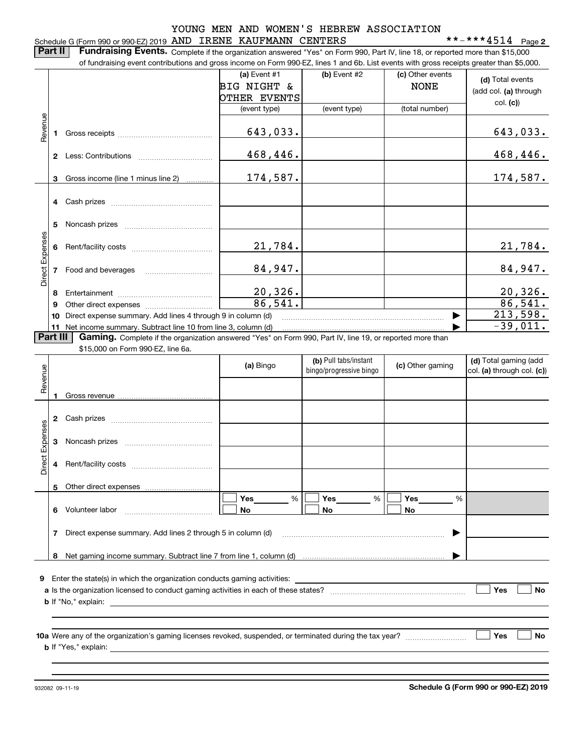YOUNG MEN AND WOMEN'S HEBREW ASSOCIATION

Schedule G (Form 990 or 990-EZ) 2019 AND IRENE KAUFMANN CENTERS **-***4514 Page 2

**Part II** **Fundraising Events.** Complete if the organization answered "Yes" on Form 990, Part IV, line 18, or reported more than $15,000 of fundraising event contributions and gross income on Form 990-EZ, lines 1 and 6b. List events with gross receipts greater than $5,000.

| | | (a) Event #1 BIG NIGHT & OTHER EVENTS (event type) | (b) Event #2 (event type) | (c) Other events NONE (total number) | (d) Total events (add col. (a) through col. (c)) |
|---|---|---|---|---|---|
| Revenue | 1 Gross receipts | 643,033. | | | 643,033. |
| | 2 Less: Contributions | 468,446. | | | 468,446. |
| | 3 Gross income (line 1 minus line 2) | 174,587. | | | 174,587. |
| Direct Expenses | 4 Cash prizes | | | | |
| | 5 Noncash prizes | | | | |
| | 6 Rent/facility costs | 21,784. | | | 21,784. |
| | 7 Food and beverages | 84,947. | | | 84,947. |
| | 8 Entertainment | 20,326. | | | 20,326. |
| | 9 Other direct expenses | 86,541. | | | 86,541. |
| | 10 Direct expense summary. Add lines 4 through 9 in column (d) | | | ▶ | 213,598. |
| | 11 Net income summary. Subtract line 10 from line 3, column (d) | | | ▶ | -39,011. |

**Part III** **Gaming.** Complete if the organization answered "Yes" on Form 990, Part IV, line 19, or reported more than $15,000 on Form 990-EZ, line 6a.

| | | (a) Bingo | (b) Pull tabs/instant bingo/progressive bingo | (c) Other gaming | (d) Total gaming (add col. (a) through col. (c)) |
|---|---|---|---|---|---|
| Revenue | 1 Gross revenue | | | | |
| Direct Expenses | 2 Cash prizes | | | | |
| | 3 Noncash prizes | | | | |
| | 4 Rent/facility costs | | | | |
| | 5 Other direct expenses | | | | |
| | 6 Volunteer labor | Yes ___ % / No | Yes ___ % / No | Yes ___ % / No | |
| | 7 Direct expense summary. Add lines 2 through 5 in column (d) | | | ▶ | |
| | 8 Net gaming income summary. Subtract line 7 from line 1, column (d) | | | ▶ | |

9 Enter the state(s) in which the organization conducts gaming activities:

a Is the organization licensed to conduct gaming activities in each of these states? Yes No

b If "No," explain:

10a Were any of the organization's gaming licenses revoked, suspended, or terminated during the tax year? Yes No

b If "Yes," explain:

932082 09-11-19 **Schedule G (Form 990 or 990-EZ) 2019**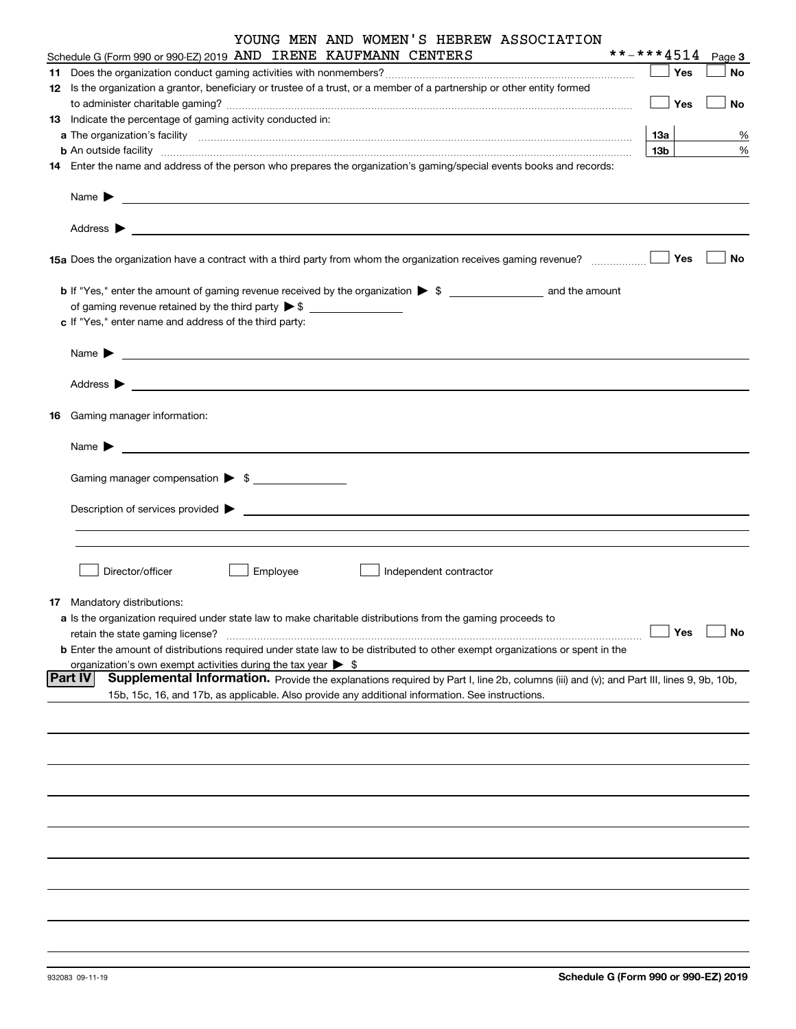YOUNG MEN AND WOMEN'S HEBREW ASSOCIATION

Schedule G (Form 990 or 990-EZ) 2019 AND IRENE KAUFMANN CENTERS **-***4514 Page 3

**11** Does the organization conduct gaming activities with nonmembers? ☐ Yes ☐ No

**12** Is the organization a grantor, beneficiary or trustee of a trust, or a member of a partnership or other entity formed to administer charitable gaming? ☐ Yes ☐ No

**13** Indicate the percentage of gaming activity conducted in:

**a** The organization's facility **13a** %

**b** An outside facility **13b** %

**14** Enter the name and address of the person who prepares the organization's gaming/special events books and records:

Name ▶

Address ▶

**15a** Does the organization have a contract with a third party from whom the organization receives gaming revenue? ☐ Yes ☐ No

**b** If "Yes," enter the amount of gaming revenue received by the organization ▶ $ and the amount of gaming revenue retained by the third party ▶ $

**c** If "Yes," enter name and address of the third party:

Name ▶

Address ▶

**16** Gaming manager information:

Name ▶

Gaming manager compensation ▶ $

Description of services provided ▶

☐ Director/officer ☐ Employee ☐ Independent contractor

**17** Mandatory distributions:

**a** Is the organization required under state law to make charitable distributions from the gaming proceeds to retain the state gaming license? ☐ Yes ☐ No

**b** Enter the amount of distributions required under state law to be distributed to other exempt organizations or spent in the organization's own exempt activities during the tax year ▶ $

## Part IV Supplemental Information.

Provide the explanations required by Part I, line 2b, columns (iii) and (v); and Part III, lines 9, 9b, 10b, 15b, 15c, 16, and 17b, as applicable. Also provide any additional information. See instructions.

932083 09-11-19

**Schedule G (Form 990 or 990-EZ) 2019**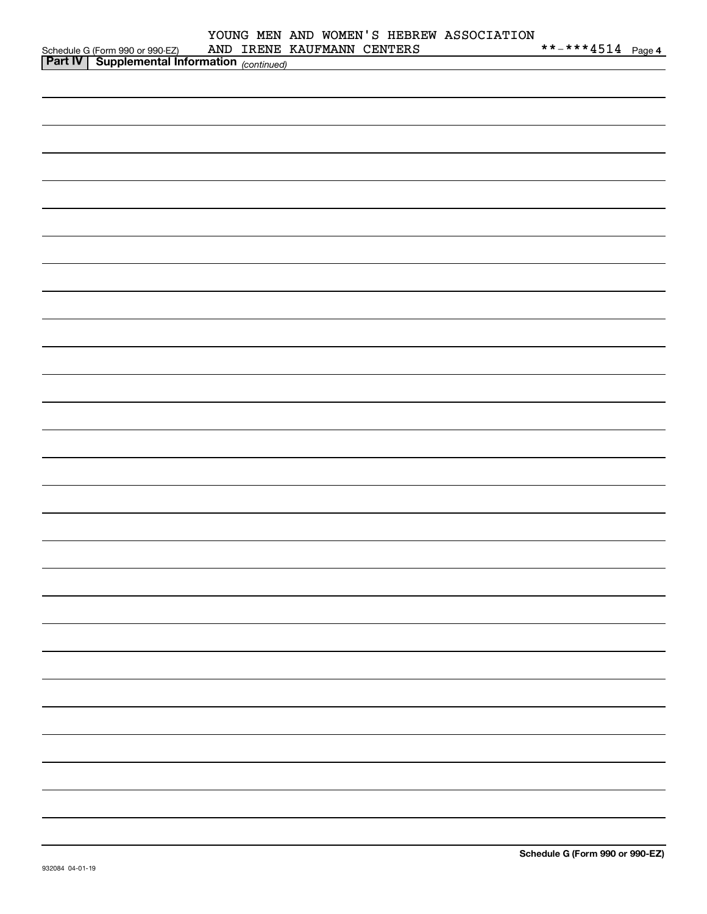Schedule G (Form 990 or 990-EZ) YOUNG MEN AND WOMEN'S HEBREW ASSOCIATION AND IRENE KAUFMANN CENTERS **-***4514 Page 4

**Part IV Supplemental Information** *(continued)*

**Schedule G (Form 990 or 990-EZ)**

932084 04-01-19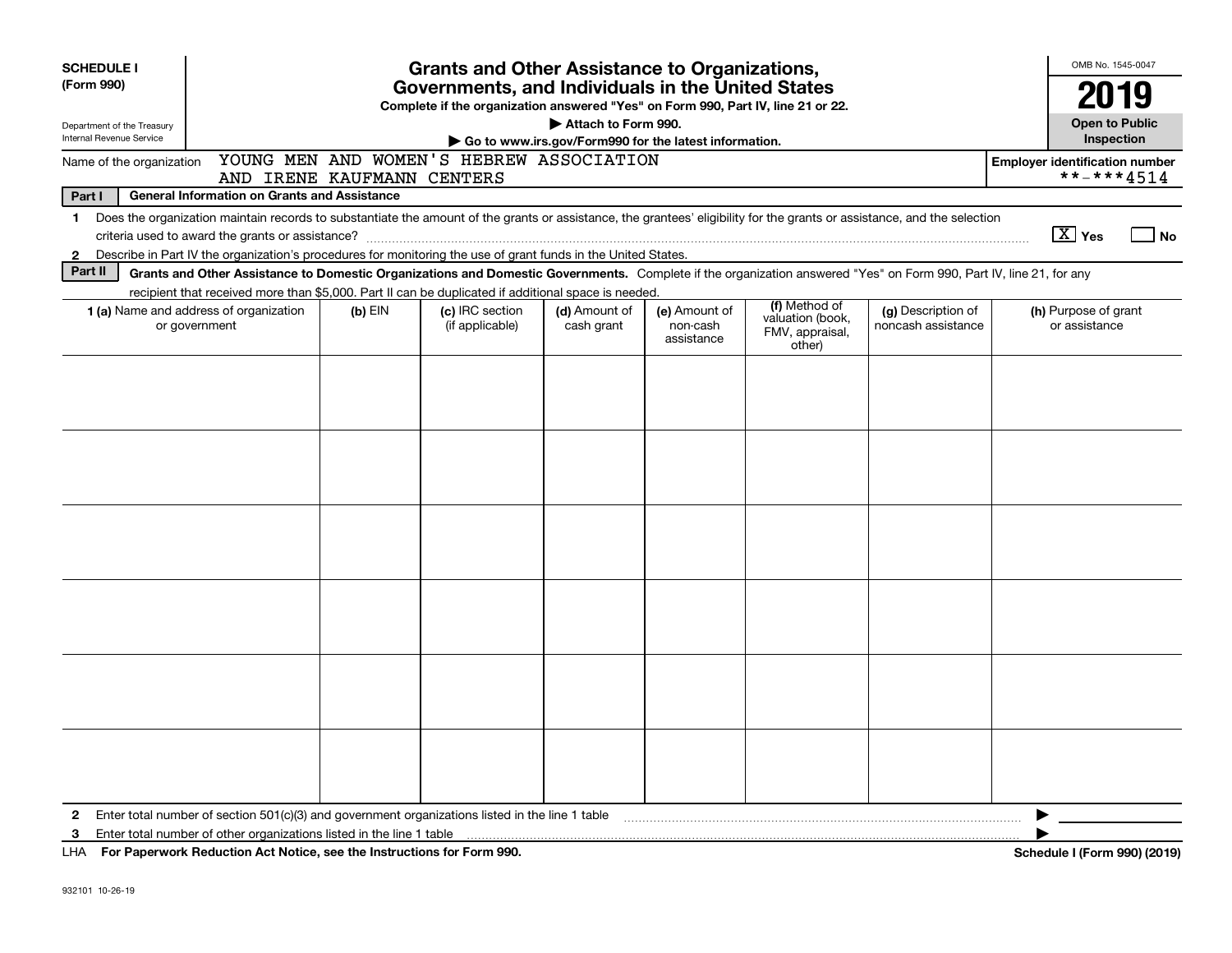**SCHEDULE I**
**(Form 990)**

Department of the Treasury
Internal Revenue Service

# Grants and Other Assistance to Organizations, Governments, and Individuals in the United States

**Complete if the organization answered "Yes" on Form 990, Part IV, line 21 or 22.**
**▶ Attach to Form 990.**
**▶ Go to www.irs.gov/Form990 for the latest information.**

OMB No. 1545-0047

**2019**

**Open to Public Inspection**

Name of the organization: YOUNG MEN AND WOMEN'S HEBREW ASSOCIATION AND IRENE KAUFMANN CENTERS

**Employer identification number**: **-***4514

**Part I — General Information on Grants and Assistance**

1 Does the organization maintain records to substantiate the amount of the grants or assistance, the grantees' eligibility for the grants or assistance, and the selection criteria used to award the grants or assistance? [X] **Yes** [ ] **No**

2 Describe in Part IV the organization's procedures for monitoring the use of grant funds in the United States.

**Part II — Grants and Other Assistance to Domestic Organizations and Domestic Governments.** Complete if the organization answered "Yes" on Form 990, Part IV, line 21, for any recipient that received more than $5,000. Part II can be duplicated if additional space is needed.

| 1 (a) Name and address of organization or government | (b) EIN | (c) IRC section (if applicable) | (d) Amount of cash grant | (e) Amount of non-cash assistance | (f) Method of valuation (book, FMV, appraisal, other) | (g) Description of noncash assistance | (h) Purpose of grant or assistance |
|---|---|---|---|---|---|---|---|
| | | | | | | | |
| | | | | | | | |
| | | | | | | | |
| | | | | | | | |
| | | | | | | | |
| | | | | | | | |

2 Enter total number of section 501(c)(3) and government organizations listed in the line 1 table ▶

3 Enter total number of other organizations listed in the line 1 table ▶

LHA **For Paperwork Reduction Act Notice, see the Instructions for Form 990.** **Schedule I (Form 990) (2019)**

932101 10-26-19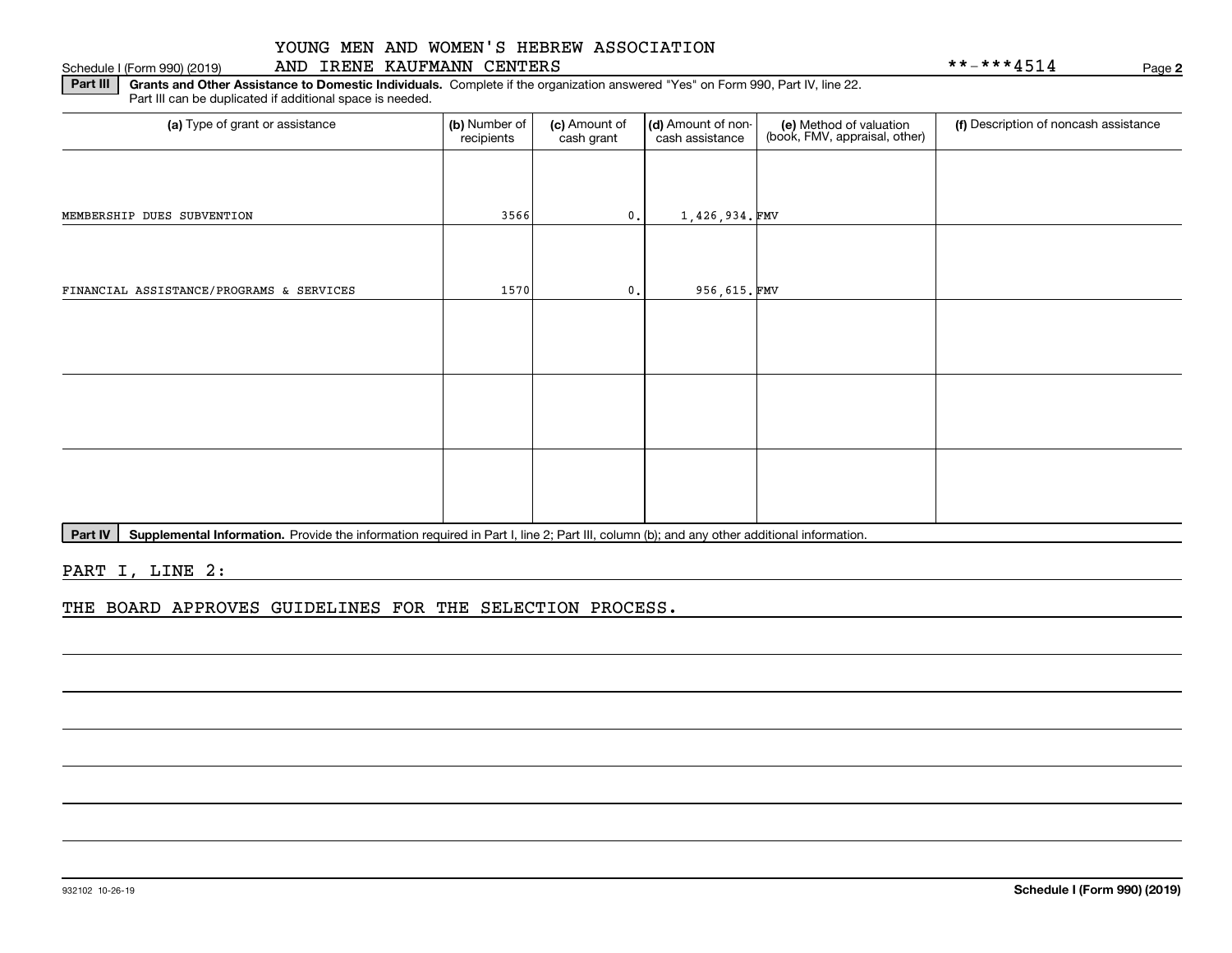YOUNG MEN AND WOMEN'S HEBREW ASSOCIATION AND IRENE KAUFMANN CENTERS

Schedule I (Form 990) (2019) **-***4514 Page **2**

**Part III** **Grants and Other Assistance to Domestic Individuals.** Complete if the organization answered "Yes" on Form 990, Part IV, line 22. Part III can be duplicated if additional space is needed.

| (a) Type of grant or assistance | (b) Number of recipients | (c) Amount of cash grant | (d) Amount of non-cash assistance | (e) Method of valuation (book, FMV, appraisal, other) | (f) Description of noncash assistance |
|---|---|---|---|---|---|
| MEMBERSHIP DUES SUBVENTION | 3566 | 0. | 1,426,934. | FMV | |
| FINANCIAL ASSISTANCE/PROGRAMS & SERVICES | 1570 | 0. | 956,615. | FMV | |
| | | | | | |
| | | | | | |
| | | | | | |

**Part IV** **Supplemental Information.** Provide the information required in Part I, line 2; Part III, column (b); and any other additional information.

PART I, LINE 2:

THE BOARD APPROVES GUIDELINES FOR THE SELECTION PROCESS.

932102 10-26-19 **Schedule I (Form 990) (2019)**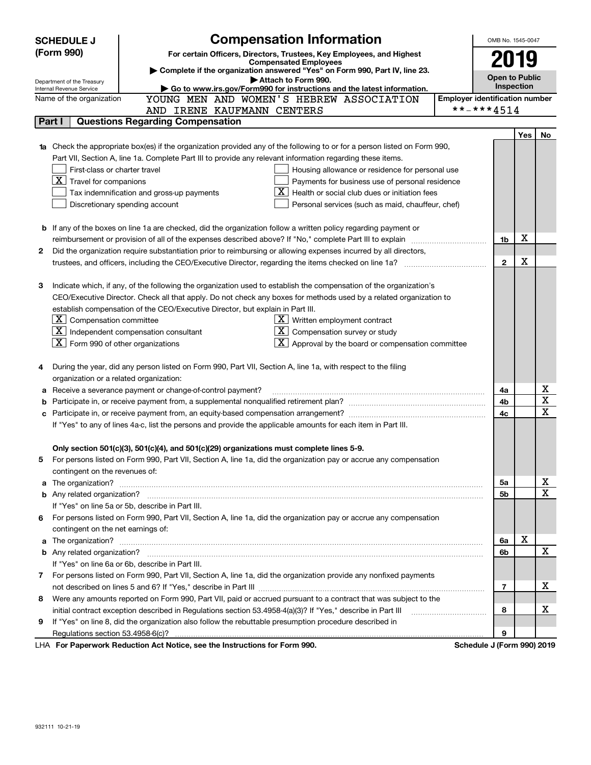# SCHEDULE J (Form 990)

Department of the Treasury
Internal Revenue Service

## Compensation Information

**For certain Officers, Directors, Trustees, Key Employees, and Highest Compensated Employees**

▶ Complete if the organization answered "Yes" on Form 990, Part IV, line 23.
▶ Attach to Form 990.
▶ Go to www.irs.gov/Form990 for instructions and the latest information.

OMB No. 1545-0047

**2019**

**Open to Public Inspection**

Name of the organization: YOUNG MEN AND WOMEN'S HEBREW ASSOCIATION AND IRENE KAUFMANN CENTERS

Employer identification number: **-***4514

### Part I Questions Regarding Compensation

| | | | Yes | No |
|---|---|---|---|---|
| **1a** | Check the appropriate box(es) if the organization provided any of the following to or for a person listed on Form 990, Part VII, Section A, line 1a. Complete Part III to provide any relevant information regarding these items.<br>☐ First-class or charter travel<br>☒ Travel for companions<br>☐ Tax indemnification and gross-up payments<br>☐ Discretionary spending account<br>☐ Housing allowance or residence for personal use<br>☐ Payments for business use of personal residence<br>☒ Health or social club dues or initiation fees<br>☐ Personal services (such as maid, chauffeur, chef) | | | |
| **b** | If any of the boxes on line 1a are checked, did the organization follow a written policy regarding payment or reimbursement or provision of all of the expenses described above? If "No," complete Part III to explain | 1b | X | |
| **2** | Did the organization require substantiation prior to reimbursing or allowing expenses incurred by all directors, trustees, and officers, including the CEO/Executive Director, regarding the items checked on line 1a? | 2 | X | |
| **3** | Indicate which, if any, of the following the organization used to establish the compensation of the organization's CEO/Executive Director. Check all that apply. Do not check any boxes for methods used by a related organization to establish compensation of the CEO/Executive Director, but explain in Part III.<br>☒ Compensation committee<br>☒ Independent compensation consultant<br>☒ Form 990 of other organizations<br>☒ Written employment contract<br>☒ Compensation survey or study<br>☒ Approval by the board or compensation committee | | | |
| **4** | During the year, did any person listed on Form 990, Part VII, Section A, line 1a, with respect to the filing organization or a related organization: | | | |
| **a** | Receive a severance payment or change-of-control payment? | 4a | | X |
| **b** | Participate in, or receive payment from, a supplemental nonqualified retirement plan? | 4b | | X |
| **c** | Participate in, or receive payment from, an equity-based compensation arrangement? | 4c | | X |
| | If "Yes" to any of lines 4a-c, list the persons and provide the applicable amounts for each item in Part III. | | | |
| | **Only section 501(c)(3), 501(c)(4), and 501(c)(29) organizations must complete lines 5-9.** | | | |
| **5** | For persons listed on Form 990, Part VII, Section A, line 1a, did the organization pay or accrue any compensation contingent on the revenues of: | | | |
| **a** | The organization? | 5a | | X |
| **b** | Any related organization? | 5b | | X |
| | If "Yes" on line 5a or 5b, describe in Part III. | | | |
| **6** | For persons listed on Form 990, Part VII, Section A, line 1a, did the organization pay or accrue any compensation contingent on the net earnings of: | | | |
| **a** | The organization? | 6a | X | |
| **b** | Any related organization? | 6b | | X |
| | If "Yes" on line 6a or 6b, describe in Part III. | | | |
| **7** | For persons listed on Form 990, Part VII, Section A, line 1a, did the organization provide any nonfixed payments not described on lines 5 and 6? If "Yes," describe in Part III | 7 | | X |
| **8** | Were any amounts reported on Form 990, Part VII, paid or accrued pursuant to a contract that was subject to the initial contract exception described in Regulations section 53.4958-4(a)(3)? If "Yes," describe in Part III | 8 | | X |
| **9** | If "Yes" on line 8, did the organization also follow the rebuttable presumption procedure described in Regulations section 53.4958-6(c)? | 9 | | |

LHA **For Paperwork Reduction Act Notice, see the Instructions for Form 990.** **Schedule J (Form 990) 2019**

932111 10-21-19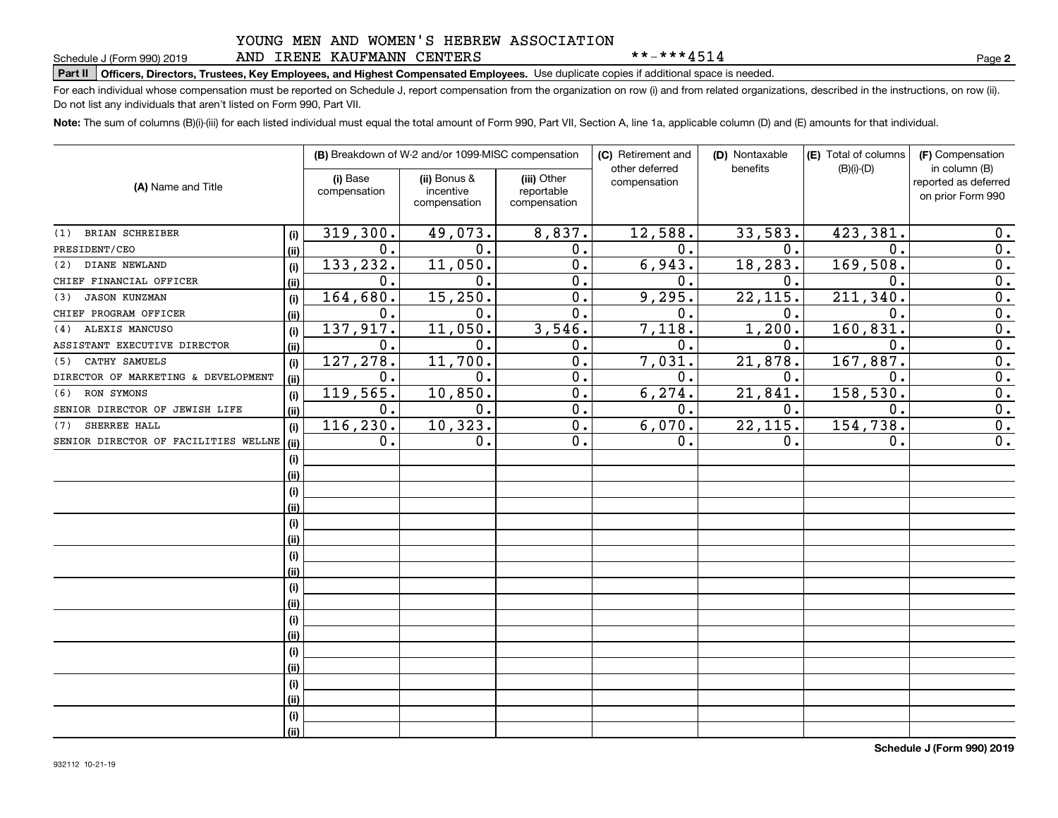YOUNG MEN AND WOMEN'S HEBREW ASSOCIATION
AND IRENE KAUFMANN CENTERS **-***4514

Schedule J (Form 990) 2019 Page **2**

**Part II** **Officers, Directors, Trustees, Key Employees, and Highest Compensated Employees.** Use duplicate copies if additional space is needed.

For each individual whose compensation must be reported on Schedule J, report compensation from the organization on row (i) and from related organizations, described in the instructions, on row (ii). Do not list any individuals that aren't listed on Form 990, Part VII.

**Note:** The sum of columns (B)(i)-(iii) for each listed individual must equal the total amount of Form 990, Part VII, Section A, line 1a, applicable column (D) and (E) amounts for that individual.

| (A) Name and Title | | (B) Breakdown of W-2 and/or 1099-MISC compensation | | | (C) Retirement and other deferred compensation | (D) Nontaxable benefits | (E) Total of columns (B)(i)-(D) | (F) Compensation in column (B) reported as deferred on prior Form 990 |
|---|---|---|---|---|---|---|---|---|
| | | (i) Base compensation | (ii) Bonus & incentive compensation | (iii) Other reportable compensation | | | | |
| (1) BRIAN SCHREIBER | (i) | 319,300. | 49,073. | 8,837. | 12,588. | 33,583. | 423,381. | 0. |
| PRESIDENT/CEO | (ii) | 0. | 0. | 0. | 0. | 0. | 0. | 0. |
| (2) DIANE NEWLAND | (i) | 133,232. | 11,050. | 0. | 6,943. | 18,283. | 169,508. | 0. |
| CHIEF FINANCIAL OFFICER | (ii) | 0. | 0. | 0. | 0. | 0. | 0. | 0. |
| (3) JASON KUNZMAN | (i) | 164,680. | 15,250. | 0. | 9,295. | 22,115. | 211,340. | 0. |
| CHIEF PROGRAM OFFICER | (ii) | 0. | 0. | 0. | 0. | 0. | 0. | 0. |
| (4) ALEXIS MANCUSO | (i) | 137,917. | 11,050. | 3,546. | 7,118. | 1,200. | 160,831. | 0. |
| ASSISTANT EXECUTIVE DIRECTOR | (ii) | 0. | 0. | 0. | 0. | 0. | 0. | 0. |
| (5) CATHY SAMUELS | (i) | 127,278. | 11,700. | 0. | 7,031. | 21,878. | 167,887. | 0. |
| DIRECTOR OF MARKETING & DEVELOPMENT | (ii) | 0. | 0. | 0. | 0. | 0. | 0. | 0. |
| (6) RON SYMONS | (i) | 119,565. | 10,850. | 0. | 6,274. | 21,841. | 158,530. | 0. |
| SENIOR DIRECTOR OF JEWISH LIFE | (ii) | 0. | 0. | 0. | 0. | 0. | 0. | 0. |
| (7) SHERREE HALL | (i) | 116,230. | 10,323. | 0. | 6,070. | 22,115. | 154,738. | 0. |
| SENIOR DIRECTOR OF FACILITIES WELLNE | (ii) | 0. | 0. | 0. | 0. | 0. | 0. | 0. |

Schedule J (Form 990) 2019

932112 10-21-19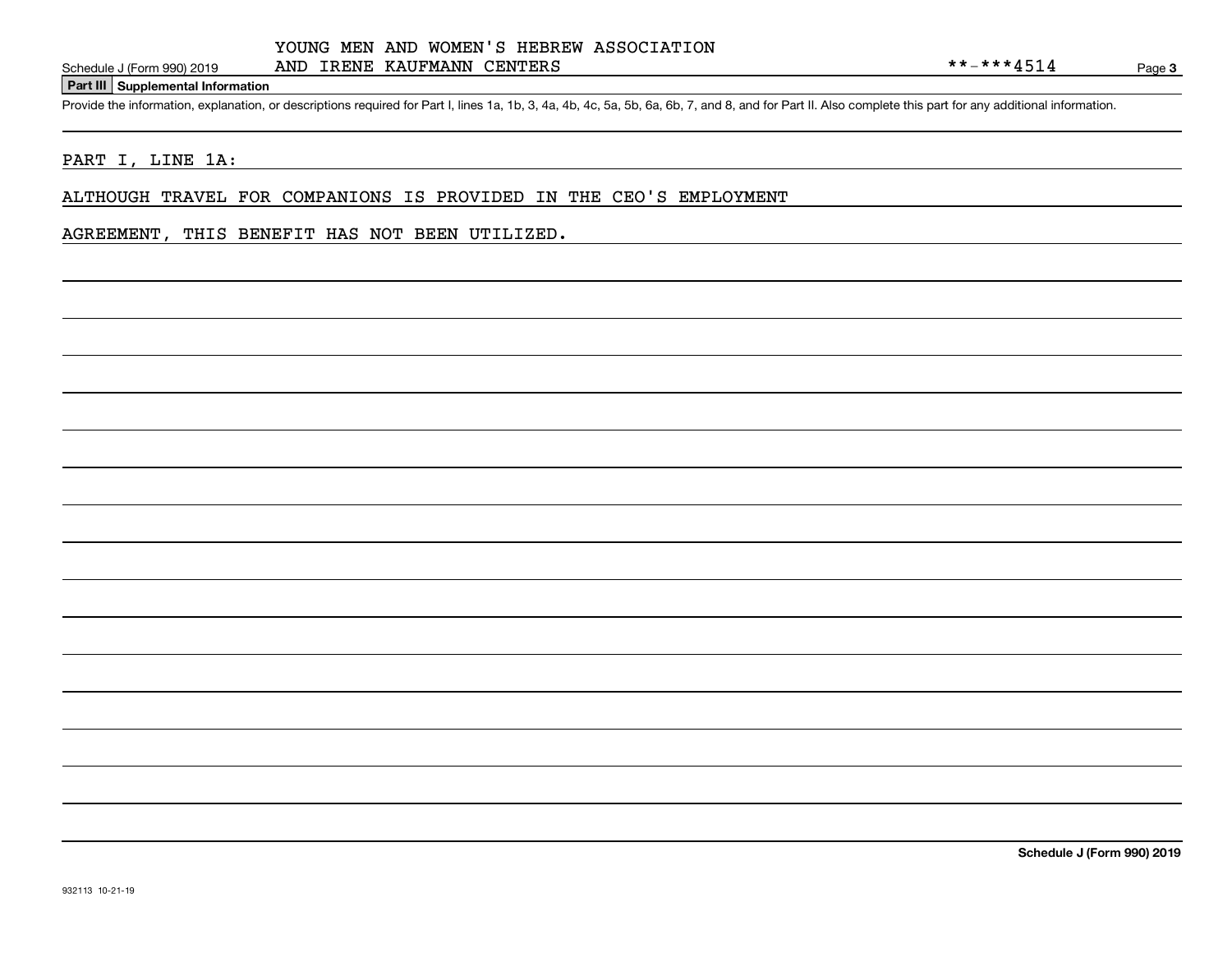YOUNG MEN AND WOMEN'S HEBREW ASSOCIATION AND IRENE KAUFMANN CENTERS **-***4514

## Part III Supplemental Information

Provide the information, explanation, or descriptions required for Part I, lines 1a, 1b, 3, 4a, 4b, 4c, 5a, 5b, 6a, 6b, 7, and 8, and for Part II. Also complete this part for any additional information.

PART I, LINE 1A:

ALTHOUGH TRAVEL FOR COMPANIONS IS PROVIDED IN THE CEO'S EMPLOYMENT AGREEMENT, THIS BENEFIT HAS NOT BEEN UTILIZED.

932113 10-21-19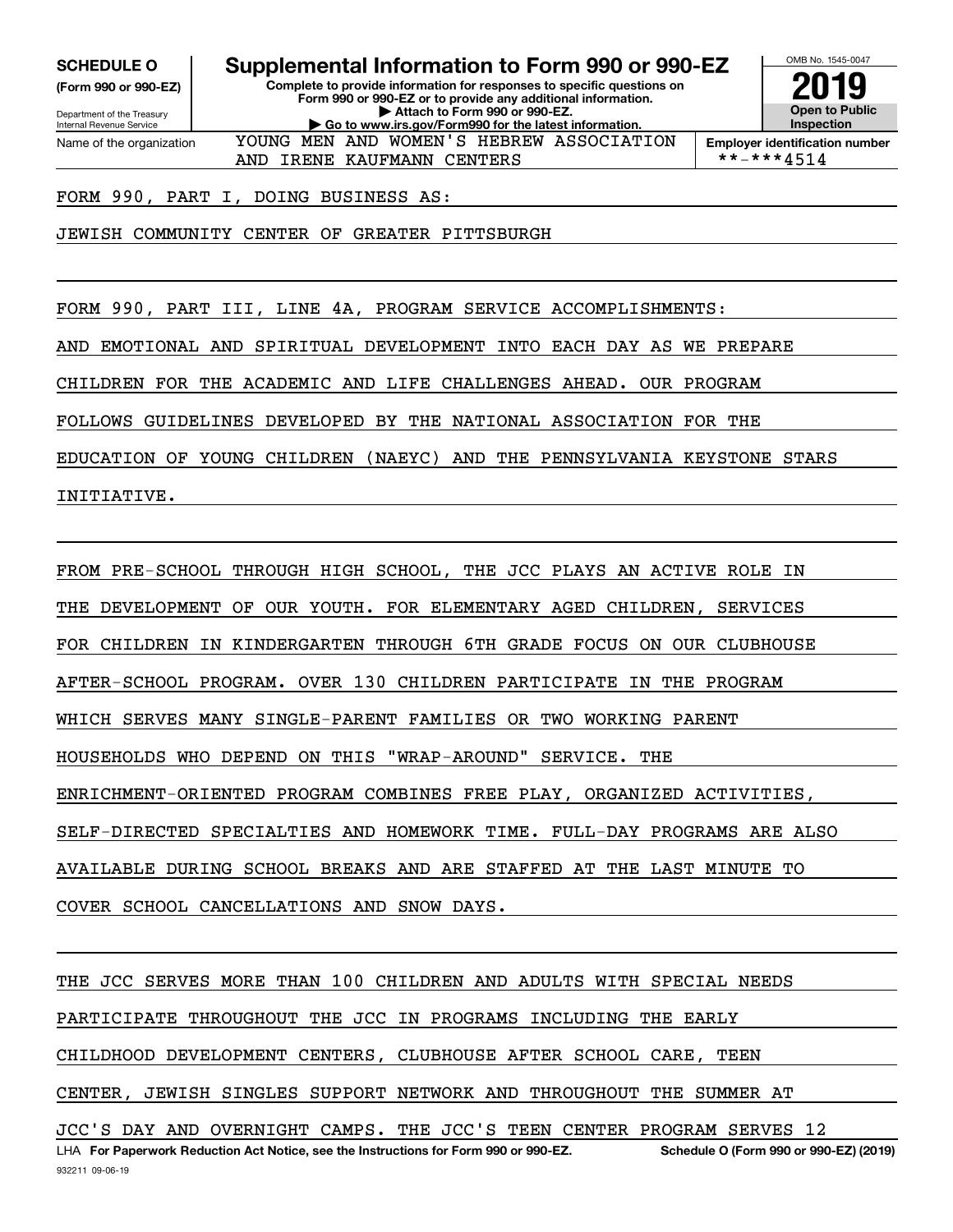**SCHEDULE O (Form 990 or 990-EZ)**

Department of the Treasury
Internal Revenue Service

# Supplemental Information to Form 990 or 990-EZ

**Complete to provide information for responses to specific questions on Form 990 or 990-EZ or to provide any additional information.**
**▶ Attach to Form 990 or 990-EZ.**
**▶ Go to www.irs.gov/Form990 for the latest information.**

OMB No. 1545-0047

**2019**

**Open to Public Inspection**

Name of the organization: YOUNG MEN AND WOMEN'S HEBREW ASSOCIATION AND IRENE KAUFMANN CENTERS

**Employer identification number** **-***4514

FORM 990, PART I, DOING BUSINESS AS:

JEWISH COMMUNITY CENTER OF GREATER PITTSBURGH

FORM 990, PART III, LINE 4A, PROGRAM SERVICE ACCOMPLISHMENTS:

AND EMOTIONAL AND SPIRITUAL DEVELOPMENT INTO EACH DAY AS WE PREPARE CHILDREN FOR THE ACADEMIC AND LIFE CHALLENGES AHEAD. OUR PROGRAM FOLLOWS GUIDELINES DEVELOPED BY THE NATIONAL ASSOCIATION FOR THE EDUCATION OF YOUNG CHILDREN (NAEYC) AND THE PENNSYLVANIA KEYSTONE STARS INITIATIVE.

FROM PRE-SCHOOL THROUGH HIGH SCHOOL, THE JCC PLAYS AN ACTIVE ROLE IN THE DEVELOPMENT OF OUR YOUTH. FOR ELEMENTARY AGED CHILDREN, SERVICES FOR CHILDREN IN KINDERGARTEN THROUGH 6TH GRADE FOCUS ON OUR CLUBHOUSE AFTER-SCHOOL PROGRAM. OVER 130 CHILDREN PARTICIPATE IN THE PROGRAM WHICH SERVES MANY SINGLE-PARENT FAMILIES OR TWO WORKING PARENT HOUSEHOLDS WHO DEPEND ON THIS "WRAP-AROUND" SERVICE. THE ENRICHMENT-ORIENTED PROGRAM COMBINES FREE PLAY, ORGANIZED ACTIVITIES, SELF-DIRECTED SPECIALTIES AND HOMEWORK TIME. FULL-DAY PROGRAMS ARE ALSO AVAILABLE DURING SCHOOL BREAKS AND ARE STAFFED AT THE LAST MINUTE TO COVER SCHOOL CANCELLATIONS AND SNOW DAYS.

THE JCC SERVES MORE THAN 100 CHILDREN AND ADULTS WITH SPECIAL NEEDS PARTICIPATE THROUGHOUT THE JCC IN PROGRAMS INCLUDING THE EARLY CHILDHOOD DEVELOPMENT CENTERS, CLUBHOUSE AFTER SCHOOL CARE, TEEN CENTER, JEWISH SINGLES SUPPORT NETWORK AND THROUGHOUT THE SUMMER AT JCC'S DAY AND OVERNIGHT CAMPS. THE JCC'S TEEN CENTER PROGRAM SERVES 12

LHA **For Paperwork Reduction Act Notice, see the Instructions for Form 990 or 990-EZ.** **Schedule O (Form 990 or 990-EZ) (2019)**

932211 09-06-19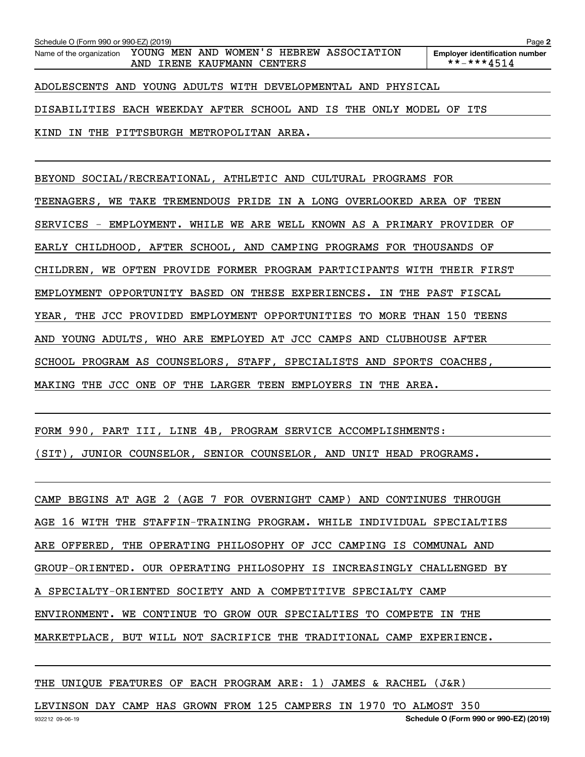ADOLESCENTS AND YOUNG ADULTS WITH DEVELOPMENTAL AND PHYSICAL DISABILITIES EACH WEEKDAY AFTER SCHOOL AND IS THE ONLY MODEL OF ITS KIND IN THE PITTSBURGH METROPOLITAN AREA.

BEYOND SOCIAL/RECREATIONAL, ATHLETIC AND CULTURAL PROGRAMS FOR TEENAGERS, WE TAKE TREMENDOUS PRIDE IN A LONG OVERLOOKED AREA OF TEEN SERVICES - EMPLOYMENT. WHILE WE ARE WELL KNOWN AS A PRIMARY PROVIDER OF EARLY CHILDHOOD, AFTER SCHOOL, AND CAMPING PROGRAMS FOR THOUSANDS OF CHILDREN, WE OFTEN PROVIDE FORMER PROGRAM PARTICIPANTS WITH THEIR FIRST EMPLOYMENT OPPORTUNITY BASED ON THESE EXPERIENCES. IN THE PAST FISCAL YEAR, THE JCC PROVIDED EMPLOYMENT OPPORTUNITIES TO MORE THAN 150 TEENS AND YOUNG ADULTS, WHO ARE EMPLOYED AT JCC CAMPS AND CLUBHOUSE AFTER SCHOOL PROGRAM AS COUNSELORS, STAFF, SPECIALISTS AND SPORTS COACHES, MAKING THE JCC ONE OF THE LARGER TEEN EMPLOYERS IN THE AREA.

FORM 990, PART III, LINE 4B, PROGRAM SERVICE ACCOMPLISHMENTS:
(SIT), JUNIOR COUNSELOR, SENIOR COUNSELOR, AND UNIT HEAD PROGRAMS.

CAMP BEGINS AT AGE 2 (AGE 7 FOR OVERNIGHT CAMP) AND CONTINUES THROUGH AGE 16 WITH THE STAFFIN-TRAINING PROGRAM. WHILE INDIVIDUAL SPECIALTIES ARE OFFERED, THE OPERATING PHILOSOPHY OF JCC CAMPING IS COMMUNAL AND GROUP-ORIENTED. OUR OPERATING PHILOSOPHY IS INCREASINGLY CHALLENGED BY A SPECIALTY-ORIENTED SOCIETY AND A COMPETITIVE SPECIALTY CAMP ENVIRONMENT. WE CONTINUE TO GROW OUR SPECIALTIES TO COMPETE IN THE MARKETPLACE, BUT WILL NOT SACRIFICE THE TRADITIONAL CAMP EXPERIENCE.

THE UNIQUE FEATURES OF EACH PROGRAM ARE: 1) JAMES & RACHEL (J&R) LEVINSON DAY CAMP HAS GROWN FROM 125 CAMPERS IN 1970 TO ALMOST 350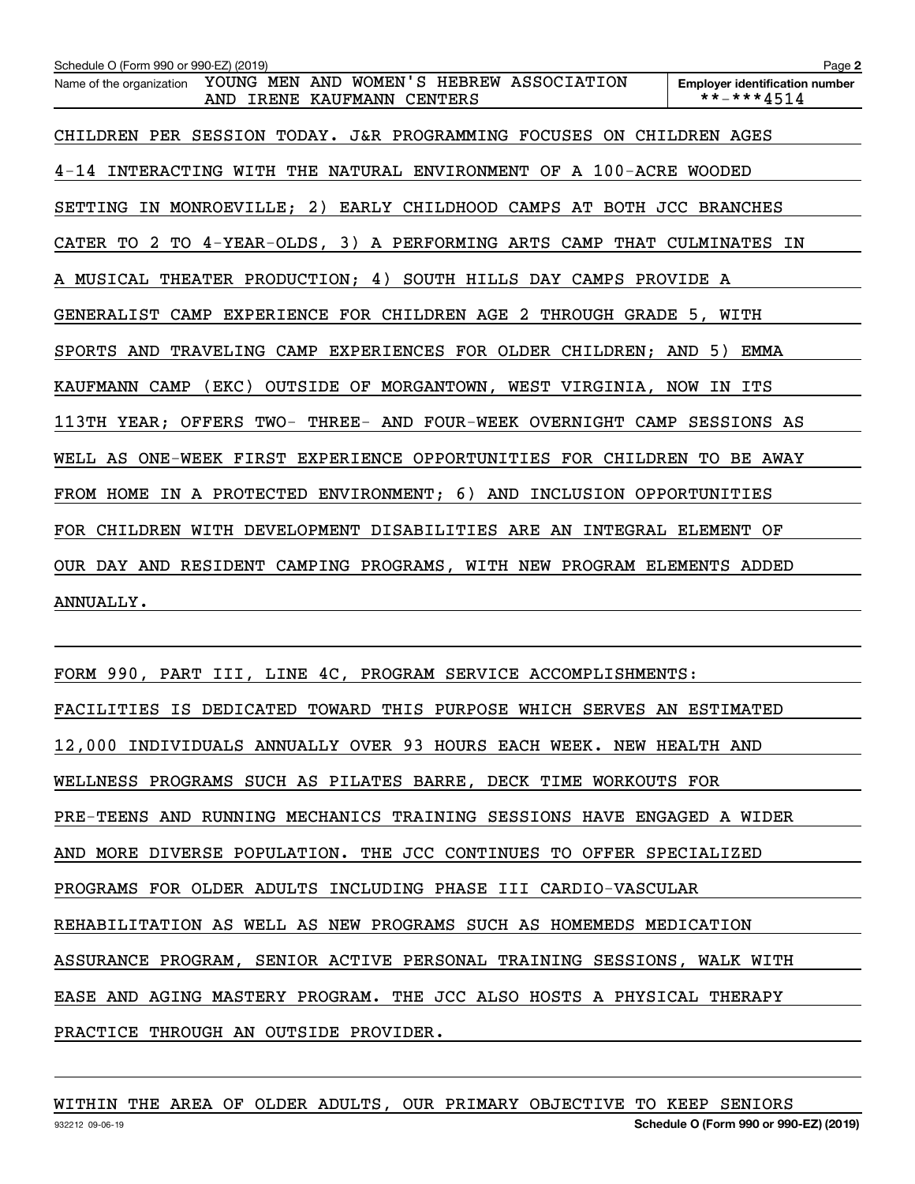Name of the organization YOUNG MEN AND WOMEN'S HEBREW ASSOCIATION AND IRENE KAUFMANN CENTERS

Employer identification number **-***4514

CHILDREN PER SESSION TODAY. J&R PROGRAMMING FOCUSES ON CHILDREN AGES 4-14 INTERACTING WITH THE NATURAL ENVIRONMENT OF A 100-ACRE WOODED SETTING IN MONROEVILLE; 2) EARLY CHILDHOOD CAMPS AT BOTH JCC BRANCHES CATER TO 2 TO 4-YEAR-OLDS, 3) A PERFORMING ARTS CAMP THAT CULMINATES IN A MUSICAL THEATER PRODUCTION; 4) SOUTH HILLS DAY CAMPS PROVIDE A GENERALIST CAMP EXPERIENCE FOR CHILDREN AGE 2 THROUGH GRADE 5, WITH SPORTS AND TRAVELING CAMP EXPERIENCES FOR OLDER CHILDREN; AND 5) EMMA KAUFMANN CAMP (EKC) OUTSIDE OF MORGANTOWN, WEST VIRGINIA, NOW IN ITS 113TH YEAR; OFFERS TWO- THREE- AND FOUR-WEEK OVERNIGHT CAMP SESSIONS AS WELL AS ONE-WEEK FIRST EXPERIENCE OPPORTUNITIES FOR CHILDREN TO BE AWAY FROM HOME IN A PROTECTED ENVIRONMENT; 6) AND INCLUSION OPPORTUNITIES FOR CHILDREN WITH DEVELOPMENT DISABILITIES ARE AN INTEGRAL ELEMENT OF OUR DAY AND RESIDENT CAMPING PROGRAMS, WITH NEW PROGRAM ELEMENTS ADDED ANNUALLY.

FORM 990, PART III, LINE 4C, PROGRAM SERVICE ACCOMPLISHMENTS:

FACILITIES IS DEDICATED TOWARD THIS PURPOSE WHICH SERVES AN ESTIMATED 12,000 INDIVIDUALS ANNUALLY OVER 93 HOURS EACH WEEK. NEW HEALTH AND WELLNESS PROGRAMS SUCH AS PILATES BARRE, DECK TIME WORKOUTS FOR PRE-TEENS AND RUNNING MECHANICS TRAINING SESSIONS HAVE ENGAGED A WIDER AND MORE DIVERSE POPULATION. THE JCC CONTINUES TO OFFER SPECIALIZED PROGRAMS FOR OLDER ADULTS INCLUDING PHASE III CARDIO-VASCULAR REHABILITATION AS WELL AS NEW PROGRAMS SUCH AS HOMEMEDS MEDICATION ASSURANCE PROGRAM, SENIOR ACTIVE PERSONAL TRAINING SESSIONS, WALK WITH EASE AND AGING MASTERY PROGRAM. THE JCC ALSO HOSTS A PHYSICAL THERAPY PRACTICE THROUGH AN OUTSIDE PROVIDER.

WITHIN THE AREA OF OLDER ADULTS, OUR PRIMARY OBJECTIVE TO KEEP SENIORS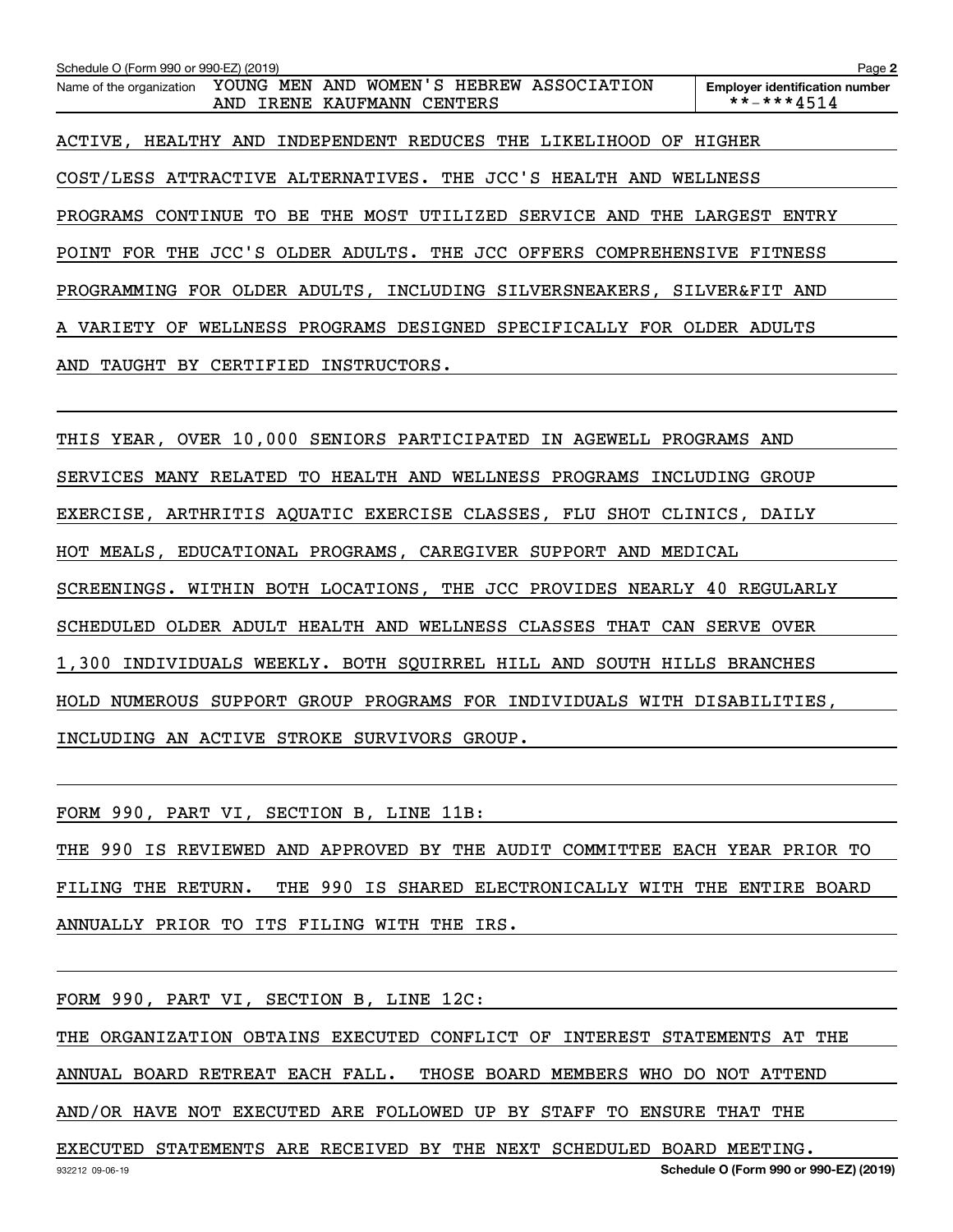Schedule O (Form 990 or 990-EZ) (2019)

Name of the organization: YOUNG MEN AND WOMEN'S HEBREW ASSOCIATION AND IRENE KAUFMANN CENTERS

Employer identification number: **-***4514

ACTIVE, HEALTHY AND INDEPENDENT REDUCES THE LIKELIHOOD OF HIGHER COST/LESS ATTRACTIVE ALTERNATIVES. THE JCC'S HEALTH AND WELLNESS PROGRAMS CONTINUE TO BE THE MOST UTILIZED SERVICE AND THE LARGEST ENTRY POINT FOR THE JCC'S OLDER ADULTS. THE JCC OFFERS COMPREHENSIVE FITNESS PROGRAMMING FOR OLDER ADULTS, INCLUDING SILVERSNEAKERS, SILVER&FIT AND A VARIETY OF WELLNESS PROGRAMS DESIGNED SPECIFICALLY FOR OLDER ADULTS AND TAUGHT BY CERTIFIED INSTRUCTORS.

THIS YEAR, OVER 10,000 SENIORS PARTICIPATED IN AGEWELL PROGRAMS AND SERVICES MANY RELATED TO HEALTH AND WELLNESS PROGRAMS INCLUDING GROUP EXERCISE, ARTHRITIS AQUATIC EXERCISE CLASSES, FLU SHOT CLINICS, DAILY HOT MEALS, EDUCATIONAL PROGRAMS, CAREGIVER SUPPORT AND MEDICAL SCREENINGS. WITHIN BOTH LOCATIONS, THE JCC PROVIDES NEARLY 40 REGULARLY SCHEDULED OLDER ADULT HEALTH AND WELLNESS CLASSES THAT CAN SERVE OVER 1,300 INDIVIDUALS WEEKLY. BOTH SQUIRREL HILL AND SOUTH HILLS BRANCHES HOLD NUMEROUS SUPPORT GROUP PROGRAMS FOR INDIVIDUALS WITH DISABILITIES, INCLUDING AN ACTIVE STROKE SURVIVORS GROUP.

FORM 990, PART VI, SECTION B, LINE 11B:

THE 990 IS REVIEWED AND APPROVED BY THE AUDIT COMMITTEE EACH YEAR PRIOR TO FILING THE RETURN. THE 990 IS SHARED ELECTRONICALLY WITH THE ENTIRE BOARD ANNUALLY PRIOR TO ITS FILING WITH THE IRS.

FORM 990, PART VI, SECTION B, LINE 12C:

THE ORGANIZATION OBTAINS EXECUTED CONFLICT OF INTEREST STATEMENTS AT THE ANNUAL BOARD RETREAT EACH FALL. THOSE BOARD MEMBERS WHO DO NOT ATTEND AND/OR HAVE NOT EXECUTED ARE FOLLOWED UP BY STAFF TO ENSURE THAT THE EXECUTED STATEMENTS ARE RECEIVED BY THE NEXT SCHEDULED BOARD MEETING.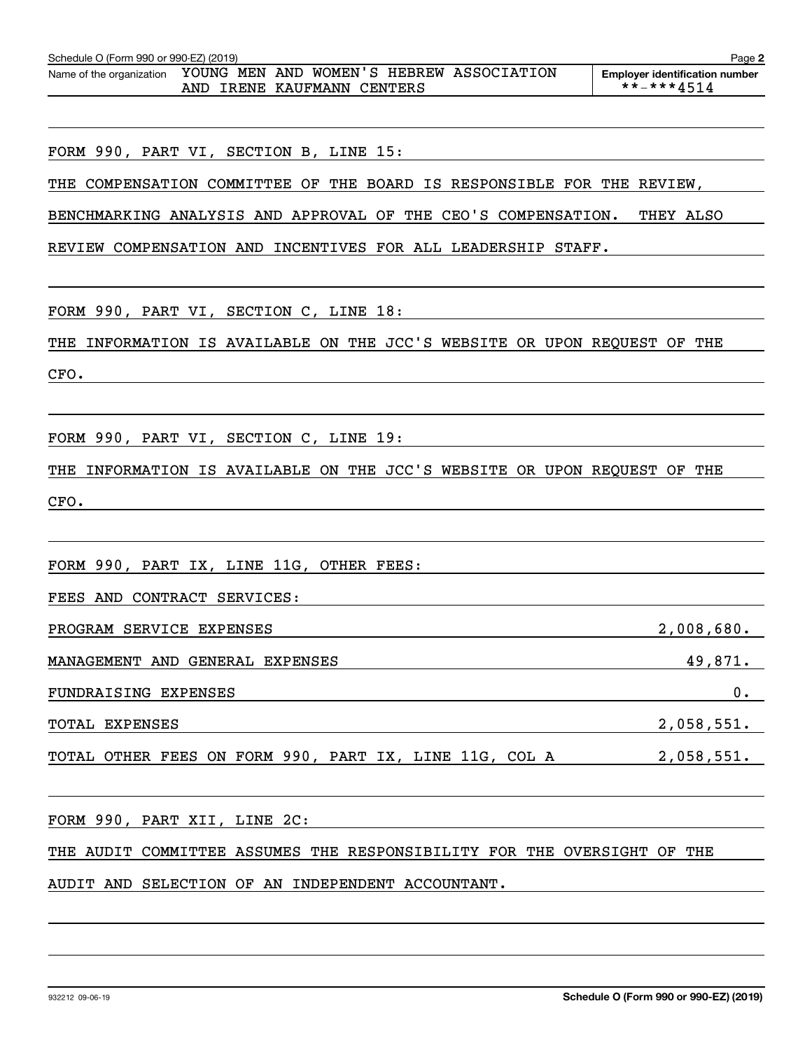Schedule O (Form 990 or 990-EZ) (2019)

Name of the organization: YOUNG MEN AND WOMEN'S HEBREW ASSOCIATION AND IRENE KAUFMANN CENTERS

Employer identification number: **-***4514

FORM 990, PART VI, SECTION B, LINE 15:

THE COMPENSATION COMMITTEE OF THE BOARD IS RESPONSIBLE FOR THE REVIEW, BENCHMARKING ANALYSIS AND APPROVAL OF THE CEO'S COMPENSATION. THEY ALSO REVIEW COMPENSATION AND INCENTIVES FOR ALL LEADERSHIP STAFF.

FORM 990, PART VI, SECTION C, LINE 18:

THE INFORMATION IS AVAILABLE ON THE JCC'S WEBSITE OR UPON REQUEST OF THE CFO.

FORM 990, PART VI, SECTION C, LINE 19:

THE INFORMATION IS AVAILABLE ON THE JCC'S WEBSITE OR UPON REQUEST OF THE CFO.

FORM 990, PART IX, LINE 11G, OTHER FEES:

FEES AND CONTRACT SERVICES:

| | |
|---|---|
| PROGRAM SERVICE EXPENSES | 2,008,680. |
| MANAGEMENT AND GENERAL EXPENSES | 49,871. |
| FUNDRAISING EXPENSES | 0. |
| TOTAL EXPENSES | 2,058,551. |
| TOTAL OTHER FEES ON FORM 990, PART IX, LINE 11G, COL A | 2,058,551. |

FORM 990, PART XII, LINE 2C:

THE AUDIT COMMITTEE ASSUMES THE RESPONSIBILITY FOR THE OVERSIGHT OF THE AUDIT AND SELECTION OF AN INDEPENDENT ACCOUNTANT.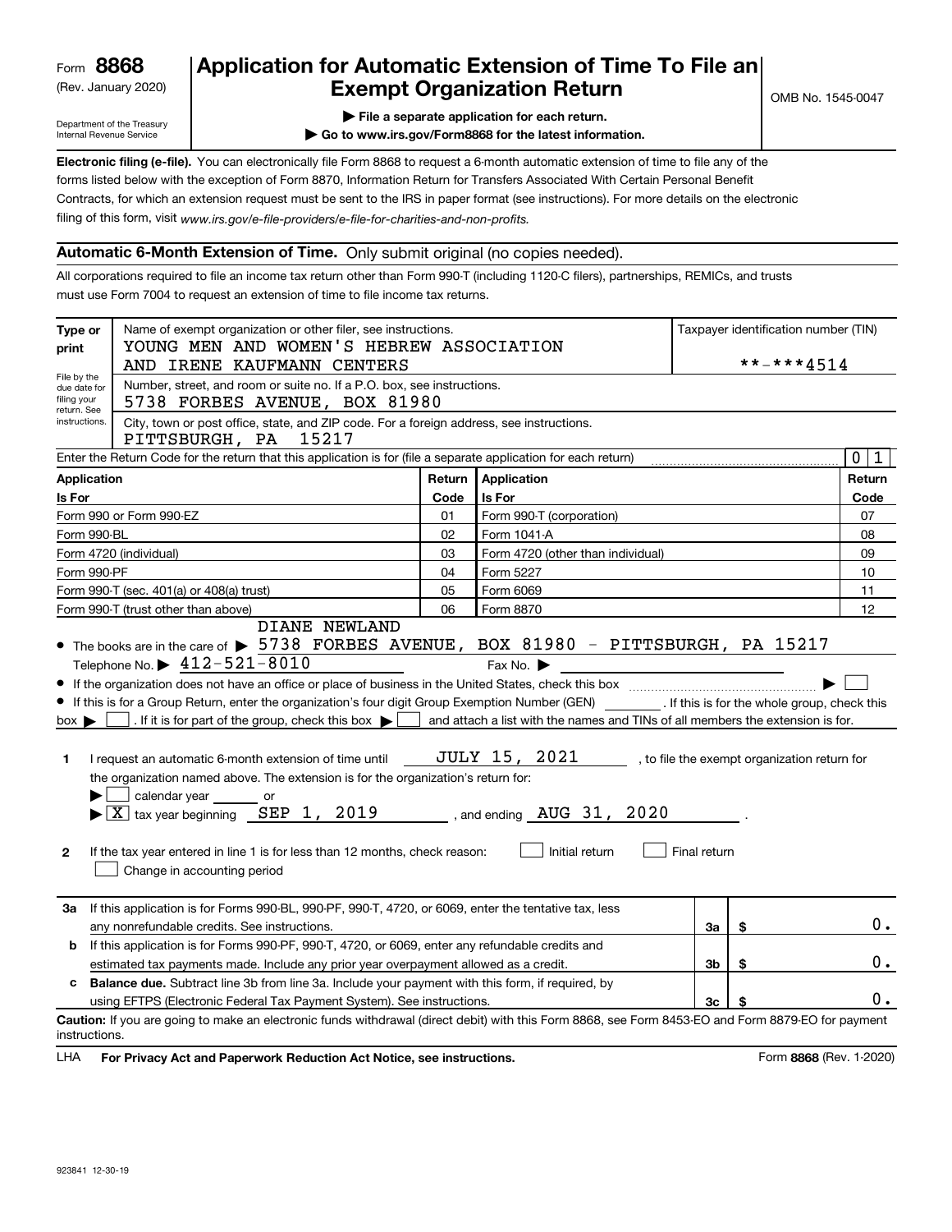Form **8868**
(Rev. January 2020)

Department of the Treasury
Internal Revenue Service

# Application for Automatic Extension of Time To File an Exempt Organization Return

OMB No. 1545-0047

▶ File a separate application for each return.

▶ Go to www.irs.gov/Form8868 for the latest information.

**Electronic filing (e-file).** You can electronically file Form 8868 to request a 6-month automatic extension of time to file any of the forms listed below with the exception of Form 8870, Information Return for Transfers Associated With Certain Personal Benefit Contracts, for which an extension request must be sent to the IRS in paper format (see instructions). For more details on the electronic filing of this form, visit *www.irs.gov/e-file-providers/e-file-for-charities-and-non-profits.*

## Automatic 6-Month Extension of Time. Only submit original (no copies needed).

All corporations required to file an income tax return other than Form 990-T (including 1120-C filers), partnerships, REMICs, and trusts must use Form 7004 to request an extension of time to file income tax returns.

| | | |
|---|---|---|
| **Type or print** | Name of exempt organization or other filer, see instructions. YOUNG MEN AND WOMEN'S HEBREW ASSOCIATION AND IRENE KAUFMANN CENTERS | Taxpayer identification number (TIN) **-***4514 |
| File by the due date for filing your return. See instructions. | Number, street, and room or suite no. If a P.O. box, see instructions. 5738 FORBES AVENUE, BOX 81980 | |
| | City, town or post office, state, and ZIP code. For a foreign address, see instructions. PITTSBURGH, PA 15217 | |

Enter the Return Code for the return that this application is for (file a separate application for each return) ..... 0 1

| Application Is For | Return Code | Application Is For | Return Code |
|---|---|---|---|
| Form 990 or Form 990-EZ | 01 | Form 990-T (corporation) | 07 |
| Form 990-BL | 02 | Form 1041-A | 08 |
| Form 4720 (individual) | 03 | Form 4720 (other than individual) | 09 |
| Form 990-PF | 04 | Form 5227 | 10 |
| Form 990-T (sec. 401(a) or 408(a) trust) | 05 | Form 6069 | 11 |
| Form 990-T (trust other than above) | 06 | Form 8870 | 12 |

- The books are in the care of ▶ DIANE NEWLAND 5738 FORBES AVENUE, BOX 81980 - PITTSBURGH, PA 15217
  Telephone No. ▶ 412-521-8010 Fax No. ▶
- If the organization does not have an office or place of business in the United States, check this box ..... ▶ ☐
- If this is for a Group Return, enter the organization's four digit Group Exemption Number (GEN) ________ . If this is for the whole group, check this box ▶ ☐ . If it is for part of the group, check this box ▶ ☐ and attach a list with the names and TINs of all members the extension is for.

**1** I request an automatic 6-month extension of time until JULY 15, 2021 , to file the exempt organization return for the organization named above. The extension is for the organization's return for:
▶ ☐ calendar year ______ or
▶ ☒ tax year beginning SEP 1, 2019 , and ending AUG 31, 2020 .

**2** If the tax year entered in line 1 is for less than 12 months, check reason: ☐ Initial return ☐ Final return
☐ Change in accounting period

| | | | |
|---|---|---|---|
| **3a** | If this application is for Forms 990-BL, 990-PF, 990-T, 4720, or 6069, enter the tentative tax, less any nonrefundable credits. See instructions. | 3a | $ 0. |
| **b** | If this application is for Forms 990-PF, 990-T, 4720, or 6069, enter any refundable credits and estimated tax payments made. Include any prior year overpayment allowed as a credit. | 3b | $ 0. |
| **c** | **Balance due.** Subtract line 3b from line 3a. Include your payment with this form, if required, by using EFTPS (Electronic Federal Tax Payment System). See instructions. | 3c | $ 0. |

**Caution:** If you are going to make an electronic funds withdrawal (direct debit) with this Form 8868, see Form 8453-EO and Form 8879-EO for payment instructions.

LHA **For Privacy Act and Paperwork Reduction Act Notice, see instructions.** Form **8868** (Rev. 1-2020)

923841 12-30-19